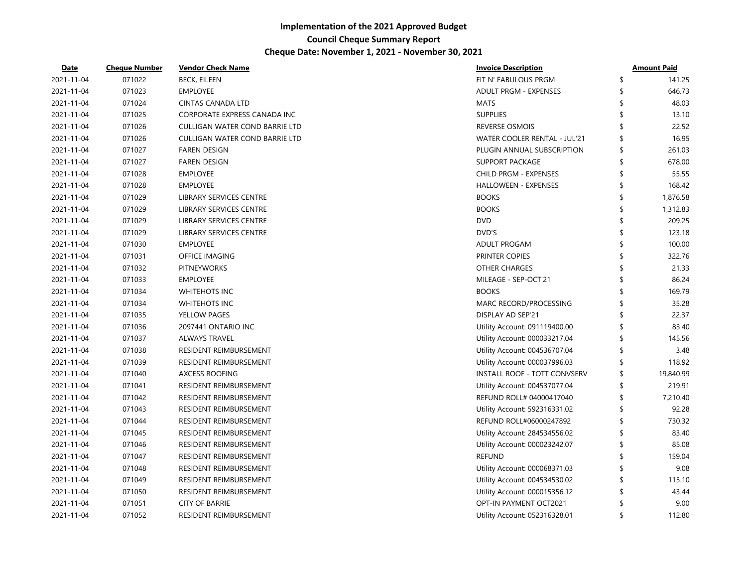# Implementation of the 2021 Approved Budget

## Council Cheque Summary Report

### Cheque Date: November 1, 2021 - November 30, 2021

| Date | Cheque Number | Vendor Check Name | Invoice Description | Amount Paid |
|---|---|---|---|---|
| 2021-11-04 | 071022 | BECK, EILEEN | FIT N' FABULOUS PRGM | $ 141.25 |
| 2021-11-04 | 071023 | EMPLOYEE | ADULT PRGM - EXPENSES | $ 646.73 |
| 2021-11-04 | 071024 | CINTAS CANADA LTD | MATS | $ 48.03 |
| 2021-11-04 | 071025 | CORPORATE EXPRESS CANADA INC | SUPPLIES | $ 13.10 |
| 2021-11-04 | 071026 | CULLIGAN WATER COND BARRIE LTD | REVERSE OSMOIS | $ 22.52 |
| 2021-11-04 | 071026 | CULLIGAN WATER COND BARRIE LTD | WATER COOLER RENTAL - JUL'21 | $ 16.95 |
| 2021-11-04 | 071027 | FAREN DESIGN | PLUGIN ANNUAL SUBSCRIPTION | $ 261.03 |
| 2021-11-04 | 071027 | FAREN DESIGN | SUPPORT PACKAGE | $ 678.00 |
| 2021-11-04 | 071028 | EMPLOYEE | CHILD PRGM - EXPENSES | $ 55.55 |
| 2021-11-04 | 071028 | EMPLOYEE | HALLOWEEN - EXPENSES | $ 168.42 |
| 2021-11-04 | 071029 | LIBRARY SERVICES CENTRE | BOOKS | $ 1,876.58 |
| 2021-11-04 | 071029 | LIBRARY SERVICES CENTRE | BOOKS | $ 1,312.83 |
| 2021-11-04 | 071029 | LIBRARY SERVICES CENTRE | DVD | $ 209.25 |
| 2021-11-04 | 071029 | LIBRARY SERVICES CENTRE | DVD'S | $ 123.18 |
| 2021-11-04 | 071030 | EMPLOYEE | ADULT PROGAM | $ 100.00 |
| 2021-11-04 | 071031 | OFFICE IMAGING | PRINTER COPIES | $ 322.76 |
| 2021-11-04 | 071032 | PITNEYWORKS | OTHER CHARGES | $ 21.33 |
| 2021-11-04 | 071033 | EMPLOYEE | MILEAGE - SEP-OCT'21 | $ 86.24 |
| 2021-11-04 | 071034 | WHITEHOTS INC | BOOKS | $ 169.79 |
| 2021-11-04 | 071034 | WHITEHOTS INC | MARC RECORD/PROCESSING | $ 35.28 |
| 2021-11-04 | 071035 | YELLOW PAGES | DISPLAY AD SEP'21 | $ 22.37 |
| 2021-11-04 | 071036 | 2097441 ONTARIO INC | Utility Account: 091119400.00 | $ 83.40 |
| 2021-11-04 | 071037 | ALWAYS TRAVEL | Utility Account: 000033217.04 | $ 145.56 |
| 2021-11-04 | 071038 | RESIDENT REIMBURSEMENT | Utility Account: 004536707.04 | $ 3.48 |
| 2021-11-04 | 071039 | RESIDENT REIMBURSEMENT | Utility Account: 000037996.03 | $ 118.92 |
| 2021-11-04 | 071040 | AXCESS ROOFING | INSTALL ROOF - TOTT CONVSERV | $ 19,840.99 |
| 2021-11-04 | 071041 | RESIDENT REIMBURSEMENT | Utility Account: 004537077.04 | $ 219.91 |
| 2021-11-04 | 071042 | RESIDENT REIMBURSEMENT | REFUND ROLL# 04000417040 | $ 7,210.40 |
| 2021-11-04 | 071043 | RESIDENT REIMBURSEMENT | Utility Account: 592316331.02 | $ 92.28 |
| 2021-11-04 | 071044 | RESIDENT REIMBURSEMENT | REFUND ROLL#06000247892 | $ 730.32 |
| 2021-11-04 | 071045 | RESIDENT REIMBURSEMENT | Utility Account: 284534556.02 | $ 83.40 |
| 2021-11-04 | 071046 | RESIDENT REIMBURSEMENT | Utility Account: 000023242.07 | $ 85.08 |
| 2021-11-04 | 071047 | RESIDENT REIMBURSEMENT | REFUND | $ 159.04 |
| 2021-11-04 | 071048 | RESIDENT REIMBURSEMENT | Utility Account: 000068371.03 | $ 9.08 |
| 2021-11-04 | 071049 | RESIDENT REIMBURSEMENT | Utility Account: 004534530.02 | $ 115.10 |
| 2021-11-04 | 071050 | RESIDENT REIMBURSEMENT | Utility Account: 000015356.12 | $ 43.44 |
| 2021-11-04 | 071051 | CITY OF BARRIE | OPT-IN PAYMENT OCT2021 | $ 9.00 |
| 2021-11-04 | 071052 | RESIDENT REIMBURSEMENT | Utility Account: 052316328.01 | $ 112.80 |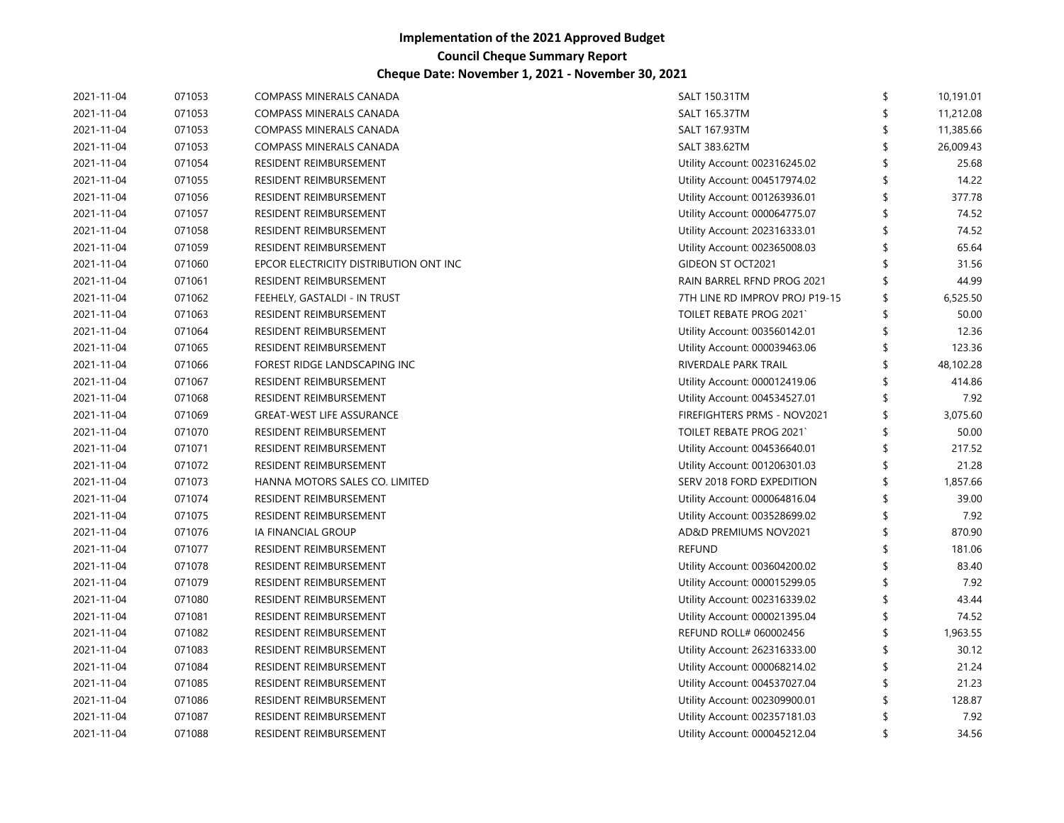## Implementation of the 2021 Approved Budget
## Council Cheque Summary Report
## Cheque Date: November 1, 2021 - November 30, 2021

| | | | | | |
|---|---|---|---|---|---|
| 2021-11-04 | 071053 | COMPASS MINERALS CANADA | SALT 150.31TM | $ | 10,191.01 |
| 2021-11-04 | 071053 | COMPASS MINERALS CANADA | SALT 165.37TM | $ | 11,212.08 |
| 2021-11-04 | 071053 | COMPASS MINERALS CANADA | SALT 167.93TM | $ | 11,385.66 |
| 2021-11-04 | 071053 | COMPASS MINERALS CANADA | SALT 383.62TM | $ | 26,009.43 |
| 2021-11-04 | 071054 | RESIDENT REIMBURSEMENT | Utility Account: 002316245.02 | $ | 25.68 |
| 2021-11-04 | 071055 | RESIDENT REIMBURSEMENT | Utility Account: 004517974.02 | $ | 14.22 |
| 2021-11-04 | 071056 | RESIDENT REIMBURSEMENT | Utility Account: 001263936.01 | $ | 377.78 |
| 2021-11-04 | 071057 | RESIDENT REIMBURSEMENT | Utility Account: 000064775.07 | $ | 74.52 |
| 2021-11-04 | 071058 | RESIDENT REIMBURSEMENT | Utility Account: 202316333.01 | $ | 74.52 |
| 2021-11-04 | 071059 | RESIDENT REIMBURSEMENT | Utility Account: 002365008.03 | $ | 65.64 |
| 2021-11-04 | 071060 | EPCOR ELECTRICITY DISTRIBUTION ONT INC | GIDEON ST OCT2021 | $ | 31.56 |
| 2021-11-04 | 071061 | RESIDENT REIMBURSEMENT | RAIN BARREL RFND PROG 2021 | $ | 44.99 |
| 2021-11-04 | 071062 | FEEHELY, GASTALDI - IN TRUST | 7TH LINE RD IMPROV PROJ P19-15 | $ | 6,525.50 |
| 2021-11-04 | 071063 | RESIDENT REIMBURSEMENT | TOILET REBATE PROG 2021` | $ | 50.00 |
| 2021-11-04 | 071064 | RESIDENT REIMBURSEMENT | Utility Account: 003560142.01 | $ | 12.36 |
| 2021-11-04 | 071065 | RESIDENT REIMBURSEMENT | Utility Account: 000039463.06 | $ | 123.36 |
| 2021-11-04 | 071066 | FOREST RIDGE LANDSCAPING INC | RIVERDALE PARK TRAIL | $ | 48,102.28 |
| 2021-11-04 | 071067 | RESIDENT REIMBURSEMENT | Utility Account: 000012419.06 | $ | 414.86 |
| 2021-11-04 | 071068 | RESIDENT REIMBURSEMENT | Utility Account: 004534527.01 | $ | 7.92 |
| 2021-11-04 | 071069 | GREAT-WEST LIFE ASSURANCE | FIREFIGHTERS PRMS - NOV2021 | $ | 3,075.60 |
| 2021-11-04 | 071070 | RESIDENT REIMBURSEMENT | TOILET REBATE PROG 2021` | $ | 50.00 |
| 2021-11-04 | 071071 | RESIDENT REIMBURSEMENT | Utility Account: 004536640.01 | $ | 217.52 |
| 2021-11-04 | 071072 | RESIDENT REIMBURSEMENT | Utility Account: 001206301.03 | $ | 21.28 |
| 2021-11-04 | 071073 | HANNA MOTORS SALES CO. LIMITED | SERV 2018 FORD EXPEDITION | $ | 1,857.66 |
| 2021-11-04 | 071074 | RESIDENT REIMBURSEMENT | Utility Account: 000064816.04 | $ | 39.00 |
| 2021-11-04 | 071075 | RESIDENT REIMBURSEMENT | Utility Account: 003528699.02 | $ | 7.92 |
| 2021-11-04 | 071076 | IA FINANCIAL GROUP | AD&D PREMIUMS NOV2021 | $ | 870.90 |
| 2021-11-04 | 071077 | RESIDENT REIMBURSEMENT | REFUND | $ | 181.06 |
| 2021-11-04 | 071078 | RESIDENT REIMBURSEMENT | Utility Account: 003604200.02 | $ | 83.40 |
| 2021-11-04 | 071079 | RESIDENT REIMBURSEMENT | Utility Account: 000015299.05 | $ | 7.92 |
| 2021-11-04 | 071080 | RESIDENT REIMBURSEMENT | Utility Account: 002316339.02 | $ | 43.44 |
| 2021-11-04 | 071081 | RESIDENT REIMBURSEMENT | Utility Account: 000021395.04 | $ | 74.52 |
| 2021-11-04 | 071082 | RESIDENT REIMBURSEMENT | REFUND ROLL# 060002456 | $ | 1,963.55 |
| 2021-11-04 | 071083 | RESIDENT REIMBURSEMENT | Utility Account: 262316333.00 | $ | 30.12 |
| 2021-11-04 | 071084 | RESIDENT REIMBURSEMENT | Utility Account: 000068214.02 | $ | 21.24 |
| 2021-11-04 | 071085 | RESIDENT REIMBURSEMENT | Utility Account: 004537027.04 | $ | 21.23 |
| 2021-11-04 | 071086 | RESIDENT REIMBURSEMENT | Utility Account: 002309900.01 | $ | 128.87 |
| 2021-11-04 | 071087 | RESIDENT REIMBURSEMENT | Utility Account: 002357181.03 | $ | 7.92 |
| 2021-11-04 | 071088 | RESIDENT REIMBURSEMENT | Utility Account: 000045212.04 | $ | 34.56 |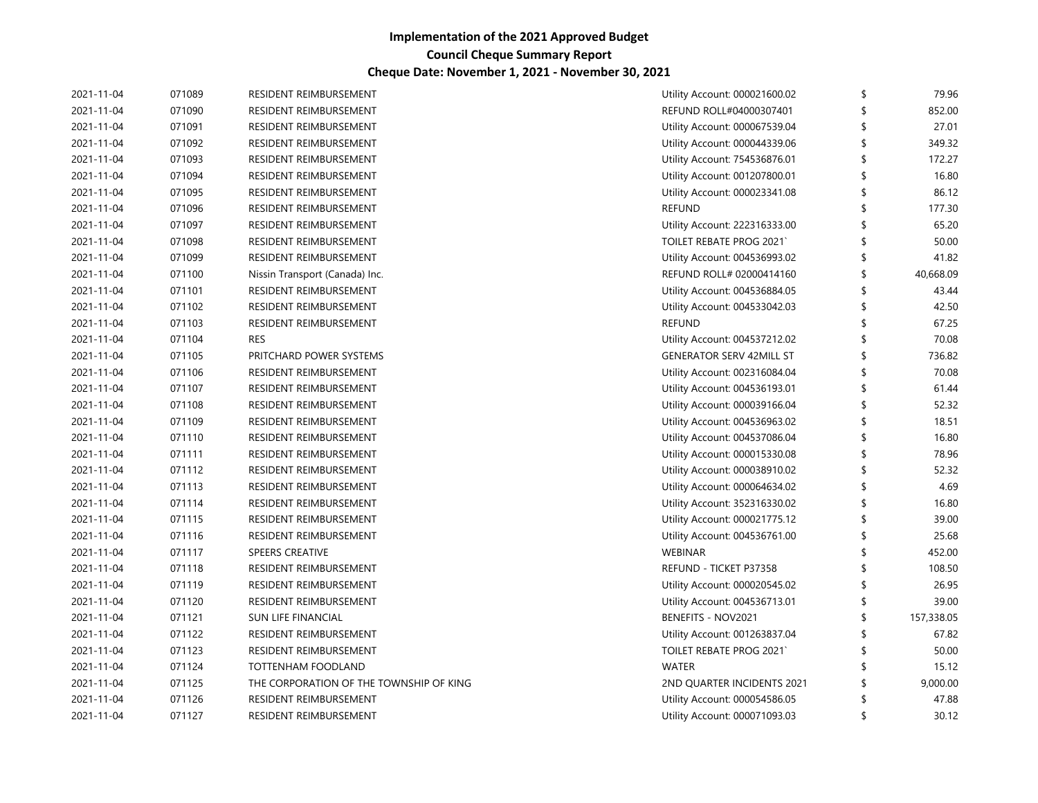# Implementation of the 2021 Approved Budget
## Council Cheque Summary Report
### Cheque Date: November 1, 2021 - November 30, 2021

| Date | Cheque | Payee | Description | | Amount |
|---|---|---|---|---|---|
| 2021-11-04 | 071089 | RESIDENT REIMBURSEMENT | Utility Account: 000021600.02 | $ | 79.96 |
| 2021-11-04 | 071090 | RESIDENT REIMBURSEMENT | REFUND ROLL#04000307401 | $ | 852.00 |
| 2021-11-04 | 071091 | RESIDENT REIMBURSEMENT | Utility Account: 000067539.04 | $ | 27.01 |
| 2021-11-04 | 071092 | RESIDENT REIMBURSEMENT | Utility Account: 000044339.06 | $ | 349.32 |
| 2021-11-04 | 071093 | RESIDENT REIMBURSEMENT | Utility Account: 754536876.01 | $ | 172.27 |
| 2021-11-04 | 071094 | RESIDENT REIMBURSEMENT | Utility Account: 001207800.01 | $ | 16.80 |
| 2021-11-04 | 071095 | RESIDENT REIMBURSEMENT | Utility Account: 000023341.08 | $ | 86.12 |
| 2021-11-04 | 071096 | RESIDENT REIMBURSEMENT | REFUND | $ | 177.30 |
| 2021-11-04 | 071097 | RESIDENT REIMBURSEMENT | Utility Account: 222316333.00 | $ | 65.20 |
| 2021-11-04 | 071098 | RESIDENT REIMBURSEMENT | TOILET REBATE PROG 2021` | $ | 50.00 |
| 2021-11-04 | 071099 | RESIDENT REIMBURSEMENT | Utility Account: 004536993.02 | $ | 41.82 |
| 2021-11-04 | 071100 | Nissin Transport (Canada) Inc. | REFUND ROLL# 02000414160 | $ | 40,668.09 |
| 2021-11-04 | 071101 | RESIDENT REIMBURSEMENT | Utility Account: 004536884.05 | $ | 43.44 |
| 2021-11-04 | 071102 | RESIDENT REIMBURSEMENT | Utility Account: 004533042.03 | $ | 42.50 |
| 2021-11-04 | 071103 | RESIDENT REIMBURSEMENT | REFUND | $ | 67.25 |
| 2021-11-04 | 071104 | RES | Utility Account: 004537212.02 | $ | 70.08 |
| 2021-11-04 | 071105 | PRITCHARD POWER SYSTEMS | GENERATOR SERV 42MILL ST | $ | 736.82 |
| 2021-11-04 | 071106 | RESIDENT REIMBURSEMENT | Utility Account: 002316084.04 | $ | 70.08 |
| 2021-11-04 | 071107 | RESIDENT REIMBURSEMENT | Utility Account: 004536193.01 | $ | 61.44 |
| 2021-11-04 | 071108 | RESIDENT REIMBURSEMENT | Utility Account: 000039166.04 | $ | 52.32 |
| 2021-11-04 | 071109 | RESIDENT REIMBURSEMENT | Utility Account: 004536963.02 | $ | 18.51 |
| 2021-11-04 | 071110 | RESIDENT REIMBURSEMENT | Utility Account: 004537086.04 | $ | 16.80 |
| 2021-11-04 | 071111 | RESIDENT REIMBURSEMENT | Utility Account: 000015330.08 | $ | 78.96 |
| 2021-11-04 | 071112 | RESIDENT REIMBURSEMENT | Utility Account: 000038910.02 | $ | 52.32 |
| 2021-11-04 | 071113 | RESIDENT REIMBURSEMENT | Utility Account: 000064634.02 | $ | 4.69 |
| 2021-11-04 | 071114 | RESIDENT REIMBURSEMENT | Utility Account: 352316330.02 | $ | 16.80 |
| 2021-11-04 | 071115 | RESIDENT REIMBURSEMENT | Utility Account: 000021775.12 | $ | 39.00 |
| 2021-11-04 | 071116 | RESIDENT REIMBURSEMENT | Utility Account: 004536761.00 | $ | 25.68 |
| 2021-11-04 | 071117 | SPEERS CREATIVE | WEBINAR | $ | 452.00 |
| 2021-11-04 | 071118 | RESIDENT REIMBURSEMENT | REFUND - TICKET P37358 | $ | 108.50 |
| 2021-11-04 | 071119 | RESIDENT REIMBURSEMENT | Utility Account: 000020545.02 | $ | 26.95 |
| 2021-11-04 | 071120 | RESIDENT REIMBURSEMENT | Utility Account: 004536713.01 | $ | 39.00 |
| 2021-11-04 | 071121 | SUN LIFE FINANCIAL | BENEFITS - NOV2021 | $ | 157,338.05 |
| 2021-11-04 | 071122 | RESIDENT REIMBURSEMENT | Utility Account: 001263837.04 | $ | 67.82 |
| 2021-11-04 | 071123 | RESIDENT REIMBURSEMENT | TOILET REBATE PROG 2021` | $ | 50.00 |
| 2021-11-04 | 071124 | TOTTENHAM FOODLAND | WATER | $ | 15.12 |
| 2021-11-04 | 071125 | THE CORPORATION OF THE TOWNSHIP OF KING | 2ND QUARTER INCIDENTS 2021 | $ | 9,000.00 |
| 2021-11-04 | 071126 | RESIDENT REIMBURSEMENT | Utility Account: 000054586.05 | $ | 47.88 |
| 2021-11-04 | 071127 | RESIDENT REIMBURSEMENT | Utility Account: 000071093.03 | $ | 30.12 |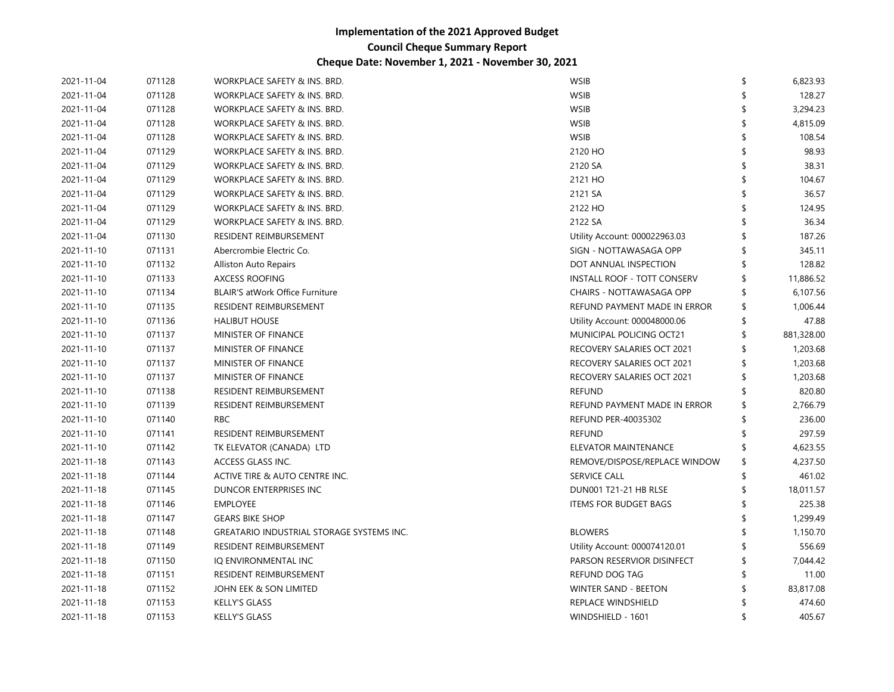**Implementation of the 2021 Approved Budget**
**Council Cheque Summary Report**
**Cheque Date: November 1, 2021 - November 30, 2021**

| | | | | |
|---|---|---|---|---|
| 2021-11-04 | 071128 | WORKPLACE SAFETY & INS. BRD. | WSIB | $ 6,823.93 |
| 2021-11-04 | 071128 | WORKPLACE SAFETY & INS. BRD. | WSIB | $ 128.27 |
| 2021-11-04 | 071128 | WORKPLACE SAFETY & INS. BRD. | WSIB | $ 3,294.23 |
| 2021-11-04 | 071128 | WORKPLACE SAFETY & INS. BRD. | WSIB | $ 4,815.09 |
| 2021-11-04 | 071128 | WORKPLACE SAFETY & INS. BRD. | WSIB | $ 108.54 |
| 2021-11-04 | 071129 | WORKPLACE SAFETY & INS. BRD. | 2120 HO | $ 98.93 |
| 2021-11-04 | 071129 | WORKPLACE SAFETY & INS. BRD. | 2120 SA | $ 38.31 |
| 2021-11-04 | 071129 | WORKPLACE SAFETY & INS. BRD. | 2121 HO | $ 104.67 |
| 2021-11-04 | 071129 | WORKPLACE SAFETY & INS. BRD. | 2121 SA | $ 36.57 |
| 2021-11-04 | 071129 | WORKPLACE SAFETY & INS. BRD. | 2122 HO | $ 124.95 |
| 2021-11-04 | 071129 | WORKPLACE SAFETY & INS. BRD. | 2122 SA | $ 36.34 |
| 2021-11-04 | 071130 | RESIDENT REIMBURSEMENT | Utility Account: 000022963.03 | $ 187.26 |
| 2021-11-10 | 071131 | Abercrombie Electric Co. | SIGN - NOTTAWASAGA OPP | $ 345.11 |
| 2021-11-10 | 071132 | Alliston Auto Repairs | DOT ANNUAL INSPECTION | $ 128.82 |
| 2021-11-10 | 071133 | AXCESS ROOFING | INSTALL ROOF - TOTT CONSERV | $ 11,886.52 |
| 2021-11-10 | 071134 | BLAIR'S atWork Office Furniture | CHAIRS - NOTTAWASAGA OPP | $ 6,107.56 |
| 2021-11-10 | 071135 | RESIDENT REIMBURSEMENT | REFUND PAYMENT MADE IN ERROR | $ 1,006.44 |
| 2021-11-10 | 071136 | HALIBUT HOUSE | Utility Account: 000048000.06 | $ 47.88 |
| 2021-11-10 | 071137 | MINISTER OF FINANCE | MUNICIPAL POLICING OCT21 | $ 881,328.00 |
| 2021-11-10 | 071137 | MINISTER OF FINANCE | RECOVERY SALARIES OCT 2021 | $ 1,203.68 |
| 2021-11-10 | 071137 | MINISTER OF FINANCE | RECOVERY SALARIES OCT 2021 | $ 1,203.68 |
| 2021-11-10 | 071137 | MINISTER OF FINANCE | RECOVERY SALARIES OCT 2021 | $ 1,203.68 |
| 2021-11-10 | 071138 | RESIDENT REIMBURSEMENT | REFUND | $ 820.80 |
| 2021-11-10 | 071139 | RESIDENT REIMBURSEMENT | REFUND PAYMENT MADE IN ERROR | $ 2,766.79 |
| 2021-11-10 | 071140 | RBC | REFUND PER-40035302 | $ 236.00 |
| 2021-11-10 | 071141 | RESIDENT REIMBURSEMENT | REFUND | $ 297.59 |
| 2021-11-10 | 071142 | TK ELEVATOR (CANADA) LTD | ELEVATOR MAINTENANCE | $ 4,623.55 |
| 2021-11-18 | 071143 | ACCESS GLASS INC. | REMOVE/DISPOSE/REPLACE WINDOW | $ 4,237.50 |
| 2021-11-18 | 071144 | ACTIVE TIRE & AUTO CENTRE INC. | SERVICE CALL | $ 461.02 |
| 2021-11-18 | 071145 | DUNCOR ENTERPRISES INC | DUN001 T21-21 HB RLSE | $ 18,011.57 |
| 2021-11-18 | 071146 | EMPLOYEE | ITEMS FOR BUDGET BAGS | $ 225.38 |
| 2021-11-18 | 071147 | GEARS BIKE SHOP | | $ 1,299.49 |
| 2021-11-18 | 071148 | GREATARIO INDUSTRIAL STORAGE SYSTEMS INC. | BLOWERS | $ 1,150.70 |
| 2021-11-18 | 071149 | RESIDENT REIMBURSEMENT | Utility Account: 000074120.01 | $ 556.69 |
| 2021-11-18 | 071150 | IQ ENVIRONMENTAL INC | PARSON RESERVIOR DISINFECT | $ 7,044.42 |
| 2021-11-18 | 071151 | RESIDENT REIMBURSEMENT | REFUND DOG TAG | $ 11.00 |
| 2021-11-18 | 071152 | JOHN EEK & SON LIMITED | WINTER SAND - BEETON | $ 83,817.08 |
| 2021-11-18 | 071153 | KELLY'S GLASS | REPLACE WINDSHIELD | $ 474.60 |
| 2021-11-18 | 071153 | KELLY'S GLASS | WINDSHIELD - 1601 | $ 405.67 |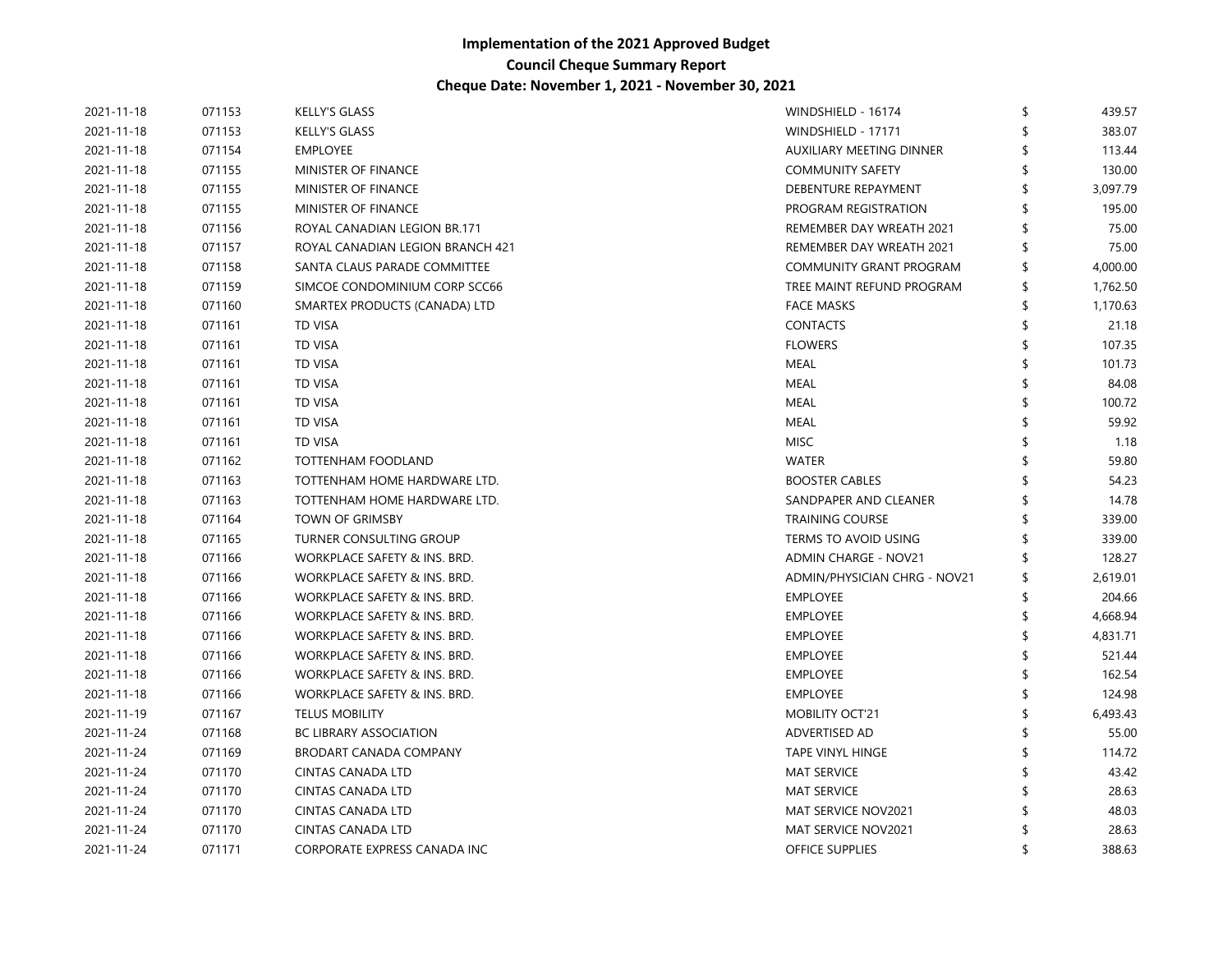# Implementation of the 2021 Approved Budget
## Council Cheque Summary Report
### Cheque Date: November 1, 2021 - November 30, 2021

| | | | | | |
|---|---|---|---|---|---|
| 2021-11-18 | 071153 | KELLY'S GLASS | WINDSHIELD - 16174 | $ | 439.57 |
| 2021-11-18 | 071153 | KELLY'S GLASS | WINDSHIELD - 17171 | $ | 383.07 |
| 2021-11-18 | 071154 | EMPLOYEE | AUXILIARY MEETING DINNER | $ | 113.44 |
| 2021-11-18 | 071155 | MINISTER OF FINANCE | COMMUNITY SAFETY | $ | 130.00 |
| 2021-11-18 | 071155 | MINISTER OF FINANCE | DEBENTURE REPAYMENT | $ | 3,097.79 |
| 2021-11-18 | 071155 | MINISTER OF FINANCE | PROGRAM REGISTRATION | $ | 195.00 |
| 2021-11-18 | 071156 | ROYAL CANADIAN LEGION BR.171 | REMEMBER DAY WREATH 2021 | $ | 75.00 |
| 2021-11-18 | 071157 | ROYAL CANADIAN LEGION BRANCH 421 | REMEMBER DAY WREATH 2021 | $ | 75.00 |
| 2021-11-18 | 071158 | SANTA CLAUS PARADE COMMITTEE | COMMUNITY GRANT PROGRAM | $ | 4,000.00 |
| 2021-11-18 | 071159 | SIMCOE CONDOMINIUM CORP SCC66 | TREE MAINT REFUND PROGRAM | $ | 1,762.50 |
| 2021-11-18 | 071160 | SMARTEX PRODUCTS (CANADA) LTD | FACE MASKS | $ | 1,170.63 |
| 2021-11-18 | 071161 | TD VISA | CONTACTS | $ | 21.18 |
| 2021-11-18 | 071161 | TD VISA | FLOWERS | $ | 107.35 |
| 2021-11-18 | 071161 | TD VISA | MEAL | $ | 101.73 |
| 2021-11-18 | 071161 | TD VISA | MEAL | $ | 84.08 |
| 2021-11-18 | 071161 | TD VISA | MEAL | $ | 100.72 |
| 2021-11-18 | 071161 | TD VISA | MEAL | $ | 59.92 |
| 2021-11-18 | 071161 | TD VISA | MISC | $ | 1.18 |
| 2021-11-18 | 071162 | TOTTENHAM FOODLAND | WATER | $ | 59.80 |
| 2021-11-18 | 071163 | TOTTENHAM HOME HARDWARE LTD. | BOOSTER CABLES | $ | 54.23 |
| 2021-11-18 | 071163 | TOTTENHAM HOME HARDWARE LTD. | SANDPAPER AND CLEANER | $ | 14.78 |
| 2021-11-18 | 071164 | TOWN OF GRIMSBY | TRAINING COURSE | $ | 339.00 |
| 2021-11-18 | 071165 | TURNER CONSULTING GROUP | TERMS TO AVOID USING | $ | 339.00 |
| 2021-11-18 | 071166 | WORKPLACE SAFETY & INS. BRD. | ADMIN CHARGE - NOV21 | $ | 128.27 |
| 2021-11-18 | 071166 | WORKPLACE SAFETY & INS. BRD. | ADMIN/PHYSICIAN CHRG - NOV21 | $ | 2,619.01 |
| 2021-11-18 | 071166 | WORKPLACE SAFETY & INS. BRD. | EMPLOYEE | $ | 204.66 |
| 2021-11-18 | 071166 | WORKPLACE SAFETY & INS. BRD. | EMPLOYEE | $ | 4,668.94 |
| 2021-11-18 | 071166 | WORKPLACE SAFETY & INS. BRD. | EMPLOYEE | $ | 4,831.71 |
| 2021-11-18 | 071166 | WORKPLACE SAFETY & INS. BRD. | EMPLOYEE | $ | 521.44 |
| 2021-11-18 | 071166 | WORKPLACE SAFETY & INS. BRD. | EMPLOYEE | $ | 162.54 |
| 2021-11-18 | 071166 | WORKPLACE SAFETY & INS. BRD. | EMPLOYEE | $ | 124.98 |
| 2021-11-19 | 071167 | TELUS MOBILITY | MOBILITY OCT'21 | $ | 6,493.43 |
| 2021-11-24 | 071168 | BC LIBRARY ASSOCIATION | ADVERTISED AD | $ | 55.00 |
| 2021-11-24 | 071169 | BRODART CANADA COMPANY | TAPE VINYL HINGE | $ | 114.72 |
| 2021-11-24 | 071170 | CINTAS CANADA LTD | MAT SERVICE | $ | 43.42 |
| 2021-11-24 | 071170 | CINTAS CANADA LTD | MAT SERVICE | $ | 28.63 |
| 2021-11-24 | 071170 | CINTAS CANADA LTD | MAT SERVICE NOV2021 | $ | 48.03 |
| 2021-11-24 | 071170 | CINTAS CANADA LTD | MAT SERVICE NOV2021 | $ | 28.63 |
| 2021-11-24 | 071171 | CORPORATE EXPRESS CANADA INC | OFFICE SUPPLIES | $ | 388.63 |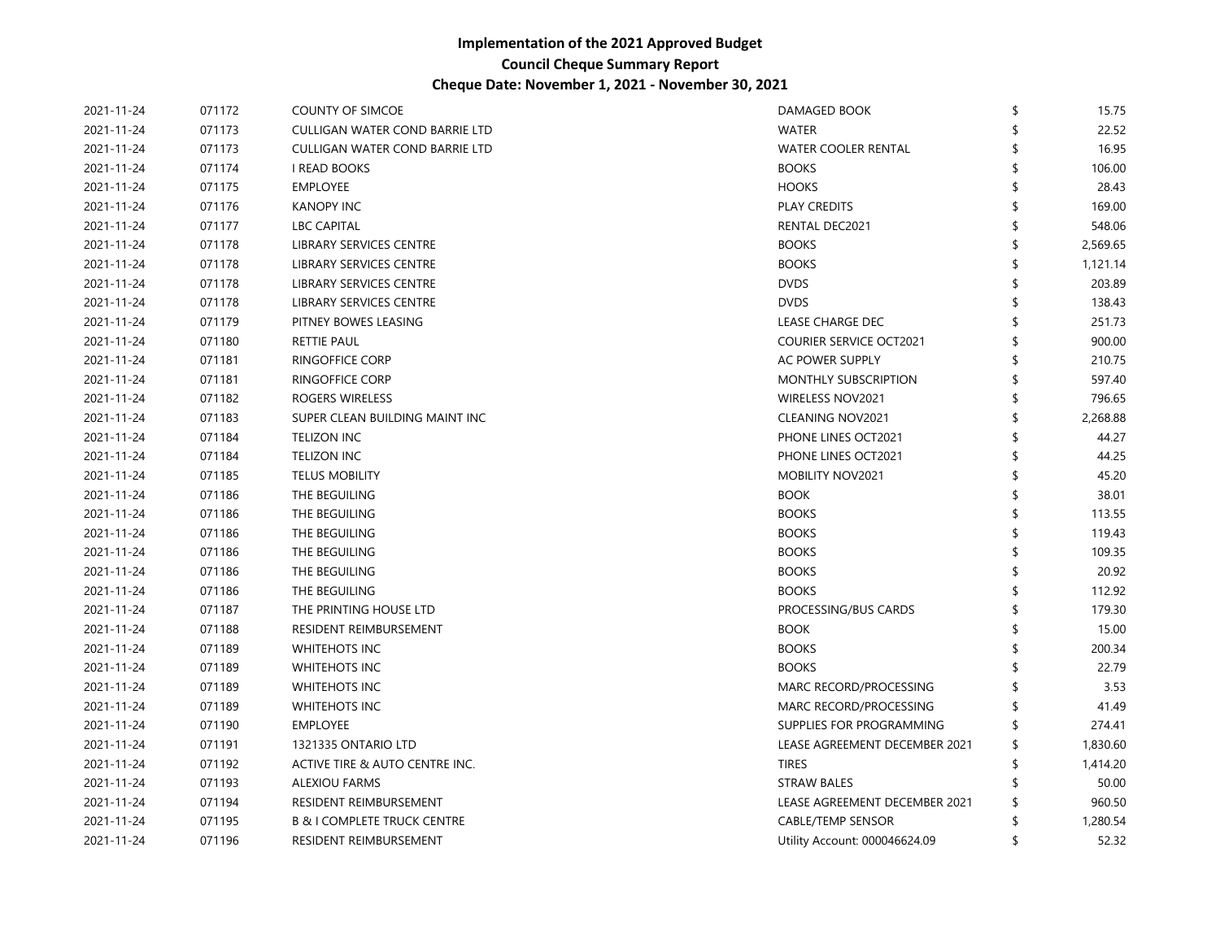**Implementation of the 2021 Approved Budget**
**Council Cheque Summary Report**
**Cheque Date: November 1, 2021 - November 30, 2021**

| | | | | | |
|---|---|---|---|---|---|
| 2021-11-24 | 071172 | COUNTY OF SIMCOE | DAMAGED BOOK | $ | 15.75 |
| 2021-11-24 | 071173 | CULLIGAN WATER COND BARRIE LTD | WATER | $ | 22.52 |
| 2021-11-24 | 071173 | CULLIGAN WATER COND BARRIE LTD | WATER COOLER RENTAL | $ | 16.95 |
| 2021-11-24 | 071174 | I READ BOOKS | BOOKS | $ | 106.00 |
| 2021-11-24 | 071175 | EMPLOYEE | HOOKS | $ | 28.43 |
| 2021-11-24 | 071176 | KANOPY INC | PLAY CREDITS | $ | 169.00 |
| 2021-11-24 | 071177 | LBC CAPITAL | RENTAL DEC2021 | $ | 548.06 |
| 2021-11-24 | 071178 | LIBRARY SERVICES CENTRE | BOOKS | $ | 2,569.65 |
| 2021-11-24 | 071178 | LIBRARY SERVICES CENTRE | BOOKS | $ | 1,121.14 |
| 2021-11-24 | 071178 | LIBRARY SERVICES CENTRE | DVDS | $ | 203.89 |
| 2021-11-24 | 071178 | LIBRARY SERVICES CENTRE | DVDS | $ | 138.43 |
| 2021-11-24 | 071179 | PITNEY BOWES LEASING | LEASE CHARGE DEC | $ | 251.73 |
| 2021-11-24 | 071180 | RETTIE PAUL | COURIER SERVICE OCT2021 | $ | 900.00 |
| 2021-11-24 | 071181 | RINGOFFICE CORP | AC POWER SUPPLY | $ | 210.75 |
| 2021-11-24 | 071181 | RINGOFFICE CORP | MONTHLY SUBSCRIPTION | $ | 597.40 |
| 2021-11-24 | 071182 | ROGERS WIRELESS | WIRELESS NOV2021 | $ | 796.65 |
| 2021-11-24 | 071183 | SUPER CLEAN BUILDING MAINT INC | CLEANING NOV2021 | $ | 2,268.88 |
| 2021-11-24 | 071184 | TELIZON INC | PHONE LINES OCT2021 | $ | 44.27 |
| 2021-11-24 | 071184 | TELIZON INC | PHONE LINES OCT2021 | $ | 44.25 |
| 2021-11-24 | 071185 | TELUS MOBILITY | MOBILITY NOV2021 | $ | 45.20 |
| 2021-11-24 | 071186 | THE BEGUILING | BOOK | $ | 38.01 |
| 2021-11-24 | 071186 | THE BEGUILING | BOOKS | $ | 113.55 |
| 2021-11-24 | 071186 | THE BEGUILING | BOOKS | $ | 119.43 |
| 2021-11-24 | 071186 | THE BEGUILING | BOOKS | $ | 109.35 |
| 2021-11-24 | 071186 | THE BEGUILING | BOOKS | $ | 20.92 |
| 2021-11-24 | 071186 | THE BEGUILING | BOOKS | $ | 112.92 |
| 2021-11-24 | 071187 | THE PRINTING HOUSE LTD | PROCESSING/BUS CARDS | $ | 179.30 |
| 2021-11-24 | 071188 | RESIDENT REIMBURSEMENT | BOOK | $ | 15.00 |
| 2021-11-24 | 071189 | WHITEHOTS INC | BOOKS | $ | 200.34 |
| 2021-11-24 | 071189 | WHITEHOTS INC | BOOKS | $ | 22.79 |
| 2021-11-24 | 071189 | WHITEHOTS INC | MARC RECORD/PROCESSING | $ | 3.53 |
| 2021-11-24 | 071189 | WHITEHOTS INC | MARC RECORD/PROCESSING | $ | 41.49 |
| 2021-11-24 | 071190 | EMPLOYEE | SUPPLIES FOR PROGRAMMING | $ | 274.41 |
| 2021-11-24 | 071191 | 1321335 ONTARIO LTD | LEASE AGREEMENT DECEMBER 2021 | $ | 1,830.60 |
| 2021-11-24 | 071192 | ACTIVE TIRE & AUTO CENTRE INC. | TIRES | $ | 1,414.20 |
| 2021-11-24 | 071193 | ALEXIOU FARMS | STRAW BALES | $ | 50.00 |
| 2021-11-24 | 071194 | RESIDENT REIMBURSEMENT | LEASE AGREEMENT DECEMBER 2021 | $ | 960.50 |
| 2021-11-24 | 071195 | B & I COMPLETE TRUCK CENTRE | CABLE/TEMP SENSOR | $ | 1,280.54 |
| 2021-11-24 | 071196 | RESIDENT REIMBURSEMENT | Utility Account: 000046624.09 | $ | 52.32 |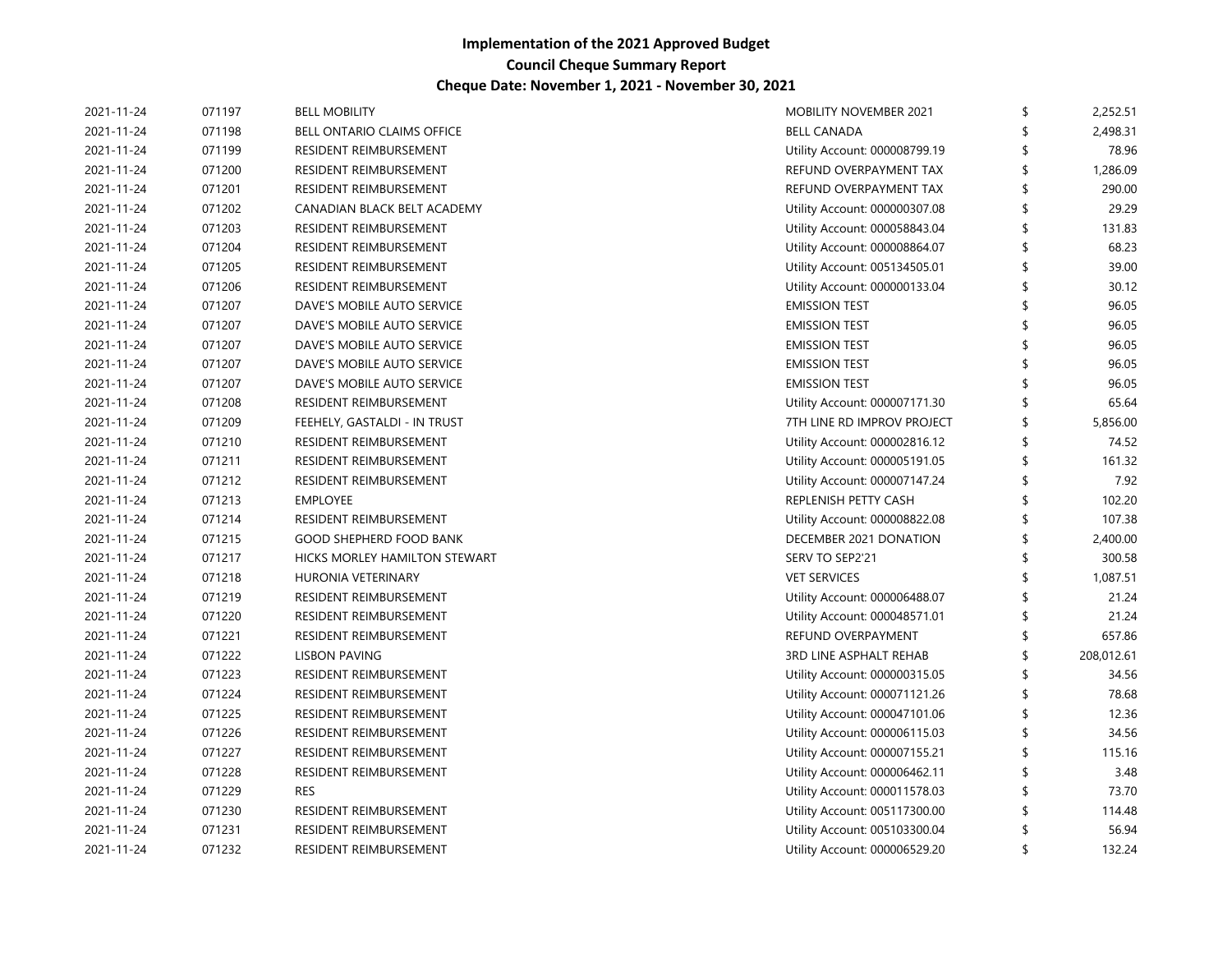# Implementation of the 2021 Approved Budget
## Council Cheque Summary Report
### Cheque Date: November 1, 2021 - November 30, 2021

| | | | | | |
|---|---|---|---|---|---|
| 2021-11-24 | 071197 | BELL MOBILITY | MOBILITY NOVEMBER 2021 | $ | 2,252.51 |
| 2021-11-24 | 071198 | BELL ONTARIO CLAIMS OFFICE | BELL CANADA | $ | 2,498.31 |
| 2021-11-24 | 071199 | RESIDENT REIMBURSEMENT | Utility Account: 000008799.19 | $ | 78.96 |
| 2021-11-24 | 071200 | RESIDENT REIMBURSEMENT | REFUND OVERPAYMENT TAX | $ | 1,286.09 |
| 2021-11-24 | 071201 | RESIDENT REIMBURSEMENT | REFUND OVERPAYMENT TAX | $ | 290.00 |
| 2021-11-24 | 071202 | CANADIAN BLACK BELT ACADEMY | Utility Account: 000000307.08 | $ | 29.29 |
| 2021-11-24 | 071203 | RESIDENT REIMBURSEMENT | Utility Account: 000058843.04 | $ | 131.83 |
| 2021-11-24 | 071204 | RESIDENT REIMBURSEMENT | Utility Account: 000008864.07 | $ | 68.23 |
| 2021-11-24 | 071205 | RESIDENT REIMBURSEMENT | Utility Account: 005134505.01 | $ | 39.00 |
| 2021-11-24 | 071206 | RESIDENT REIMBURSEMENT | Utility Account: 000000133.04 | $ | 30.12 |
| 2021-11-24 | 071207 | DAVE'S MOBILE AUTO SERVICE | EMISSION TEST | $ | 96.05 |
| 2021-11-24 | 071207 | DAVE'S MOBILE AUTO SERVICE | EMISSION TEST | $ | 96.05 |
| 2021-11-24 | 071207 | DAVE'S MOBILE AUTO SERVICE | EMISSION TEST | $ | 96.05 |
| 2021-11-24 | 071207 | DAVE'S MOBILE AUTO SERVICE | EMISSION TEST | $ | 96.05 |
| 2021-11-24 | 071207 | DAVE'S MOBILE AUTO SERVICE | EMISSION TEST | $ | 96.05 |
| 2021-11-24 | 071208 | RESIDENT REIMBURSEMENT | Utility Account: 000007171.30 | $ | 65.64 |
| 2021-11-24 | 071209 | FEEHELY, GASTALDI - IN TRUST | 7TH LINE RD IMPROV PROJECT | $ | 5,856.00 |
| 2021-11-24 | 071210 | RESIDENT REIMBURSEMENT | Utility Account: 000002816.12 | $ | 74.52 |
| 2021-11-24 | 071211 | RESIDENT REIMBURSEMENT | Utility Account: 000005191.05 | $ | 161.32 |
| 2021-11-24 | 071212 | RESIDENT REIMBURSEMENT | Utility Account: 000007147.24 | $ | 7.92 |
| 2021-11-24 | 071213 | EMPLOYEE | REPLENISH PETTY CASH | $ | 102.20 |
| 2021-11-24 | 071214 | RESIDENT REIMBURSEMENT | Utility Account: 000008822.08 | $ | 107.38 |
| 2021-11-24 | 071215 | GOOD SHEPHERD FOOD BANK | DECEMBER 2021 DONATION | $ | 2,400.00 |
| 2021-11-24 | 071217 | HICKS MORLEY HAMILTON STEWART | SERV TO SEP2'21 | $ | 300.58 |
| 2021-11-24 | 071218 | HURONIA VETERINARY | VET SERVICES | $ | 1,087.51 |
| 2021-11-24 | 071219 | RESIDENT REIMBURSEMENT | Utility Account: 000006488.07 | $ | 21.24 |
| 2021-11-24 | 071220 | RESIDENT REIMBURSEMENT | Utility Account: 000048571.01 | $ | 21.24 |
| 2021-11-24 | 071221 | RESIDENT REIMBURSEMENT | REFUND OVERPAYMENT | $ | 657.86 |
| 2021-11-24 | 071222 | LISBON PAVING | 3RD LINE ASPHALT REHAB | $ | 208,012.61 |
| 2021-11-24 | 071223 | RESIDENT REIMBURSEMENT | Utility Account: 000000315.05 | $ | 34.56 |
| 2021-11-24 | 071224 | RESIDENT REIMBURSEMENT | Utility Account: 000071121.26 | $ | 78.68 |
| 2021-11-24 | 071225 | RESIDENT REIMBURSEMENT | Utility Account: 000047101.06 | $ | 12.36 |
| 2021-11-24 | 071226 | RESIDENT REIMBURSEMENT | Utility Account: 000006115.03 | $ | 34.56 |
| 2021-11-24 | 071227 | RESIDENT REIMBURSEMENT | Utility Account: 000007155.21 | $ | 115.16 |
| 2021-11-24 | 071228 | RESIDENT REIMBURSEMENT | Utility Account: 000006462.11 | $ | 3.48 |
| 2021-11-24 | 071229 | RES | Utility Account: 000011578.03 | $ | 73.70 |
| 2021-11-24 | 071230 | RESIDENT REIMBURSEMENT | Utility Account: 005117300.00 | $ | 114.48 |
| 2021-11-24 | 071231 | RESIDENT REIMBURSEMENT | Utility Account: 005103300.04 | $ | 56.94 |
| 2021-11-24 | 071232 | RESIDENT REIMBURSEMENT | Utility Account: 000006529.20 | $ | 132.24 |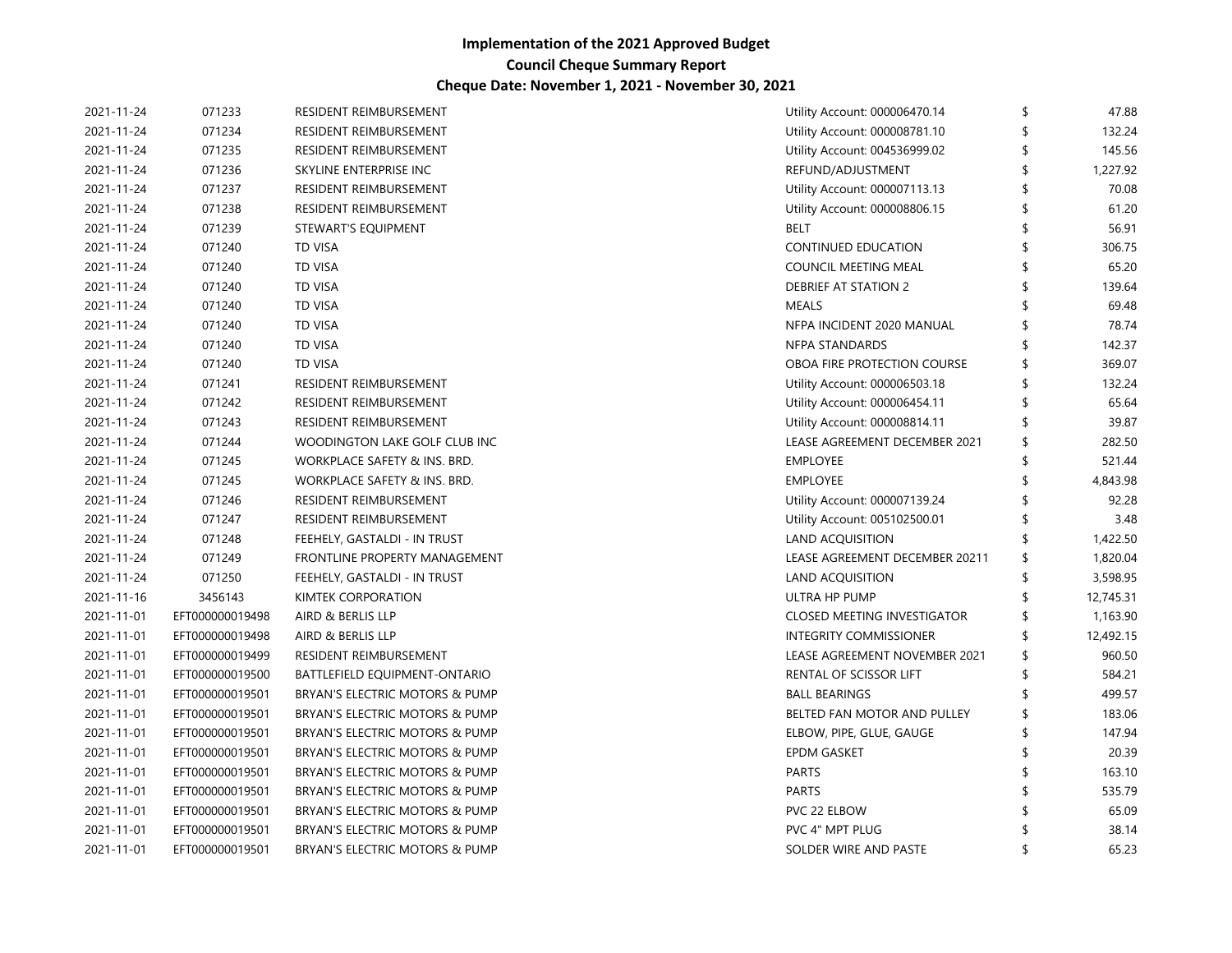# Implementation of the 2021 Approved Budget
## Council Cheque Summary Report
### Cheque Date: November 1, 2021 - November 30, 2021

| | | | | | |
|---|---|---|---|---|---|
| 2021-11-24 | 071233 | RESIDENT REIMBURSEMENT | Utility Account: 000006470.14 | $ | 47.88 |
| 2021-11-24 | 071234 | RESIDENT REIMBURSEMENT | Utility Account: 000008781.10 | $ | 132.24 |
| 2021-11-24 | 071235 | RESIDENT REIMBURSEMENT | Utility Account: 004536999.02 | $ | 145.56 |
| 2021-11-24 | 071236 | SKYLINE ENTERPRISE INC | REFUND/ADJUSTMENT | $ | 1,227.92 |
| 2021-11-24 | 071237 | RESIDENT REIMBURSEMENT | Utility Account: 000007113.13 | $ | 70.08 |
| 2021-11-24 | 071238 | RESIDENT REIMBURSEMENT | Utility Account: 000008806.15 | $ | 61.20 |
| 2021-11-24 | 071239 | STEWART'S EQUIPMENT | BELT | $ | 56.91 |
| 2021-11-24 | 071240 | TD VISA | CONTINUED EDUCATION | $ | 306.75 |
| 2021-11-24 | 071240 | TD VISA | COUNCIL MEETING MEAL | $ | 65.20 |
| 2021-11-24 | 071240 | TD VISA | DEBRIEF AT STATION 2 | $ | 139.64 |
| 2021-11-24 | 071240 | TD VISA | MEALS | $ | 69.48 |
| 2021-11-24 | 071240 | TD VISA | NFPA INCIDENT 2020 MANUAL | $ | 78.74 |
| 2021-11-24 | 071240 | TD VISA | NFPA STANDARDS | $ | 142.37 |
| 2021-11-24 | 071240 | TD VISA | OBOA FIRE PROTECTION COURSE | $ | 369.07 |
| 2021-11-24 | 071241 | RESIDENT REIMBURSEMENT | Utility Account: 000006503.18 | $ | 132.24 |
| 2021-11-24 | 071242 | RESIDENT REIMBURSEMENT | Utility Account: 000006454.11 | $ | 65.64 |
| 2021-11-24 | 071243 | RESIDENT REIMBURSEMENT | Utility Account: 000008814.11 | $ | 39.87 |
| 2021-11-24 | 071244 | WOODINGTON LAKE GOLF CLUB INC | LEASE AGREEMENT DECEMBER 2021 | $ | 282.50 |
| 2021-11-24 | 071245 | WORKPLACE SAFETY & INS. BRD. | EMPLOYEE | $ | 521.44 |
| 2021-11-24 | 071245 | WORKPLACE SAFETY & INS. BRD. | EMPLOYEE | $ | 4,843.98 |
| 2021-11-24 | 071246 | RESIDENT REIMBURSEMENT | Utility Account: 000007139.24 | $ | 92.28 |
| 2021-11-24 | 071247 | RESIDENT REIMBURSEMENT | Utility Account: 005102500.01 | $ | 3.48 |
| 2021-11-24 | 071248 | FEEHELY, GASTALDI - IN TRUST | LAND ACQUISITION | $ | 1,422.50 |
| 2021-11-24 | 071249 | FRONTLINE PROPERTY MANAGEMENT | LEASE AGREEMENT DECEMBER 20211 | $ | 1,820.04 |
| 2021-11-24 | 071250 | FEEHELY, GASTALDI - IN TRUST | LAND ACQUISITION | $ | 3,598.95 |
| 2021-11-16 | 3456143 | KIMTEK CORPORATION | ULTRA HP PUMP | $ | 12,745.31 |
| 2021-11-01 | EFT000000019498 | AIRD & BERLIS LLP | CLOSED MEETING INVESTIGATOR | $ | 1,163.90 |
| 2021-11-01 | EFT000000019498 | AIRD & BERLIS LLP | INTEGRITY COMMISSIONER | $ | 12,492.15 |
| 2021-11-01 | EFT000000019499 | RESIDENT REIMBURSEMENT | LEASE AGREEMENT NOVEMBER 2021 | $ | 960.50 |
| 2021-11-01 | EFT000000019500 | BATTLEFIELD EQUIPMENT-ONTARIO | RENTAL OF SCISSOR LIFT | $ | 584.21 |
| 2021-11-01 | EFT000000019501 | BRYAN'S ELECTRIC MOTORS & PUMP | BALL BEARINGS | $ | 499.57 |
| 2021-11-01 | EFT000000019501 | BRYAN'S ELECTRIC MOTORS & PUMP | BELTED FAN MOTOR AND PULLEY | $ | 183.06 |
| 2021-11-01 | EFT000000019501 | BRYAN'S ELECTRIC MOTORS & PUMP | ELBOW, PIPE, GLUE, GAUGE | $ | 147.94 |
| 2021-11-01 | EFT000000019501 | BRYAN'S ELECTRIC MOTORS & PUMP | EPDM GASKET | $ | 20.39 |
| 2021-11-01 | EFT000000019501 | BRYAN'S ELECTRIC MOTORS & PUMP | PARTS | $ | 163.10 |
| 2021-11-01 | EFT000000019501 | BRYAN'S ELECTRIC MOTORS & PUMP | PARTS | $ | 535.79 |
| 2021-11-01 | EFT000000019501 | BRYAN'S ELECTRIC MOTORS & PUMP | PVC 22 ELBOW | $ | 65.09 |
| 2021-11-01 | EFT000000019501 | BRYAN'S ELECTRIC MOTORS & PUMP | PVC 4" MPT PLUG | $ | 38.14 |
| 2021-11-01 | EFT000000019501 | BRYAN'S ELECTRIC MOTORS & PUMP | SOLDER WIRE AND PASTE | $ | 65.23 |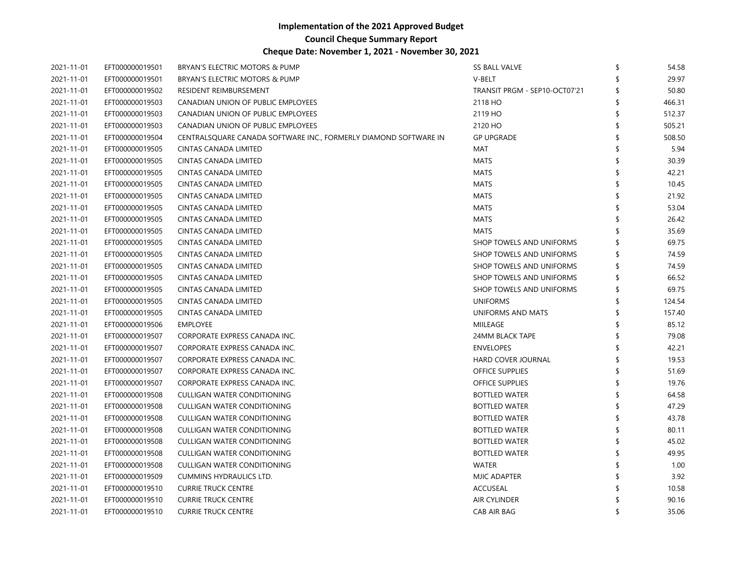# Implementation of the 2021 Approved Budget

## Council Cheque Summary Report

### Cheque Date: November 1, 2021 - November 30, 2021

| | | | | | |
|---|---|---|---|---|---|
| 2021-11-01 | EFT000000019501 | BRYAN'S ELECTRIC MOTORS & PUMP | SS BALL VALVE | $ | 54.58 |
| 2021-11-01 | EFT000000019501 | BRYAN'S ELECTRIC MOTORS & PUMP | V-BELT | $ | 29.97 |
| 2021-11-01 | EFT000000019502 | RESIDENT REIMBURSEMENT | TRANSIT PRGM - SEP10-OCT07'21 | $ | 50.80 |
| 2021-11-01 | EFT000000019503 | CANADIAN UNION OF PUBLIC EMPLOYEES | 2118 HO | $ | 466.31 |
| 2021-11-01 | EFT000000019503 | CANADIAN UNION OF PUBLIC EMPLOYEES | 2119 HO | $ | 512.37 |
| 2021-11-01 | EFT000000019503 | CANADIAN UNION OF PUBLIC EMPLOYEES | 2120 HO | $ | 505.21 |
| 2021-11-01 | EFT000000019504 | CENTRALSQUARE CANADA SOFTWARE INC., FORMERLY DIAMOND SOFTWARE IN | GP UPGRADE | $ | 508.50 |
| 2021-11-01 | EFT000000019505 | CINTAS CANADA LIMITED | MAT | $ | 5.94 |
| 2021-11-01 | EFT000000019505 | CINTAS CANADA LIMITED | MATS | $ | 30.39 |
| 2021-11-01 | EFT000000019505 | CINTAS CANADA LIMITED | MATS | $ | 42.21 |
| 2021-11-01 | EFT000000019505 | CINTAS CANADA LIMITED | MATS | $ | 10.45 |
| 2021-11-01 | EFT000000019505 | CINTAS CANADA LIMITED | MATS | $ | 21.92 |
| 2021-11-01 | EFT000000019505 | CINTAS CANADA LIMITED | MATS | $ | 53.04 |
| 2021-11-01 | EFT000000019505 | CINTAS CANADA LIMITED | MATS | $ | 26.42 |
| 2021-11-01 | EFT000000019505 | CINTAS CANADA LIMITED | MATS | $ | 35.69 |
| 2021-11-01 | EFT000000019505 | CINTAS CANADA LIMITED | SHOP TOWELS AND UNIFORMS | $ | 69.75 |
| 2021-11-01 | EFT000000019505 | CINTAS CANADA LIMITED | SHOP TOWELS AND UNIFORMS | $ | 74.59 |
| 2021-11-01 | EFT000000019505 | CINTAS CANADA LIMITED | SHOP TOWELS AND UNIFORMS | $ | 74.59 |
| 2021-11-01 | EFT000000019505 | CINTAS CANADA LIMITED | SHOP TOWELS AND UNIFORMS | $ | 66.52 |
| 2021-11-01 | EFT000000019505 | CINTAS CANADA LIMITED | SHOP TOWELS AND UNIFORMS | $ | 69.75 |
| 2021-11-01 | EFT000000019505 | CINTAS CANADA LIMITED | UNIFORMS | $ | 124.54 |
| 2021-11-01 | EFT000000019505 | CINTAS CANADA LIMITED | UNIFORMS AND MATS | $ | 157.40 |
| 2021-11-01 | EFT000000019506 | EMPLOYEE | MIILEAGE | $ | 85.12 |
| 2021-11-01 | EFT000000019507 | CORPORATE EXPRESS CANADA INC. | 24MM BLACK TAPE | $ | 79.08 |
| 2021-11-01 | EFT000000019507 | CORPORATE EXPRESS CANADA INC. | ENVELOPES | $ | 42.21 |
| 2021-11-01 | EFT000000019507 | CORPORATE EXPRESS CANADA INC. | HARD COVER JOURNAL | $ | 19.53 |
| 2021-11-01 | EFT000000019507 | CORPORATE EXPRESS CANADA INC. | OFFICE SUPPLIES | $ | 51.69 |
| 2021-11-01 | EFT000000019507 | CORPORATE EXPRESS CANADA INC. | OFFICE SUPPLIES | $ | 19.76 |
| 2021-11-01 | EFT000000019508 | CULLIGAN WATER CONDITIONING | BOTTLED WATER | $ | 64.58 |
| 2021-11-01 | EFT000000019508 | CULLIGAN WATER CONDITIONING | BOTTLED WATER | $ | 47.29 |
| 2021-11-01 | EFT000000019508 | CULLIGAN WATER CONDITIONING | BOTTLED WATER | $ | 43.78 |
| 2021-11-01 | EFT000000019508 | CULLIGAN WATER CONDITIONING | BOTTLED WATER | $ | 80.11 |
| 2021-11-01 | EFT000000019508 | CULLIGAN WATER CONDITIONING | BOTTLED WATER | $ | 45.02 |
| 2021-11-01 | EFT000000019508 | CULLIGAN WATER CONDITIONING | BOTTLED WATER | $ | 49.95 |
| 2021-11-01 | EFT000000019508 | CULLIGAN WATER CONDITIONING | WATER | $ | 1.00 |
| 2021-11-01 | EFT000000019509 | CUMMINS HYDRAULICS LTD. | MJIC ADAPTER | $ | 3.92 |
| 2021-11-01 | EFT000000019510 | CURRIE TRUCK CENTRE | ACCUSEAL | $ | 10.58 |
| 2021-11-01 | EFT000000019510 | CURRIE TRUCK CENTRE | AIR CYLINDER | $ | 90.16 |
| 2021-11-01 | EFT000000019510 | CURRIE TRUCK CENTRE | CAB AIR BAG | $ | 35.06 |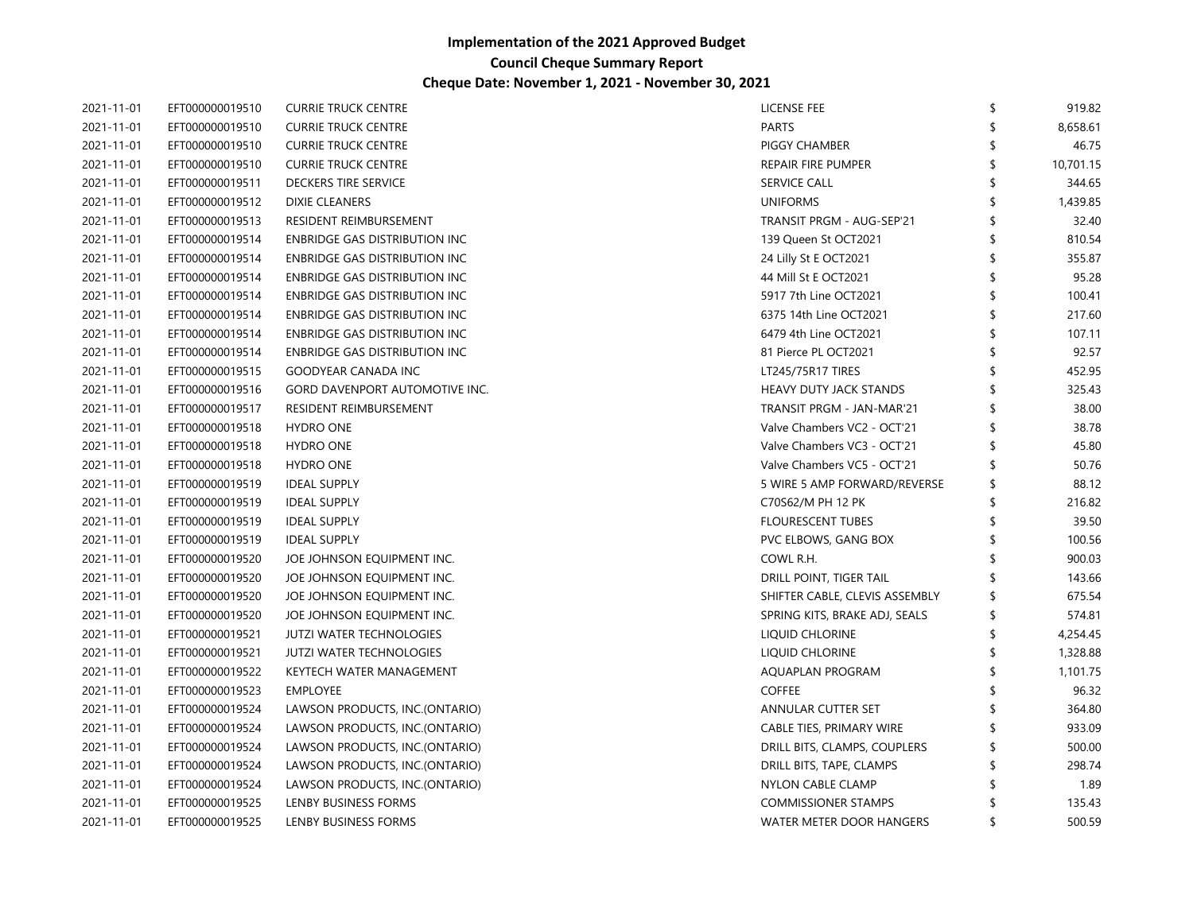**Implementation of the 2021 Approved Budget**
**Council Cheque Summary Report**
**Cheque Date: November 1, 2021 - November 30, 2021**

| | | | | | |
|---|---|---|---|---|---|
| 2021-11-01 | EFT000000019510 | CURRIE TRUCK CENTRE | LICENSE FEE | $ | 919.82 |
| 2021-11-01 | EFT000000019510 | CURRIE TRUCK CENTRE | PARTS | $ | 8,658.61 |
| 2021-11-01 | EFT000000019510 | CURRIE TRUCK CENTRE | PIGGY CHAMBER | $ | 46.75 |
| 2021-11-01 | EFT000000019510 | CURRIE TRUCK CENTRE | REPAIR FIRE PUMPER | $ | 10,701.15 |
| 2021-11-01 | EFT000000019511 | DECKERS TIRE SERVICE | SERVICE CALL | $ | 344.65 |
| 2021-11-01 | EFT000000019512 | DIXIE CLEANERS | UNIFORMS | $ | 1,439.85 |
| 2021-11-01 | EFT000000019513 | RESIDENT REIMBURSEMENT | TRANSIT PRGM - AUG-SEP'21 | $ | 32.40 |
| 2021-11-01 | EFT000000019514 | ENBRIDGE GAS DISTRIBUTION INC | 139 Queen St OCT2021 | $ | 810.54 |
| 2021-11-01 | EFT000000019514 | ENBRIDGE GAS DISTRIBUTION INC | 24 Lilly St E OCT2021 | $ | 355.87 |
| 2021-11-01 | EFT000000019514 | ENBRIDGE GAS DISTRIBUTION INC | 44 Mill St E OCT2021 | $ | 95.28 |
| 2021-11-01 | EFT000000019514 | ENBRIDGE GAS DISTRIBUTION INC | 5917 7th Line OCT2021 | $ | 100.41 |
| 2021-11-01 | EFT000000019514 | ENBRIDGE GAS DISTRIBUTION INC | 6375 14th Line OCT2021 | $ | 217.60 |
| 2021-11-01 | EFT000000019514 | ENBRIDGE GAS DISTRIBUTION INC | 6479 4th Line OCT2021 | $ | 107.11 |
| 2021-11-01 | EFT000000019514 | ENBRIDGE GAS DISTRIBUTION INC | 81 Pierce PL OCT2021 | $ | 92.57 |
| 2021-11-01 | EFT000000019515 | GOODYEAR CANADA INC | LT245/75R17 TIRES | $ | 452.95 |
| 2021-11-01 | EFT000000019516 | GORD DAVENPORT AUTOMOTIVE INC. | HEAVY DUTY JACK STANDS | $ | 325.43 |
| 2021-11-01 | EFT000000019517 | RESIDENT REIMBURSEMENT | TRANSIT PRGM - JAN-MAR'21 | $ | 38.00 |
| 2021-11-01 | EFT000000019518 | HYDRO ONE | Valve Chambers VC2 - OCT'21 | $ | 38.78 |
| 2021-11-01 | EFT000000019518 | HYDRO ONE | Valve Chambers VC3 - OCT'21 | $ | 45.80 |
| 2021-11-01 | EFT000000019518 | HYDRO ONE | Valve Chambers VC5 - OCT'21 | $ | 50.76 |
| 2021-11-01 | EFT000000019519 | IDEAL SUPPLY | 5 WIRE 5 AMP FORWARD/REVERSE | $ | 88.12 |
| 2021-11-01 | EFT000000019519 | IDEAL SUPPLY | C70S62/M PH 12 PK | $ | 216.82 |
| 2021-11-01 | EFT000000019519 | IDEAL SUPPLY | FLOURESCENT TUBES | $ | 39.50 |
| 2021-11-01 | EFT000000019519 | IDEAL SUPPLY | PVC ELBOWS, GANG BOX | $ | 100.56 |
| 2021-11-01 | EFT000000019520 | JOE JOHNSON EQUIPMENT INC. | COWL R.H. | $ | 900.03 |
| 2021-11-01 | EFT000000019520 | JOE JOHNSON EQUIPMENT INC. | DRILL POINT, TIGER TAIL | $ | 143.66 |
| 2021-11-01 | EFT000000019520 | JOE JOHNSON EQUIPMENT INC. | SHIFTER CABLE, CLEVIS ASSEMBLY | $ | 675.54 |
| 2021-11-01 | EFT000000019520 | JOE JOHNSON EQUIPMENT INC. | SPRING KITS, BRAKE ADJ, SEALS | $ | 574.81 |
| 2021-11-01 | EFT000000019521 | JUTZI WATER TECHNOLOGIES | LIQUID CHLORINE | $ | 4,254.45 |
| 2021-11-01 | EFT000000019521 | JUTZI WATER TECHNOLOGIES | LIQUID CHLORINE | $ | 1,328.88 |
| 2021-11-01 | EFT000000019522 | KEYTECH WATER MANAGEMENT | AQUAPLAN PROGRAM | $ | 1,101.75 |
| 2021-11-01 | EFT000000019523 | EMPLOYEE | COFFEE | $ | 96.32 |
| 2021-11-01 | EFT000000019524 | LAWSON PRODUCTS, INC.(ONTARIO) | ANNULAR CUTTER SET | $ | 364.80 |
| 2021-11-01 | EFT000000019524 | LAWSON PRODUCTS, INC.(ONTARIO) | CABLE TIES, PRIMARY WIRE | $ | 933.09 |
| 2021-11-01 | EFT000000019524 | LAWSON PRODUCTS, INC.(ONTARIO) | DRILL BITS, CLAMPS, COUPLERS | $ | 500.00 |
| 2021-11-01 | EFT000000019524 | LAWSON PRODUCTS, INC.(ONTARIO) | DRILL BITS, TAPE, CLAMPS | $ | 298.74 |
| 2021-11-01 | EFT000000019524 | LAWSON PRODUCTS, INC.(ONTARIO) | NYLON CABLE CLAMP | $ | 1.89 |
| 2021-11-01 | EFT000000019525 | LENBY BUSINESS FORMS | COMMISSIONER STAMPS | $ | 135.43 |
| 2021-11-01 | EFT000000019525 | LENBY BUSINESS FORMS | WATER METER DOOR HANGERS | $ | 500.59 |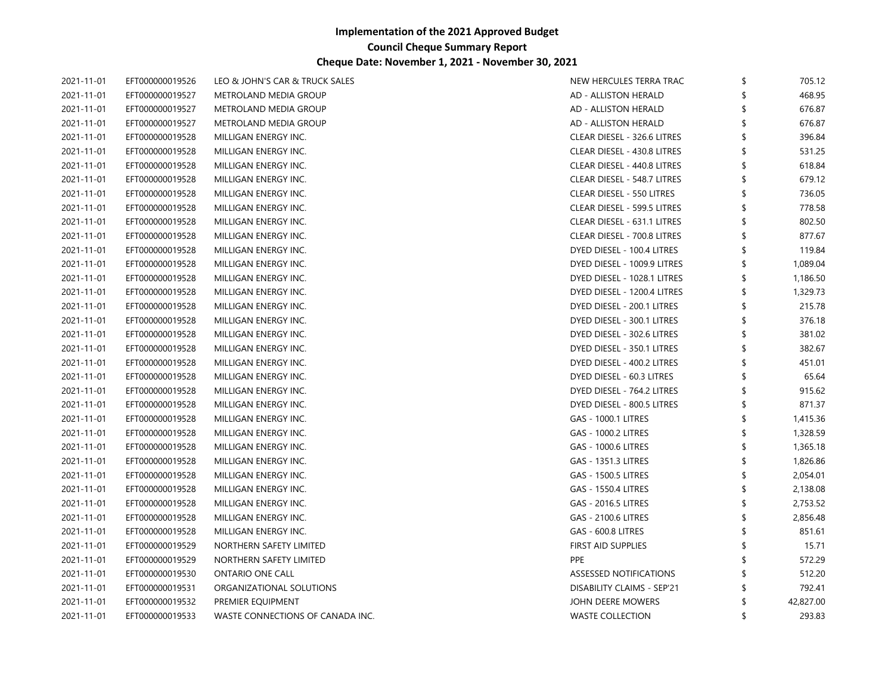**Implementation of the 2021 Approved Budget**
**Council Cheque Summary Report**
**Cheque Date: November 1, 2021 - November 30, 2021**

| | | | | | |
|---|---|---|---|---|---|
| 2021-11-01 | EFT000000019526 | LEO & JOHN'S CAR & TRUCK SALES | NEW HERCULES TERRA TRAC | $ | 705.12 |
| 2021-11-01 | EFT000000019527 | METROLAND MEDIA GROUP | AD - ALLISTON HERALD | $ | 468.95 |
| 2021-11-01 | EFT000000019527 | METROLAND MEDIA GROUP | AD - ALLISTON HERALD | $ | 676.87 |
| 2021-11-01 | EFT000000019527 | METROLAND MEDIA GROUP | AD - ALLISTON HERALD | $ | 676.87 |
| 2021-11-01 | EFT000000019528 | MILLIGAN ENERGY INC. | CLEAR DIESEL - 326.6 LITRES | $ | 396.84 |
| 2021-11-01 | EFT000000019528 | MILLIGAN ENERGY INC. | CLEAR DIESEL - 430.8 LITRES | $ | 531.25 |
| 2021-11-01 | EFT000000019528 | MILLIGAN ENERGY INC. | CLEAR DIESEL - 440.8 LITRES | $ | 618.84 |
| 2021-11-01 | EFT000000019528 | MILLIGAN ENERGY INC. | CLEAR DIESEL - 548.7 LITRES | $ | 679.12 |
| 2021-11-01 | EFT000000019528 | MILLIGAN ENERGY INC. | CLEAR DIESEL - 550 LITRES | $ | 736.05 |
| 2021-11-01 | EFT000000019528 | MILLIGAN ENERGY INC. | CLEAR DIESEL - 599.5 LITRES | $ | 778.58 |
| 2021-11-01 | EFT000000019528 | MILLIGAN ENERGY INC. | CLEAR DIESEL - 631.1 LITRES | $ | 802.50 |
| 2021-11-01 | EFT000000019528 | MILLIGAN ENERGY INC. | CLEAR DIESEL - 700.8 LITRES | $ | 877.67 |
| 2021-11-01 | EFT000000019528 | MILLIGAN ENERGY INC. | DYED DIESEL - 100.4 LITRES | $ | 119.84 |
| 2021-11-01 | EFT000000019528 | MILLIGAN ENERGY INC. | DYED DIESEL - 1009.9 LITRES | $ | 1,089.04 |
| 2021-11-01 | EFT000000019528 | MILLIGAN ENERGY INC. | DYED DIESEL - 1028.1 LITRES | $ | 1,186.50 |
| 2021-11-01 | EFT000000019528 | MILLIGAN ENERGY INC. | DYED DIESEL - 1200.4 LITRES | $ | 1,329.73 |
| 2021-11-01 | EFT000000019528 | MILLIGAN ENERGY INC. | DYED DIESEL - 200.1 LITRES | $ | 215.78 |
| 2021-11-01 | EFT000000019528 | MILLIGAN ENERGY INC. | DYED DIESEL - 300.1 LITRES | $ | 376.18 |
| 2021-11-01 | EFT000000019528 | MILLIGAN ENERGY INC. | DYED DIESEL - 302.6 LITRES | $ | 381.02 |
| 2021-11-01 | EFT000000019528 | MILLIGAN ENERGY INC. | DYED DIESEL - 350.1 LITRES | $ | 382.67 |
| 2021-11-01 | EFT000000019528 | MILLIGAN ENERGY INC. | DYED DIESEL - 400.2 LITRES | $ | 451.01 |
| 2021-11-01 | EFT000000019528 | MILLIGAN ENERGY INC. | DYED DIESEL - 60.3 LITRES | $ | 65.64 |
| 2021-11-01 | EFT000000019528 | MILLIGAN ENERGY INC. | DYED DIESEL - 764.2 LITRES | $ | 915.62 |
| 2021-11-01 | EFT000000019528 | MILLIGAN ENERGY INC. | DYED DIESEL - 800.5 LITRES | $ | 871.37 |
| 2021-11-01 | EFT000000019528 | MILLIGAN ENERGY INC. | GAS - 1000.1 LITRES | $ | 1,415.36 |
| 2021-11-01 | EFT000000019528 | MILLIGAN ENERGY INC. | GAS - 1000.2 LITRES | $ | 1,328.59 |
| 2021-11-01 | EFT000000019528 | MILLIGAN ENERGY INC. | GAS - 1000.6 LITRES | $ | 1,365.18 |
| 2021-11-01 | EFT000000019528 | MILLIGAN ENERGY INC. | GAS - 1351.3 LITRES | $ | 1,826.86 |
| 2021-11-01 | EFT000000019528 | MILLIGAN ENERGY INC. | GAS - 1500.5 LITRES | $ | 2,054.01 |
| 2021-11-01 | EFT000000019528 | MILLIGAN ENERGY INC. | GAS - 1550.4 LITRES | $ | 2,138.08 |
| 2021-11-01 | EFT000000019528 | MILLIGAN ENERGY INC. | GAS - 2016.5 LITRES | $ | 2,753.52 |
| 2021-11-01 | EFT000000019528 | MILLIGAN ENERGY INC. | GAS - 2100.6 LITRES | $ | 2,856.48 |
| 2021-11-01 | EFT000000019528 | MILLIGAN ENERGY INC. | GAS - 600.8 LITRES | $ | 851.61 |
| 2021-11-01 | EFT000000019529 | NORTHERN SAFETY LIMITED | FIRST AID SUPPLIES | $ | 15.71 |
| 2021-11-01 | EFT000000019529 | NORTHERN SAFETY LIMITED | PPE | $ | 572.29 |
| 2021-11-01 | EFT000000019530 | ONTARIO ONE CALL | ASSESSED NOTIFICATIONS | $ | 512.20 |
| 2021-11-01 | EFT000000019531 | ORGANIZATIONAL SOLUTIONS | DISABILITY CLAIMS - SEP'21 | $ | 792.41 |
| 2021-11-01 | EFT000000019532 | PREMIER EQUIPMENT | JOHN DEERE MOWERS | $ | 42,827.00 |
| 2021-11-01 | EFT000000019533 | WASTE CONNECTIONS OF CANADA INC. | WASTE COLLECTION | $ | 293.83 |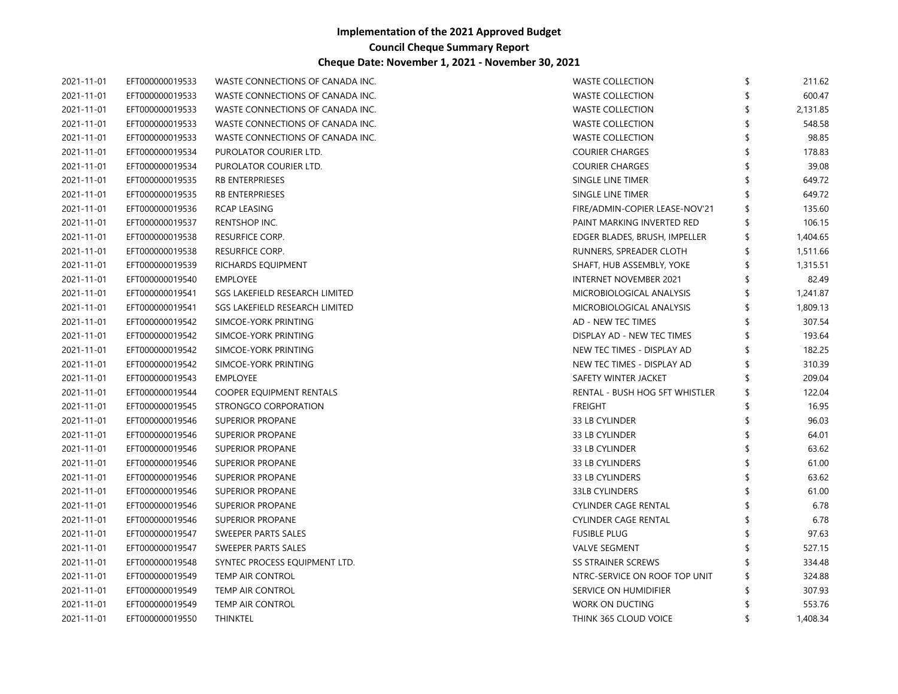# Implementation of the 2021 Approved Budget
## Council Cheque Summary Report
### Cheque Date: November 1, 2021 - November 30, 2021

| | | | | | |
|---|---|---|---|---|---|
| 2021-11-01 | EFT000000019533 | WASTE CONNECTIONS OF CANADA INC. | WASTE COLLECTION | $ | 211.62 |
| 2021-11-01 | EFT000000019533 | WASTE CONNECTIONS OF CANADA INC. | WASTE COLLECTION | $ | 600.47 |
| 2021-11-01 | EFT000000019533 | WASTE CONNECTIONS OF CANADA INC. | WASTE COLLECTION | $ | 2,131.85 |
| 2021-11-01 | EFT000000019533 | WASTE CONNECTIONS OF CANADA INC. | WASTE COLLECTION | $ | 548.58 |
| 2021-11-01 | EFT000000019533 | WASTE CONNECTIONS OF CANADA INC. | WASTE COLLECTION | $ | 98.85 |
| 2021-11-01 | EFT000000019534 | PUROLATOR COURIER LTD. | COURIER CHARGES | $ | 178.83 |
| 2021-11-01 | EFT000000019534 | PUROLATOR COURIER LTD. | COURIER CHARGES | $ | 39.08 |
| 2021-11-01 | EFT000000019535 | RB ENTERPRIESES | SINGLE LINE TIMER | $ | 649.72 |
| 2021-11-01 | EFT000000019535 | RB ENTERPRIESES | SINGLE LINE TIMER | $ | 649.72 |
| 2021-11-01 | EFT000000019536 | RCAP LEASING | FIRE/ADMIN-COPIER LEASE-NOV'21 | $ | 135.60 |
| 2021-11-01 | EFT000000019537 | RENTSHOP INC. | PAINT MARKING INVERTED RED | $ | 106.15 |
| 2021-11-01 | EFT000000019538 | RESURFICE CORP. | EDGER BLADES, BRUSH, IMPELLER | $ | 1,404.65 |
| 2021-11-01 | EFT000000019538 | RESURFICE CORP. | RUNNERS, SPREADER CLOTH | $ | 1,511.66 |
| 2021-11-01 | EFT000000019539 | RICHARDS EQUIPMENT | SHAFT, HUB ASSEMBLY, YOKE | $ | 1,315.51 |
| 2021-11-01 | EFT000000019540 | EMPLOYEE | INTERNET NOVEMBER 2021 | $ | 82.49 |
| 2021-11-01 | EFT000000019541 | SGS LAKEFIELD RESEARCH LIMITED | MICROBIOLOGICAL ANALYSIS | $ | 1,241.87 |
| 2021-11-01 | EFT000000019541 | SGS LAKEFIELD RESEARCH LIMITED | MICROBIOLOGICAL ANALYSIS | $ | 1,809.13 |
| 2021-11-01 | EFT000000019542 | SIMCOE-YORK PRINTING | AD - NEW TEC TIMES | $ | 307.54 |
| 2021-11-01 | EFT000000019542 | SIMCOE-YORK PRINTING | DISPLAY AD - NEW TEC TIMES | $ | 193.64 |
| 2021-11-01 | EFT000000019542 | SIMCOE-YORK PRINTING | NEW TEC TIMES - DISPLAY AD | $ | 182.25 |
| 2021-11-01 | EFT000000019542 | SIMCOE-YORK PRINTING | NEW TEC TIMES - DISPLAY AD | $ | 310.39 |
| 2021-11-01 | EFT000000019543 | EMPLOYEE | SAFETY WINTER JACKET | $ | 209.04 |
| 2021-11-01 | EFT000000019544 | COOPER EQUIPMENT RENTALS | RENTAL - BUSH HOG 5FT WHISTLER | $ | 122.04 |
| 2021-11-01 | EFT000000019545 | STRONGCO CORPORATION | FREIGHT | $ | 16.95 |
| 2021-11-01 | EFT000000019546 | SUPERIOR PROPANE | 33 LB CYLINDER | $ | 96.03 |
| 2021-11-01 | EFT000000019546 | SUPERIOR PROPANE | 33 LB CYLINDER | $ | 64.01 |
| 2021-11-01 | EFT000000019546 | SUPERIOR PROPANE | 33 LB CYLINDER | $ | 63.62 |
| 2021-11-01 | EFT000000019546 | SUPERIOR PROPANE | 33 LB CYLINDERS | $ | 61.00 |
| 2021-11-01 | EFT000000019546 | SUPERIOR PROPANE | 33 LB CYLINDERS | $ | 63.62 |
| 2021-11-01 | EFT000000019546 | SUPERIOR PROPANE | 33LB CYLINDERS | $ | 61.00 |
| 2021-11-01 | EFT000000019546 | SUPERIOR PROPANE | CYLINDER CAGE RENTAL | $ | 6.78 |
| 2021-11-01 | EFT000000019546 | SUPERIOR PROPANE | CYLINDER CAGE RENTAL | $ | 6.78 |
| 2021-11-01 | EFT000000019547 | SWEEPER PARTS SALES | FUSIBLE PLUG | $ | 97.63 |
| 2021-11-01 | EFT000000019547 | SWEEPER PARTS SALES | VALVE SEGMENT | $ | 527.15 |
| 2021-11-01 | EFT000000019548 | SYNTEC PROCESS EQUIPMENT LTD. | SS STRAINER SCREWS | $ | 334.48 |
| 2021-11-01 | EFT000000019549 | TEMP AIR CONTROL | NTRC-SERVICE ON ROOF TOP UNIT | $ | 324.88 |
| 2021-11-01 | EFT000000019549 | TEMP AIR CONTROL | SERVICE ON HUMIDIFIER | $ | 307.93 |
| 2021-11-01 | EFT000000019549 | TEMP AIR CONTROL | WORK ON DUCTING | $ | 553.76 |
| 2021-11-01 | EFT000000019550 | THINKTEL | THINK 365 CLOUD VOICE | $ | 1,408.34 |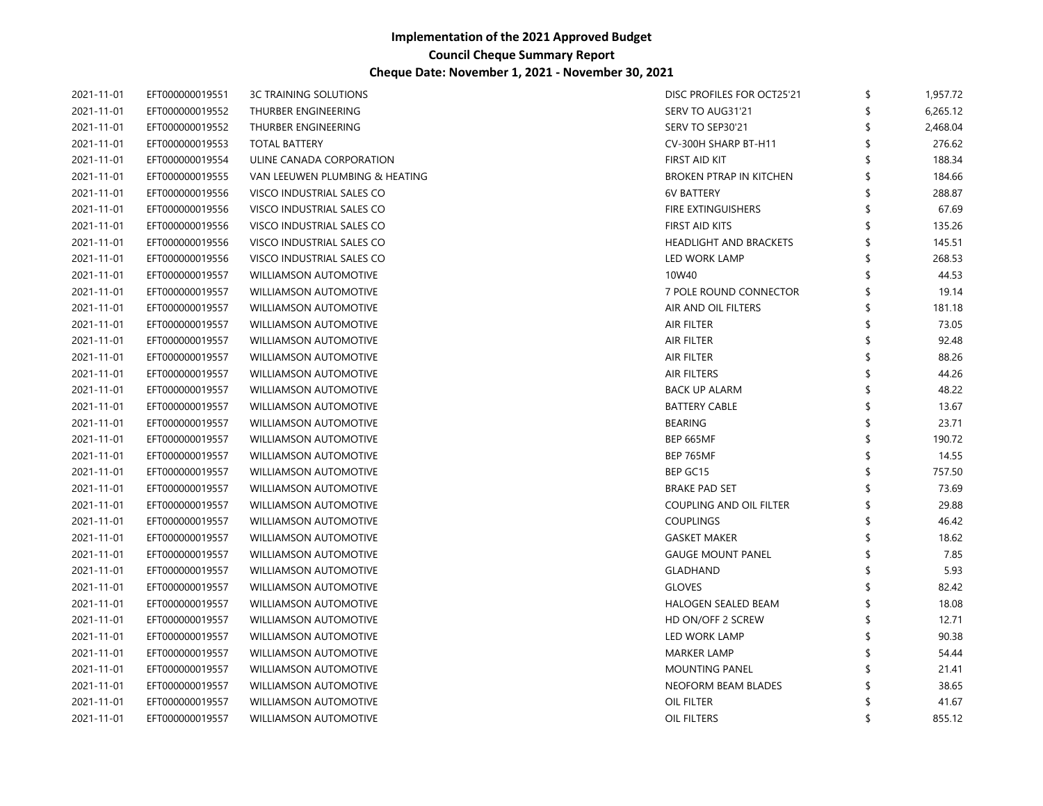# Implementation of the 2021 Approved Budget
## Council Cheque Summary Report
### Cheque Date: November 1, 2021 - November 30, 2021

| | | | | | |
|---|---|---|---|---|---|
| 2021-11-01 | EFT000000019551 | 3C TRAINING SOLUTIONS | DISC PROFILES FOR OCT25'21 | $ | 1,957.72 |
| 2021-11-01 | EFT000000019552 | THURBER ENGINEERING | SERV TO AUG31'21 | $ | 6,265.12 |
| 2021-11-01 | EFT000000019552 | THURBER ENGINEERING | SERV TO SEP30'21 | $ | 2,468.04 |
| 2021-11-01 | EFT000000019553 | TOTAL BATTERY | CV-300H SHARP BT-H11 | $ | 276.62 |
| 2021-11-01 | EFT000000019554 | ULINE CANADA CORPORATION | FIRST AID KIT | $ | 188.34 |
| 2021-11-01 | EFT000000019555 | VAN LEEUWEN PLUMBING & HEATING | BROKEN PTRAP IN KITCHEN | $ | 184.66 |
| 2021-11-01 | EFT000000019556 | VISCO INDUSTRIAL SALES CO | 6V BATTERY | $ | 288.87 |
| 2021-11-01 | EFT000000019556 | VISCO INDUSTRIAL SALES CO | FIRE EXTINGUISHERS | $ | 67.69 |
| 2021-11-01 | EFT000000019556 | VISCO INDUSTRIAL SALES CO | FIRST AID KITS | $ | 135.26 |
| 2021-11-01 | EFT000000019556 | VISCO INDUSTRIAL SALES CO | HEADLIGHT AND BRACKETS | $ | 145.51 |
| 2021-11-01 | EFT000000019556 | VISCO INDUSTRIAL SALES CO | LED WORK LAMP | $ | 268.53 |
| 2021-11-01 | EFT000000019557 | WILLIAMSON AUTOMOTIVE | 10W40 | $ | 44.53 |
| 2021-11-01 | EFT000000019557 | WILLIAMSON AUTOMOTIVE | 7 POLE ROUND CONNECTOR | $ | 19.14 |
| 2021-11-01 | EFT000000019557 | WILLIAMSON AUTOMOTIVE | AIR AND OIL FILTERS | $ | 181.18 |
| 2021-11-01 | EFT000000019557 | WILLIAMSON AUTOMOTIVE | AIR FILTER | $ | 73.05 |
| 2021-11-01 | EFT000000019557 | WILLIAMSON AUTOMOTIVE | AIR FILTER | $ | 92.48 |
| 2021-11-01 | EFT000000019557 | WILLIAMSON AUTOMOTIVE | AIR FILTER | $ | 88.26 |
| 2021-11-01 | EFT000000019557 | WILLIAMSON AUTOMOTIVE | AIR FILTERS | $ | 44.26 |
| 2021-11-01 | EFT000000019557 | WILLIAMSON AUTOMOTIVE | BACK UP ALARM | $ | 48.22 |
| 2021-11-01 | EFT000000019557 | WILLIAMSON AUTOMOTIVE | BATTERY CABLE | $ | 13.67 |
| 2021-11-01 | EFT000000019557 | WILLIAMSON AUTOMOTIVE | BEARING | $ | 23.71 |
| 2021-11-01 | EFT000000019557 | WILLIAMSON AUTOMOTIVE | BEP 665MF | $ | 190.72 |
| 2021-11-01 | EFT000000019557 | WILLIAMSON AUTOMOTIVE | BEP 765MF | $ | 14.55 |
| 2021-11-01 | EFT000000019557 | WILLIAMSON AUTOMOTIVE | BEP GC15 | $ | 757.50 |
| 2021-11-01 | EFT000000019557 | WILLIAMSON AUTOMOTIVE | BRAKE PAD SET | $ | 73.69 |
| 2021-11-01 | EFT000000019557 | WILLIAMSON AUTOMOTIVE | COUPLING AND OIL FILTER | $ | 29.88 |
| 2021-11-01 | EFT000000019557 | WILLIAMSON AUTOMOTIVE | COUPLINGS | $ | 46.42 |
| 2021-11-01 | EFT000000019557 | WILLIAMSON AUTOMOTIVE | GASKET MAKER | $ | 18.62 |
| 2021-11-01 | EFT000000019557 | WILLIAMSON AUTOMOTIVE | GAUGE MOUNT PANEL | $ | 7.85 |
| 2021-11-01 | EFT000000019557 | WILLIAMSON AUTOMOTIVE | GLADHAND | $ | 5.93 |
| 2021-11-01 | EFT000000019557 | WILLIAMSON AUTOMOTIVE | GLOVES | $ | 82.42 |
| 2021-11-01 | EFT000000019557 | WILLIAMSON AUTOMOTIVE | HALOGEN SEALED BEAM | $ | 18.08 |
| 2021-11-01 | EFT000000019557 | WILLIAMSON AUTOMOTIVE | HD ON/OFF 2 SCREW | $ | 12.71 |
| 2021-11-01 | EFT000000019557 | WILLIAMSON AUTOMOTIVE | LED WORK LAMP | $ | 90.38 |
| 2021-11-01 | EFT000000019557 | WILLIAMSON AUTOMOTIVE | MARKER LAMP | $ | 54.44 |
| 2021-11-01 | EFT000000019557 | WILLIAMSON AUTOMOTIVE | MOUNTING PANEL | $ | 21.41 |
| 2021-11-01 | EFT000000019557 | WILLIAMSON AUTOMOTIVE | NEOFORM BEAM BLADES | $ | 38.65 |
| 2021-11-01 | EFT000000019557 | WILLIAMSON AUTOMOTIVE | OIL FILTER | $ | 41.67 |
| 2021-11-01 | EFT000000019557 | WILLIAMSON AUTOMOTIVE | OIL FILTERS | $ | 855.12 |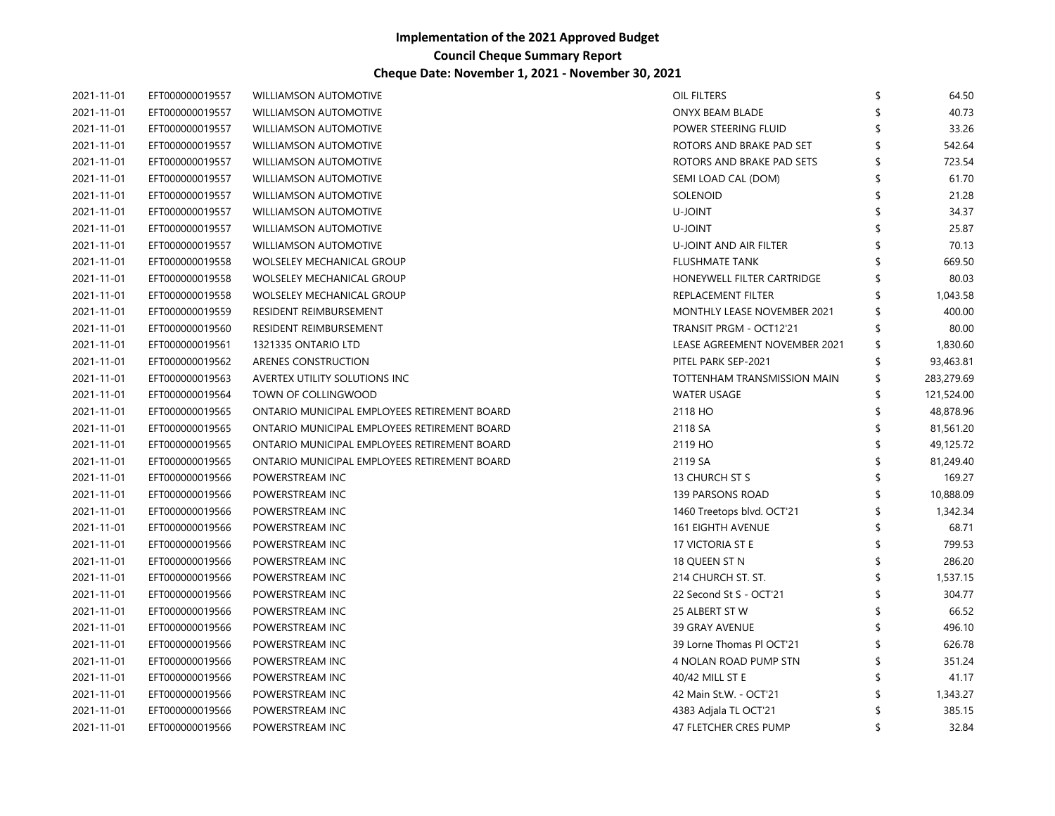# Implementation of the 2021 Approved Budget
## Council Cheque Summary Report
### Cheque Date: November 1, 2021 - November 30, 2021

| | | | | | |
|---|---|---|---|---|---|
| 2021-11-01 | EFT000000019557 | WILLIAMSON AUTOMOTIVE | OIL FILTERS | $ | 64.50 |
| 2021-11-01 | EFT000000019557 | WILLIAMSON AUTOMOTIVE | ONYX BEAM BLADE | $ | 40.73 |
| 2021-11-01 | EFT000000019557 | WILLIAMSON AUTOMOTIVE | POWER STEERING FLUID | $ | 33.26 |
| 2021-11-01 | EFT000000019557 | WILLIAMSON AUTOMOTIVE | ROTORS AND BRAKE PAD SET | $ | 542.64 |
| 2021-11-01 | EFT000000019557 | WILLIAMSON AUTOMOTIVE | ROTORS AND BRAKE PAD SETS | $ | 723.54 |
| 2021-11-01 | EFT000000019557 | WILLIAMSON AUTOMOTIVE | SEMI LOAD CAL (DOM) | $ | 61.70 |
| 2021-11-01 | EFT000000019557 | WILLIAMSON AUTOMOTIVE | SOLENOID | $ | 21.28 |
| 2021-11-01 | EFT000000019557 | WILLIAMSON AUTOMOTIVE | U-JOINT | $ | 34.37 |
| 2021-11-01 | EFT000000019557 | WILLIAMSON AUTOMOTIVE | U-JOINT | $ | 25.87 |
| 2021-11-01 | EFT000000019557 | WILLIAMSON AUTOMOTIVE | U-JOINT AND AIR FILTER | $ | 70.13 |
| 2021-11-01 | EFT000000019558 | WOLSELEY MECHANICAL GROUP | FLUSHMATE TANK | $ | 669.50 |
| 2021-11-01 | EFT000000019558 | WOLSELEY MECHANICAL GROUP | HONEYWELL FILTER CARTRIDGE | $ | 80.03 |
| 2021-11-01 | EFT000000019558 | WOLSELEY MECHANICAL GROUP | REPLACEMENT FILTER | $ | 1,043.58 |
| 2021-11-01 | EFT000000019559 | RESIDENT REIMBURSEMENT | MONTHLY LEASE NOVEMBER 2021 | $ | 400.00 |
| 2021-11-01 | EFT000000019560 | RESIDENT REIMBURSEMENT | TRANSIT PRGM - OCT12'21 | $ | 80.00 |
| 2021-11-01 | EFT000000019561 | 1321335 ONTARIO LTD | LEASE AGREEMENT NOVEMBER 2021 | $ | 1,830.60 |
| 2021-11-01 | EFT000000019562 | ARENES CONSTRUCTION | PITEL PARK SEP-2021 | $ | 93,463.81 |
| 2021-11-01 | EFT000000019563 | AVERTEX UTILITY SOLUTIONS INC | TOTTENHAM TRANSMISSION MAIN | $ | 283,279.69 |
| 2021-11-01 | EFT000000019564 | TOWN OF COLLINGWOOD | WATER USAGE | $ | 121,524.00 |
| 2021-11-01 | EFT000000019565 | ONTARIO MUNICIPAL EMPLOYEES RETIREMENT BOARD | 2118 HO | $ | 48,878.96 |
| 2021-11-01 | EFT000000019565 | ONTARIO MUNICIPAL EMPLOYEES RETIREMENT BOARD | 2118 SA | $ | 81,561.20 |
| 2021-11-01 | EFT000000019565 | ONTARIO MUNICIPAL EMPLOYEES RETIREMENT BOARD | 2119 HO | $ | 49,125.72 |
| 2021-11-01 | EFT000000019565 | ONTARIO MUNICIPAL EMPLOYEES RETIREMENT BOARD | 2119 SA | $ | 81,249.40 |
| 2021-11-01 | EFT000000019566 | POWERSTREAM INC | 13 CHURCH ST S | $ | 169.27 |
| 2021-11-01 | EFT000000019566 | POWERSTREAM INC | 139 PARSONS ROAD | $ | 10,888.09 |
| 2021-11-01 | EFT000000019566 | POWERSTREAM INC | 1460 Treetops blvd. OCT'21 | $ | 1,342.34 |
| 2021-11-01 | EFT000000019566 | POWERSTREAM INC | 161 EIGHTH AVENUE | $ | 68.71 |
| 2021-11-01 | EFT000000019566 | POWERSTREAM INC | 17 VICTORIA ST E | $ | 799.53 |
| 2021-11-01 | EFT000000019566 | POWERSTREAM INC | 18 QUEEN ST N | $ | 286.20 |
| 2021-11-01 | EFT000000019566 | POWERSTREAM INC | 214 CHURCH ST. ST. | $ | 1,537.15 |
| 2021-11-01 | EFT000000019566 | POWERSTREAM INC | 22 Second St S - OCT'21 | $ | 304.77 |
| 2021-11-01 | EFT000000019566 | POWERSTREAM INC | 25 ALBERT ST W | $ | 66.52 |
| 2021-11-01 | EFT000000019566 | POWERSTREAM INC | 39 GRAY AVENUE | $ | 496.10 |
| 2021-11-01 | EFT000000019566 | POWERSTREAM INC | 39 Lorne Thomas Pl OCT'21 | $ | 626.78 |
| 2021-11-01 | EFT000000019566 | POWERSTREAM INC | 4 NOLAN ROAD PUMP STN | $ | 351.24 |
| 2021-11-01 | EFT000000019566 | POWERSTREAM INC | 40/42 MILL ST E | $ | 41.17 |
| 2021-11-01 | EFT000000019566 | POWERSTREAM INC | 42 Main St.W. - OCT'21 | $ | 1,343.27 |
| 2021-11-01 | EFT000000019566 | POWERSTREAM INC | 4383 Adjala TL OCT'21 | $ | 385.15 |
| 2021-11-01 | EFT000000019566 | POWERSTREAM INC | 47 FLETCHER CRES PUMP | $ | 32.84 |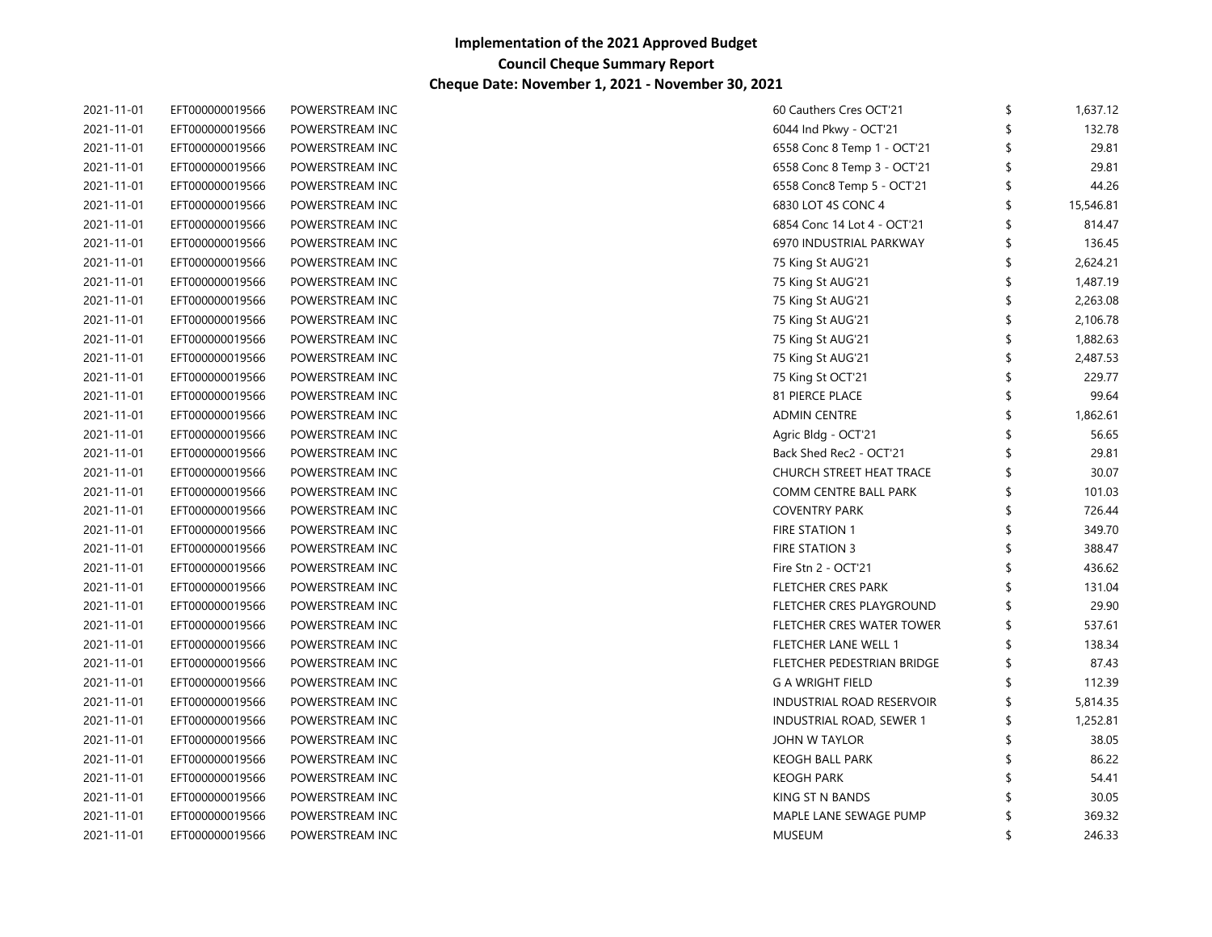# Implementation of the 2021 Approved Budget

## Council Cheque Summary Report

### Cheque Date: November 1, 2021 - November 30, 2021

| | | | | | |
|---|---|---|---|---|---|
| 2021-11-01 | EFT000000019566 | POWERSTREAM INC | 60 Cauthers Cres OCT'21 | $ | 1,637.12 |
| 2021-11-01 | EFT000000019566 | POWERSTREAM INC | 6044 Ind Pkwy - OCT'21 | $ | 132.78 |
| 2021-11-01 | EFT000000019566 | POWERSTREAM INC | 6558 Conc 8 Temp 1 - OCT'21 | $ | 29.81 |
| 2021-11-01 | EFT000000019566 | POWERSTREAM INC | 6558 Conc 8 Temp 3 - OCT'21 | $ | 29.81 |
| 2021-11-01 | EFT000000019566 | POWERSTREAM INC | 6558 Conc8 Temp 5 - OCT'21 | $ | 44.26 |
| 2021-11-01 | EFT000000019566 | POWERSTREAM INC | 6830 LOT 4S CONC 4 | $ | 15,546.81 |
| 2021-11-01 | EFT000000019566 | POWERSTREAM INC | 6854 Conc 14 Lot 4 - OCT'21 | $ | 814.47 |
| 2021-11-01 | EFT000000019566 | POWERSTREAM INC | 6970 INDUSTRIAL PARKWAY | $ | 136.45 |
| 2021-11-01 | EFT000000019566 | POWERSTREAM INC | 75 King St AUG'21 | $ | 2,624.21 |
| 2021-11-01 | EFT000000019566 | POWERSTREAM INC | 75 King St AUG'21 | $ | 1,487.19 |
| 2021-11-01 | EFT000000019566 | POWERSTREAM INC | 75 King St AUG'21 | $ | 2,263.08 |
| 2021-11-01 | EFT000000019566 | POWERSTREAM INC | 75 King St AUG'21 | $ | 2,106.78 |
| 2021-11-01 | EFT000000019566 | POWERSTREAM INC | 75 King St AUG'21 | $ | 1,882.63 |
| 2021-11-01 | EFT000000019566 | POWERSTREAM INC | 75 King St AUG'21 | $ | 2,487.53 |
| 2021-11-01 | EFT000000019566 | POWERSTREAM INC | 75 King St OCT'21 | $ | 229.77 |
| 2021-11-01 | EFT000000019566 | POWERSTREAM INC | 81 PIERCE PLACE | $ | 99.64 |
| 2021-11-01 | EFT000000019566 | POWERSTREAM INC | ADMIN CENTRE | $ | 1,862.61 |
| 2021-11-01 | EFT000000019566 | POWERSTREAM INC | Agric Bldg - OCT'21 | $ | 56.65 |
| 2021-11-01 | EFT000000019566 | POWERSTREAM INC | Back Shed Rec2 - OCT'21 | $ | 29.81 |
| 2021-11-01 | EFT000000019566 | POWERSTREAM INC | CHURCH STREET HEAT TRACE | $ | 30.07 |
| 2021-11-01 | EFT000000019566 | POWERSTREAM INC | COMM CENTRE BALL PARK | $ | 101.03 |
| 2021-11-01 | EFT000000019566 | POWERSTREAM INC | COVENTRY PARK | $ | 726.44 |
| 2021-11-01 | EFT000000019566 | POWERSTREAM INC | FIRE STATION 1 | $ | 349.70 |
| 2021-11-01 | EFT000000019566 | POWERSTREAM INC | FIRE STATION 3 | $ | 388.47 |
| 2021-11-01 | EFT000000019566 | POWERSTREAM INC | Fire Stn 2 - OCT'21 | $ | 436.62 |
| 2021-11-01 | EFT000000019566 | POWERSTREAM INC | FLETCHER CRES PARK | $ | 131.04 |
| 2021-11-01 | EFT000000019566 | POWERSTREAM INC | FLETCHER CRES PLAYGROUND | $ | 29.90 |
| 2021-11-01 | EFT000000019566 | POWERSTREAM INC | FLETCHER CRES WATER TOWER | $ | 537.61 |
| 2021-11-01 | EFT000000019566 | POWERSTREAM INC | FLETCHER LANE WELL 1 | $ | 138.34 |
| 2021-11-01 | EFT000000019566 | POWERSTREAM INC | FLETCHER PEDESTRIAN BRIDGE | $ | 87.43 |
| 2021-11-01 | EFT000000019566 | POWERSTREAM INC | G A WRIGHT FIELD | $ | 112.39 |
| 2021-11-01 | EFT000000019566 | POWERSTREAM INC | INDUSTRIAL ROAD RESERVOIR | $ | 5,814.35 |
| 2021-11-01 | EFT000000019566 | POWERSTREAM INC | INDUSTRIAL ROAD, SEWER 1 | $ | 1,252.81 |
| 2021-11-01 | EFT000000019566 | POWERSTREAM INC | JOHN W TAYLOR | $ | 38.05 |
| 2021-11-01 | EFT000000019566 | POWERSTREAM INC | KEOGH BALL PARK | $ | 86.22 |
| 2021-11-01 | EFT000000019566 | POWERSTREAM INC | KEOGH PARK | $ | 54.41 |
| 2021-11-01 | EFT000000019566 | POWERSTREAM INC | KING ST N BANDS | $ | 30.05 |
| 2021-11-01 | EFT000000019566 | POWERSTREAM INC | MAPLE LANE SEWAGE PUMP | $ | 369.32 |
| 2021-11-01 | EFT000000019566 | POWERSTREAM INC | MUSEUM | $ | 246.33 |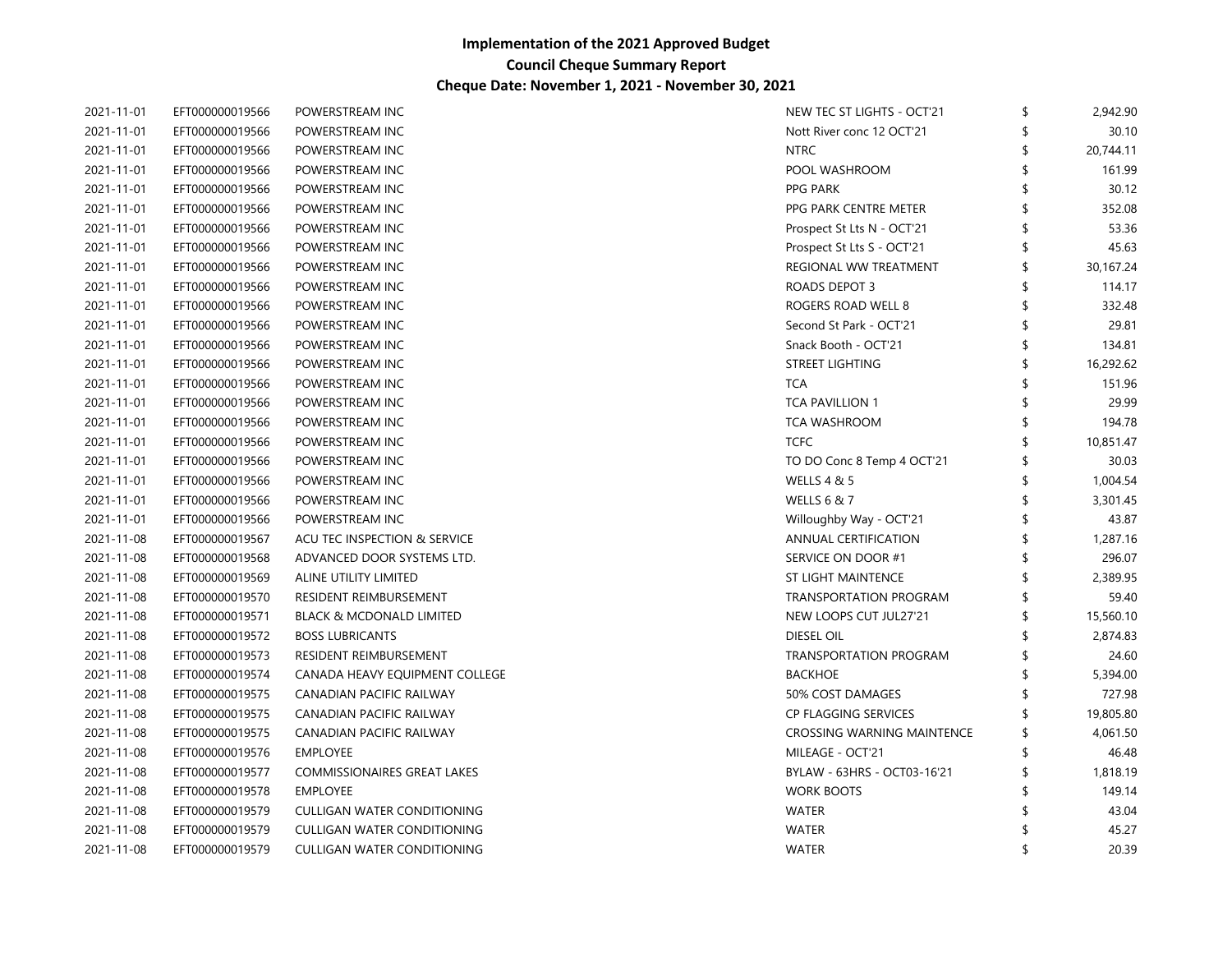**Implementation of the 2021 Approved Budget**
**Council Cheque Summary Report**
**Cheque Date: November 1, 2021 - November 30, 2021**

| | | | | | |
|---|---|---|---|---|---|
| 2021-11-01 | EFT000000019566 | POWERSTREAM INC | NEW TEC ST LIGHTS - OCT'21 | $ | 2,942.90 |
| 2021-11-01 | EFT000000019566 | POWERSTREAM INC | Nott River conc 12 OCT'21 | $ | 30.10 |
| 2021-11-01 | EFT000000019566 | POWERSTREAM INC | NTRC | $ | 20,744.11 |
| 2021-11-01 | EFT000000019566 | POWERSTREAM INC | POOL WASHROOM | $ | 161.99 |
| 2021-11-01 | EFT000000019566 | POWERSTREAM INC | PPG PARK | $ | 30.12 |
| 2021-11-01 | EFT000000019566 | POWERSTREAM INC | PPG PARK CENTRE METER | $ | 352.08 |
| 2021-11-01 | EFT000000019566 | POWERSTREAM INC | Prospect St Lts N - OCT'21 | $ | 53.36 |
| 2021-11-01 | EFT000000019566 | POWERSTREAM INC | Prospect St Lts S - OCT'21 | $ | 45.63 |
| 2021-11-01 | EFT000000019566 | POWERSTREAM INC | REGIONAL WW TREATMENT | $ | 30,167.24 |
| 2021-11-01 | EFT000000019566 | POWERSTREAM INC | ROADS DEPOT 3 | $ | 114.17 |
| 2021-11-01 | EFT000000019566 | POWERSTREAM INC | ROGERS ROAD WELL 8 | $ | 332.48 |
| 2021-11-01 | EFT000000019566 | POWERSTREAM INC | Second St Park - OCT'21 | $ | 29.81 |
| 2021-11-01 | EFT000000019566 | POWERSTREAM INC | Snack Booth - OCT'21 | $ | 134.81 |
| 2021-11-01 | EFT000000019566 | POWERSTREAM INC | STREET LIGHTING | $ | 16,292.62 |
| 2021-11-01 | EFT000000019566 | POWERSTREAM INC | TCA | $ | 151.96 |
| 2021-11-01 | EFT000000019566 | POWERSTREAM INC | TCA PAVILLION 1 | $ | 29.99 |
| 2021-11-01 | EFT000000019566 | POWERSTREAM INC | TCA WASHROOM | $ | 194.78 |
| 2021-11-01 | EFT000000019566 | POWERSTREAM INC | TCFC | $ | 10,851.47 |
| 2021-11-01 | EFT000000019566 | POWERSTREAM INC | TO DO Conc 8 Temp 4 OCT'21 | $ | 30.03 |
| 2021-11-01 | EFT000000019566 | POWERSTREAM INC | WELLS 4 & 5 | $ | 1,004.54 |
| 2021-11-01 | EFT000000019566 | POWERSTREAM INC | WELLS 6 & 7 | $ | 3,301.45 |
| 2021-11-01 | EFT000000019566 | POWERSTREAM INC | Willoughby Way - OCT'21 | $ | 43.87 |
| 2021-11-08 | EFT000000019567 | ACU TEC INSPECTION & SERVICE | ANNUAL CERTIFICATION | $ | 1,287.16 |
| 2021-11-08 | EFT000000019568 | ADVANCED DOOR SYSTEMS LTD. | SERVICE ON DOOR #1 | $ | 296.07 |
| 2021-11-08 | EFT000000019569 | ALINE UTILITY LIMITED | ST LIGHT MAINTENCE | $ | 2,389.95 |
| 2021-11-08 | EFT000000019570 | RESIDENT REIMBURSEMENT | TRANSPORTATION PROGRAM | $ | 59.40 |
| 2021-11-08 | EFT000000019571 | BLACK & MCDONALD LIMITED | NEW LOOPS CUT JUL27'21 | $ | 15,560.10 |
| 2021-11-08 | EFT000000019572 | BOSS LUBRICANTS | DIESEL OIL | $ | 2,874.83 |
| 2021-11-08 | EFT000000019573 | RESIDENT REIMBURSEMENT | TRANSPORTATION PROGRAM | $ | 24.60 |
| 2021-11-08 | EFT000000019574 | CANADA HEAVY EQUIPMENT COLLEGE | BACKHOE | $ | 5,394.00 |
| 2021-11-08 | EFT000000019575 | CANADIAN PACIFIC RAILWAY | 50% COST DAMAGES | $ | 727.98 |
| 2021-11-08 | EFT000000019575 | CANADIAN PACIFIC RAILWAY | CP FLAGGING SERVICES | $ | 19,805.80 |
| 2021-11-08 | EFT000000019575 | CANADIAN PACIFIC RAILWAY | CROSSING WARNING MAINTENCE | $ | 4,061.50 |
| 2021-11-08 | EFT000000019576 | EMPLOYEE | MILEAGE - OCT'21 | $ | 46.48 |
| 2021-11-08 | EFT000000019577 | COMMISSIONAIRES GREAT LAKES | BYLAW - 63HRS - OCT03-16'21 | $ | 1,818.19 |
| 2021-11-08 | EFT000000019578 | EMPLOYEE | WORK BOOTS | $ | 149.14 |
| 2021-11-08 | EFT000000019579 | CULLIGAN WATER CONDITIONING | WATER | $ | 43.04 |
| 2021-11-08 | EFT000000019579 | CULLIGAN WATER CONDITIONING | WATER | $ | 45.27 |
| 2021-11-08 | EFT000000019579 | CULLIGAN WATER CONDITIONING | WATER | $ | 20.39 |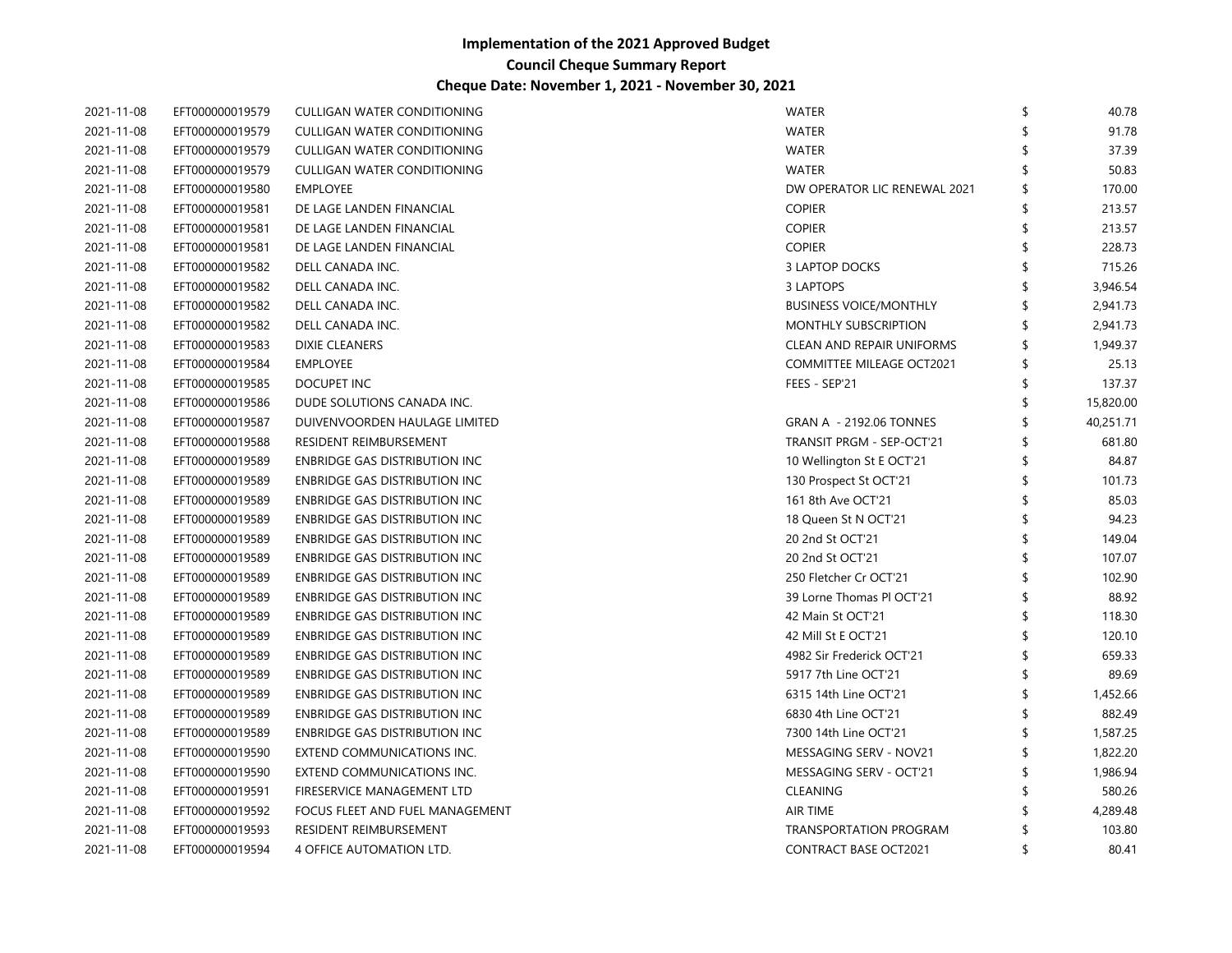# Implementation of the 2021 Approved Budget
## Council Cheque Summary Report
### Cheque Date: November 1, 2021 - November 30, 2021

| | | | | | |
|---|---|---|---|---|---|
| 2021-11-08 | EFT000000019579 | CULLIGAN WATER CONDITIONING | WATER | $ | 40.78 |
| 2021-11-08 | EFT000000019579 | CULLIGAN WATER CONDITIONING | WATER | $ | 91.78 |
| 2021-11-08 | EFT000000019579 | CULLIGAN WATER CONDITIONING | WATER | $ | 37.39 |
| 2021-11-08 | EFT000000019579 | CULLIGAN WATER CONDITIONING | WATER | $ | 50.83 |
| 2021-11-08 | EFT000000019580 | EMPLOYEE | DW OPERATOR LIC RENEWAL 2021 | $ | 170.00 |
| 2021-11-08 | EFT000000019581 | DE LAGE LANDEN FINANCIAL | COPIER | $ | 213.57 |
| 2021-11-08 | EFT000000019581 | DE LAGE LANDEN FINANCIAL | COPIER | $ | 213.57 |
| 2021-11-08 | EFT000000019581 | DE LAGE LANDEN FINANCIAL | COPIER | $ | 228.73 |
| 2021-11-08 | EFT000000019582 | DELL CANADA INC. | 3 LAPTOP DOCKS | $ | 715.26 |
| 2021-11-08 | EFT000000019582 | DELL CANADA INC. | 3 LAPTOPS | $ | 3,946.54 |
| 2021-11-08 | EFT000000019582 | DELL CANADA INC. | BUSINESS VOICE/MONTHLY | $ | 2,941.73 |
| 2021-11-08 | EFT000000019582 | DELL CANADA INC. | MONTHLY SUBSCRIPTION | $ | 2,941.73 |
| 2021-11-08 | EFT000000019583 | DIXIE CLEANERS | CLEAN AND REPAIR UNIFORMS | $ | 1,949.37 |
| 2021-11-08 | EFT000000019584 | EMPLOYEE | COMMITTEE MILEAGE OCT2021 | $ | 25.13 |
| 2021-11-08 | EFT000000019585 | DOCUPET INC | FEES - SEP'21 | $ | 137.37 |
| 2021-11-08 | EFT000000019586 | DUDE SOLUTIONS CANADA INC. | | $ | 15,820.00 |
| 2021-11-08 | EFT000000019587 | DUIVENVOORDEN HAULAGE LIMITED | GRAN A - 2192.06 TONNES | $ | 40,251.71 |
| 2021-11-08 | EFT000000019588 | RESIDENT REIMBURSEMENT | TRANSIT PRGM - SEP-OCT'21 | $ | 681.80 |
| 2021-11-08 | EFT000000019589 | ENBRIDGE GAS DISTRIBUTION INC | 10 Wellington St E OCT'21 | $ | 84.87 |
| 2021-11-08 | EFT000000019589 | ENBRIDGE GAS DISTRIBUTION INC | 130 Prospect St OCT'21 | $ | 101.73 |
| 2021-11-08 | EFT000000019589 | ENBRIDGE GAS DISTRIBUTION INC | 161 8th Ave OCT'21 | $ | 85.03 |
| 2021-11-08 | EFT000000019589 | ENBRIDGE GAS DISTRIBUTION INC | 18 Queen St N OCT'21 | $ | 94.23 |
| 2021-11-08 | EFT000000019589 | ENBRIDGE GAS DISTRIBUTION INC | 20 2nd St OCT'21 | $ | 149.04 |
| 2021-11-08 | EFT000000019589 | ENBRIDGE GAS DISTRIBUTION INC | 20 2nd St OCT'21 | $ | 107.07 |
| 2021-11-08 | EFT000000019589 | ENBRIDGE GAS DISTRIBUTION INC | 250 Fletcher Cr OCT'21 | $ | 102.90 |
| 2021-11-08 | EFT000000019589 | ENBRIDGE GAS DISTRIBUTION INC | 39 Lorne Thomas Pl OCT'21 | $ | 88.92 |
| 2021-11-08 | EFT000000019589 | ENBRIDGE GAS DISTRIBUTION INC | 42 Main St OCT'21 | $ | 118.30 |
| 2021-11-08 | EFT000000019589 | ENBRIDGE GAS DISTRIBUTION INC | 42 Mill St E OCT'21 | $ | 120.10 |
| 2021-11-08 | EFT000000019589 | ENBRIDGE GAS DISTRIBUTION INC | 4982 Sir Frederick OCT'21 | $ | 659.33 |
| 2021-11-08 | EFT000000019589 | ENBRIDGE GAS DISTRIBUTION INC | 5917 7th Line OCT'21 | $ | 89.69 |
| 2021-11-08 | EFT000000019589 | ENBRIDGE GAS DISTRIBUTION INC | 6315 14th Line OCT'21 | $ | 1,452.66 |
| 2021-11-08 | EFT000000019589 | ENBRIDGE GAS DISTRIBUTION INC | 6830 4th Line OCT'21 | $ | 882.49 |
| 2021-11-08 | EFT000000019589 | ENBRIDGE GAS DISTRIBUTION INC | 7300 14th Line OCT'21 | $ | 1,587.25 |
| 2021-11-08 | EFT000000019590 | EXTEND COMMUNICATIONS INC. | MESSAGING SERV - NOV21 | $ | 1,822.20 |
| 2021-11-08 | EFT000000019590 | EXTEND COMMUNICATIONS INC. | MESSAGING SERV - OCT'21 | $ | 1,986.94 |
| 2021-11-08 | EFT000000019591 | FIRESERVICE MANAGEMENT LTD | CLEANING | $ | 580.26 |
| 2021-11-08 | EFT000000019592 | FOCUS FLEET AND FUEL MANAGEMENT | AIR TIME | $ | 4,289.48 |
| 2021-11-08 | EFT000000019593 | RESIDENT REIMBURSEMENT | TRANSPORTATION PROGRAM | $ | 103.80 |
| 2021-11-08 | EFT000000019594 | 4 OFFICE AUTOMATION LTD. | CONTRACT BASE OCT2021 | $ | 80.41 |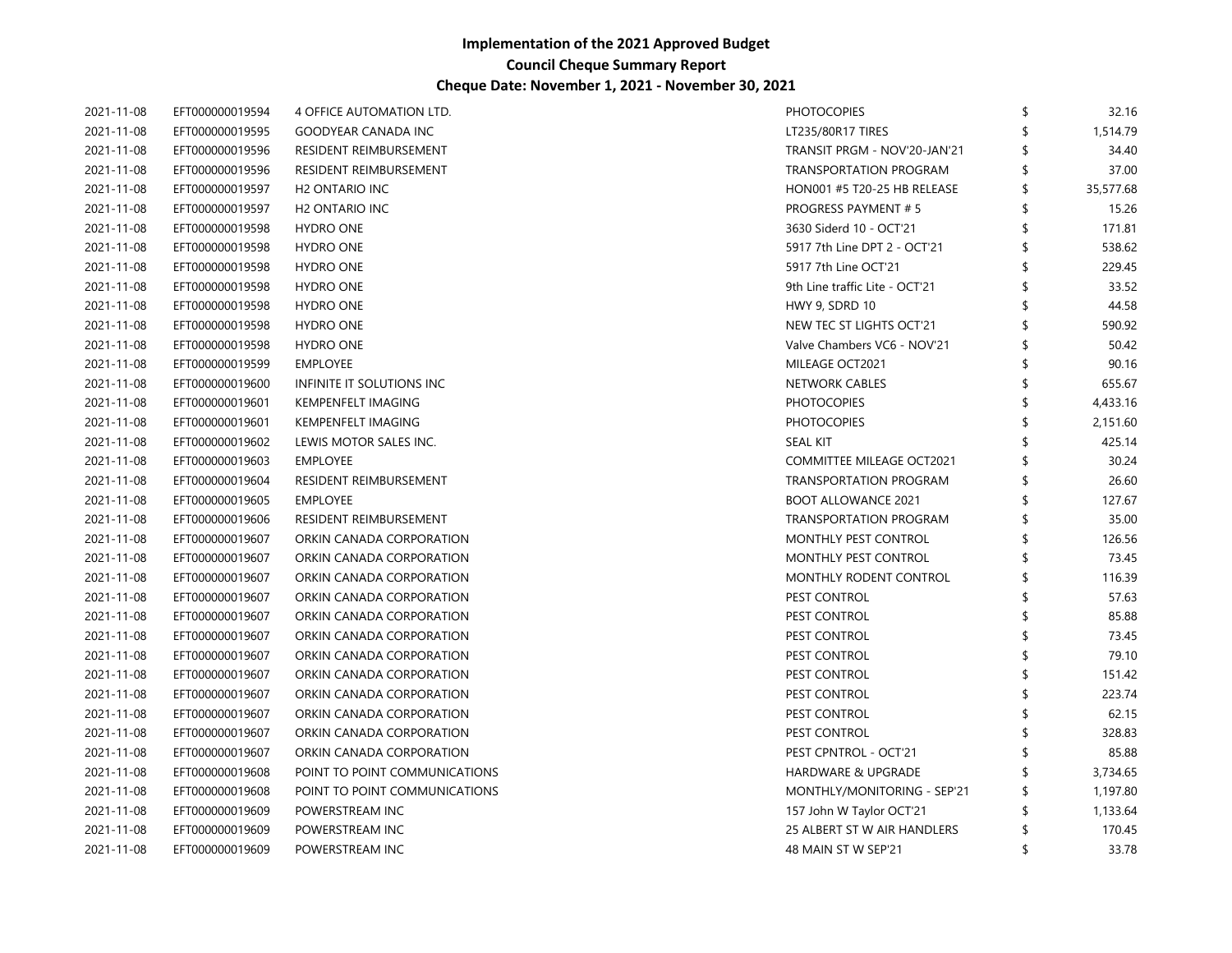# Implementation of the 2021 Approved Budget
## Council Cheque Summary Report
### Cheque Date: November 1, 2021 - November 30, 2021

| | | | | | |
|---|---|---|---|---|---|
| 2021-11-08 | EFT000000019594 | 4 OFFICE AUTOMATION LTD. | PHOTOCOPIES | $ | 32.16 |
| 2021-11-08 | EFT000000019595 | GOODYEAR CANADA INC | LT235/80R17 TIRES | $ | 1,514.79 |
| 2021-11-08 | EFT000000019596 | RESIDENT REIMBURSEMENT | TRANSIT PRGM - NOV'20-JAN'21 | $ | 34.40 |
| 2021-11-08 | EFT000000019596 | RESIDENT REIMBURSEMENT | TRANSPORTATION PROGRAM | $ | 37.00 |
| 2021-11-08 | EFT000000019597 | H2 ONTARIO INC | HON001 #5 T20-25 HB RELEASE | $ | 35,577.68 |
| 2021-11-08 | EFT000000019597 | H2 ONTARIO INC | PROGRESS PAYMENT # 5 | $ | 15.26 |
| 2021-11-08 | EFT000000019598 | HYDRO ONE | 3630 Siderd 10 - OCT'21 | $ | 171.81 |
| 2021-11-08 | EFT000000019598 | HYDRO ONE | 5917 7th Line DPT 2 - OCT'21 | $ | 538.62 |
| 2021-11-08 | EFT000000019598 | HYDRO ONE | 5917 7th Line OCT'21 | $ | 229.45 |
| 2021-11-08 | EFT000000019598 | HYDRO ONE | 9th Line traffic Lite - OCT'21 | $ | 33.52 |
| 2021-11-08 | EFT000000019598 | HYDRO ONE | HWY 9, SDRD 10 | $ | 44.58 |
| 2021-11-08 | EFT000000019598 | HYDRO ONE | NEW TEC ST LIGHTS OCT'21 | $ | 590.92 |
| 2021-11-08 | EFT000000019598 | HYDRO ONE | Valve Chambers VC6 - NOV'21 | $ | 50.42 |
| 2021-11-08 | EFT000000019599 | EMPLOYEE | MILEAGE OCT2021 | $ | 90.16 |
| 2021-11-08 | EFT000000019600 | INFINITE IT SOLUTIONS INC | NETWORK CABLES | $ | 655.67 |
| 2021-11-08 | EFT000000019601 | KEMPENFELT IMAGING | PHOTOCOPIES | $ | 4,433.16 |
| 2021-11-08 | EFT000000019601 | KEMPENFELT IMAGING | PHOTOCOPIES | $ | 2,151.60 |
| 2021-11-08 | EFT000000019602 | LEWIS MOTOR SALES INC. | SEAL KIT | $ | 425.14 |
| 2021-11-08 | EFT000000019603 | EMPLOYEE | COMMITTEE MILEAGE OCT2021 | $ | 30.24 |
| 2021-11-08 | EFT000000019604 | RESIDENT REIMBURSEMENT | TRANSPORTATION PROGRAM | $ | 26.60 |
| 2021-11-08 | EFT000000019605 | EMPLOYEE | BOOT ALLOWANCE 2021 | $ | 127.67 |
| 2021-11-08 | EFT000000019606 | RESIDENT REIMBURSEMENT | TRANSPORTATION PROGRAM | $ | 35.00 |
| 2021-11-08 | EFT000000019607 | ORKIN CANADA CORPORATION | MONTHLY PEST CONTROL | $ | 126.56 |
| 2021-11-08 | EFT000000019607 | ORKIN CANADA CORPORATION | MONTHLY PEST CONTROL | $ | 73.45 |
| 2021-11-08 | EFT000000019607 | ORKIN CANADA CORPORATION | MONTHLY RODENT CONTROL | $ | 116.39 |
| 2021-11-08 | EFT000000019607 | ORKIN CANADA CORPORATION | PEST CONTROL | $ | 57.63 |
| 2021-11-08 | EFT000000019607 | ORKIN CANADA CORPORATION | PEST CONTROL | $ | 85.88 |
| 2021-11-08 | EFT000000019607 | ORKIN CANADA CORPORATION | PEST CONTROL | $ | 73.45 |
| 2021-11-08 | EFT000000019607 | ORKIN CANADA CORPORATION | PEST CONTROL | $ | 79.10 |
| 2021-11-08 | EFT000000019607 | ORKIN CANADA CORPORATION | PEST CONTROL | $ | 151.42 |
| 2021-11-08 | EFT000000019607 | ORKIN CANADA CORPORATION | PEST CONTROL | $ | 223.74 |
| 2021-11-08 | EFT000000019607 | ORKIN CANADA CORPORATION | PEST CONTROL | $ | 62.15 |
| 2021-11-08 | EFT000000019607 | ORKIN CANADA CORPORATION | PEST CONTROL | $ | 328.83 |
| 2021-11-08 | EFT000000019607 | ORKIN CANADA CORPORATION | PEST CPNTROL - OCT'21 | $ | 85.88 |
| 2021-11-08 | EFT000000019608 | POINT TO POINT COMMUNICATIONS | HARDWARE & UPGRADE | $ | 3,734.65 |
| 2021-11-08 | EFT000000019608 | POINT TO POINT COMMUNICATIONS | MONTHLY/MONITORING - SEP'21 | $ | 1,197.80 |
| 2021-11-08 | EFT000000019609 | POWERSTREAM INC | 157 John W Taylor OCT'21 | $ | 1,133.64 |
| 2021-11-08 | EFT000000019609 | POWERSTREAM INC | 25 ALBERT ST W AIR HANDLERS | $ | 170.45 |
| 2021-11-08 | EFT000000019609 | POWERSTREAM INC | 48 MAIN ST W SEP'21 | $ | 33.78 |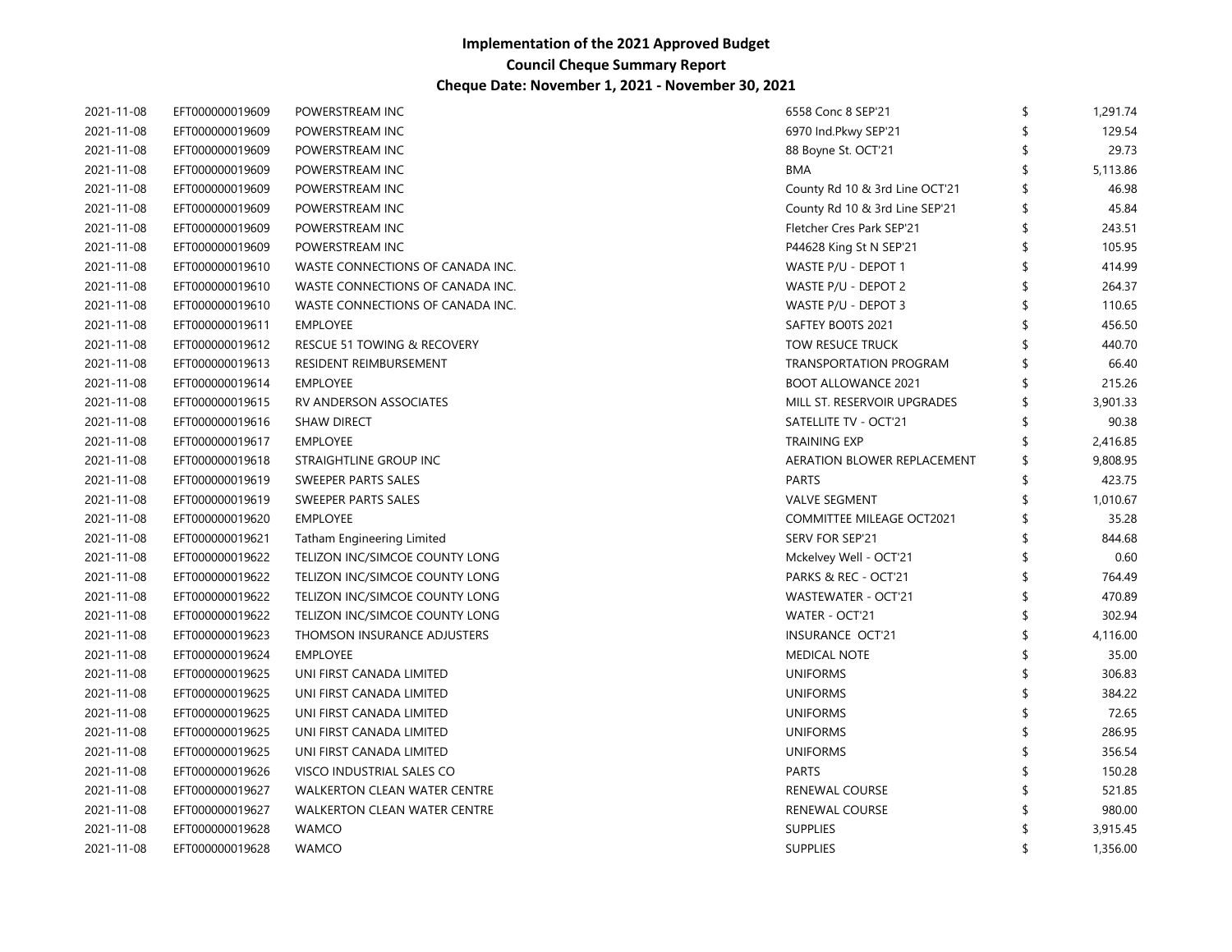# Implementation of the 2021 Approved Budget
## Council Cheque Summary Report
### Cheque Date: November 1, 2021 - November 30, 2021

| | | | | | |
|---|---|---|---|---|---|
| 2021-11-08 | EFT000000019609 | POWERSTREAM INC | 6558 Conc 8 SEP'21 | $ | 1,291.74 |
| 2021-11-08 | EFT000000019609 | POWERSTREAM INC | 6970 Ind.Pkwy SEP'21 | $ | 129.54 |
| 2021-11-08 | EFT000000019609 | POWERSTREAM INC | 88 Boyne St. OCT'21 | $ | 29.73 |
| 2021-11-08 | EFT000000019609 | POWERSTREAM INC | BMA | $ | 5,113.86 |
| 2021-11-08 | EFT000000019609 | POWERSTREAM INC | County Rd 10 & 3rd Line OCT'21 | $ | 46.98 |
| 2021-11-08 | EFT000000019609 | POWERSTREAM INC | County Rd 10 & 3rd Line SEP'21 | $ | 45.84 |
| 2021-11-08 | EFT000000019609 | POWERSTREAM INC | Fletcher Cres Park SEP'21 | $ | 243.51 |
| 2021-11-08 | EFT000000019609 | POWERSTREAM INC | P44628 King St N SEP'21 | $ | 105.95 |
| 2021-11-08 | EFT000000019610 | WASTE CONNECTIONS OF CANADA INC. | WASTE P/U - DEPOT 1 | $ | 414.99 |
| 2021-11-08 | EFT000000019610 | WASTE CONNECTIONS OF CANADA INC. | WASTE P/U - DEPOT 2 | $ | 264.37 |
| 2021-11-08 | EFT000000019610 | WASTE CONNECTIONS OF CANADA INC. | WASTE P/U - DEPOT 3 | $ | 110.65 |
| 2021-11-08 | EFT000000019611 | EMPLOYEE | SAFTEY BO0TS 2021 | $ | 456.50 |
| 2021-11-08 | EFT000000019612 | RESCUE 51 TOWING & RECOVERY | TOW RESUCE TRUCK | $ | 440.70 |
| 2021-11-08 | EFT000000019613 | RESIDENT REIMBURSEMENT | TRANSPORTATION PROGRAM | $ | 66.40 |
| 2021-11-08 | EFT000000019614 | EMPLOYEE | BOOT ALLOWANCE 2021 | $ | 215.26 |
| 2021-11-08 | EFT000000019615 | RV ANDERSON ASSOCIATES | MILL ST. RESERVOIR UPGRADES | $ | 3,901.33 |
| 2021-11-08 | EFT000000019616 | SHAW DIRECT | SATELLITE TV - OCT'21 | $ | 90.38 |
| 2021-11-08 | EFT000000019617 | EMPLOYEE | TRAINING EXP | $ | 2,416.85 |
| 2021-11-08 | EFT000000019618 | STRAIGHTLINE GROUP INC | AERATION BLOWER REPLACEMENT | $ | 9,808.95 |
| 2021-11-08 | EFT000000019619 | SWEEPER PARTS SALES | PARTS | $ | 423.75 |
| 2021-11-08 | EFT000000019619 | SWEEPER PARTS SALES | VALVE SEGMENT | $ | 1,010.67 |
| 2021-11-08 | EFT000000019620 | EMPLOYEE | COMMITTEE MILEAGE OCT2021 | $ | 35.28 |
| 2021-11-08 | EFT000000019621 | Tatham Engineering Limited | SERV FOR SEP'21 | $ | 844.68 |
| 2021-11-08 | EFT000000019622 | TELIZON INC/SIMCOE COUNTY LONG | Mckelvey Well - OCT'21 | $ | 0.60 |
| 2021-11-08 | EFT000000019622 | TELIZON INC/SIMCOE COUNTY LONG | PARKS & REC - OCT'21 | $ | 764.49 |
| 2021-11-08 | EFT000000019622 | TELIZON INC/SIMCOE COUNTY LONG | WASTEWATER - OCT'21 | $ | 470.89 |
| 2021-11-08 | EFT000000019622 | TELIZON INC/SIMCOE COUNTY LONG | WATER - OCT'21 | $ | 302.94 |
| 2021-11-08 | EFT000000019623 | THOMSON INSURANCE ADJUSTERS | INSURANCE OCT'21 | $ | 4,116.00 |
| 2021-11-08 | EFT000000019624 | EMPLOYEE | MEDICAL NOTE | $ | 35.00 |
| 2021-11-08 | EFT000000019625 | UNI FIRST CANADA LIMITED | UNIFORMS | $ | 306.83 |
| 2021-11-08 | EFT000000019625 | UNI FIRST CANADA LIMITED | UNIFORMS | $ | 384.22 |
| 2021-11-08 | EFT000000019625 | UNI FIRST CANADA LIMITED | UNIFORMS | $ | 72.65 |
| 2021-11-08 | EFT000000019625 | UNI FIRST CANADA LIMITED | UNIFORMS | $ | 286.95 |
| 2021-11-08 | EFT000000019625 | UNI FIRST CANADA LIMITED | UNIFORMS | $ | 356.54 |
| 2021-11-08 | EFT000000019626 | VISCO INDUSTRIAL SALES CO | PARTS | $ | 150.28 |
| 2021-11-08 | EFT000000019627 | WALKERTON CLEAN WATER CENTRE | RENEWAL COURSE | $ | 521.85 |
| 2021-11-08 | EFT000000019627 | WALKERTON CLEAN WATER CENTRE | RENEWAL COURSE | $ | 980.00 |
| 2021-11-08 | EFT000000019628 | WAMCO | SUPPLIES | $ | 3,915.45 |
| 2021-11-08 | EFT000000019628 | WAMCO | SUPPLIES | $ | 1,356.00 |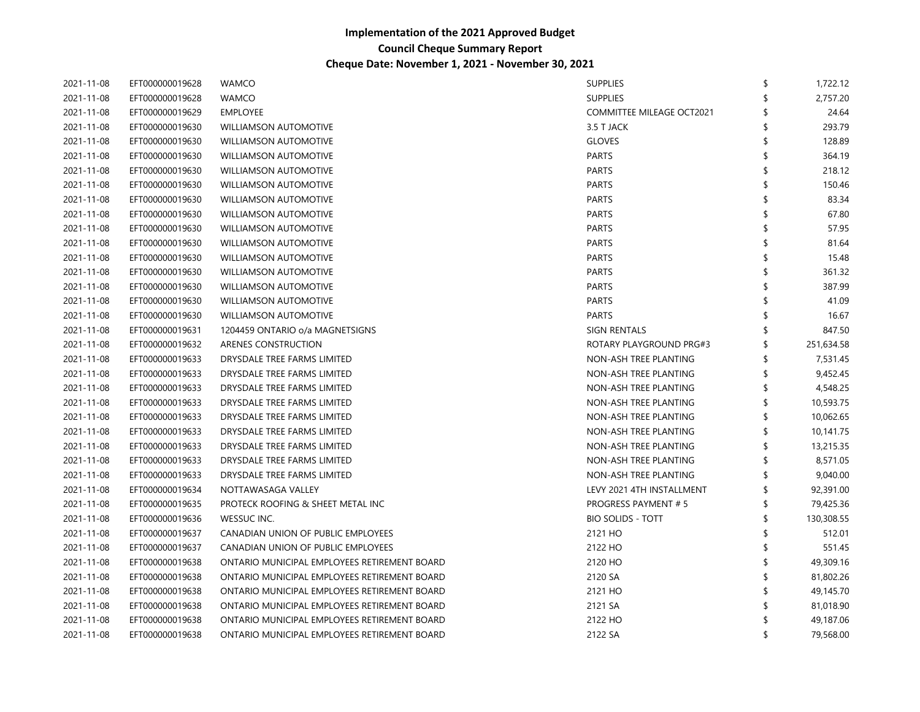# Implementation of the 2021 Approved Budget
## Council Cheque Summary Report
### Cheque Date: November 1, 2021 - November 30, 2021

| | | | | | |
|---|---|---|---|---|---|
| 2021-11-08 | EFT000000019628 | WAMCO | SUPPLIES | $ | 1,722.12 |
| 2021-11-08 | EFT000000019628 | WAMCO | SUPPLIES | $ | 2,757.20 |
| 2021-11-08 | EFT000000019629 | EMPLOYEE | COMMITTEE MILEAGE OCT2021 | $ | 24.64 |
| 2021-11-08 | EFT000000019630 | WILLIAMSON AUTOMOTIVE | 3.5 T JACK | $ | 293.79 |
| 2021-11-08 | EFT000000019630 | WILLIAMSON AUTOMOTIVE | GLOVES | $ | 128.89 |
| 2021-11-08 | EFT000000019630 | WILLIAMSON AUTOMOTIVE | PARTS | $ | 364.19 |
| 2021-11-08 | EFT000000019630 | WILLIAMSON AUTOMOTIVE | PARTS | $ | 218.12 |
| 2021-11-08 | EFT000000019630 | WILLIAMSON AUTOMOTIVE | PARTS | $ | 150.46 |
| 2021-11-08 | EFT000000019630 | WILLIAMSON AUTOMOTIVE | PARTS | $ | 83.34 |
| 2021-11-08 | EFT000000019630 | WILLIAMSON AUTOMOTIVE | PARTS | $ | 67.80 |
| 2021-11-08 | EFT000000019630 | WILLIAMSON AUTOMOTIVE | PARTS | $ | 57.95 |
| 2021-11-08 | EFT000000019630 | WILLIAMSON AUTOMOTIVE | PARTS | $ | 81.64 |
| 2021-11-08 | EFT000000019630 | WILLIAMSON AUTOMOTIVE | PARTS | $ | 15.48 |
| 2021-11-08 | EFT000000019630 | WILLIAMSON AUTOMOTIVE | PARTS | $ | 361.32 |
| 2021-11-08 | EFT000000019630 | WILLIAMSON AUTOMOTIVE | PARTS | $ | 387.99 |
| 2021-11-08 | EFT000000019630 | WILLIAMSON AUTOMOTIVE | PARTS | $ | 41.09 |
| 2021-11-08 | EFT000000019630 | WILLIAMSON AUTOMOTIVE | PARTS | $ | 16.67 |
| 2021-11-08 | EFT000000019631 | 1204459 ONTARIO o/a MAGNETSIGNS | SIGN RENTALS | $ | 847.50 |
| 2021-11-08 | EFT000000019632 | ARENES CONSTRUCTION | ROTARY PLAYGROUND PRG#3 | $ | 251,634.58 |
| 2021-11-08 | EFT000000019633 | DRYSDALE TREE FARMS LIMITED | NON-ASH TREE PLANTING | $ | 7,531.45 |
| 2021-11-08 | EFT000000019633 | DRYSDALE TREE FARMS LIMITED | NON-ASH TREE PLANTING | $ | 9,452.45 |
| 2021-11-08 | EFT000000019633 | DRYSDALE TREE FARMS LIMITED | NON-ASH TREE PLANTING | $ | 4,548.25 |
| 2021-11-08 | EFT000000019633 | DRYSDALE TREE FARMS LIMITED | NON-ASH TREE PLANTING | $ | 10,593.75 |
| 2021-11-08 | EFT000000019633 | DRYSDALE TREE FARMS LIMITED | NON-ASH TREE PLANTING | $ | 10,062.65 |
| 2021-11-08 | EFT000000019633 | DRYSDALE TREE FARMS LIMITED | NON-ASH TREE PLANTING | $ | 10,141.75 |
| 2021-11-08 | EFT000000019633 | DRYSDALE TREE FARMS LIMITED | NON-ASH TREE PLANTING | $ | 13,215.35 |
| 2021-11-08 | EFT000000019633 | DRYSDALE TREE FARMS LIMITED | NON-ASH TREE PLANTING | $ | 8,571.05 |
| 2021-11-08 | EFT000000019633 | DRYSDALE TREE FARMS LIMITED | NON-ASH TREE PLANTING | $ | 9,040.00 |
| 2021-11-08 | EFT000000019634 | NOTTAWASAGA VALLEY | LEVY 2021 4TH INSTALLMENT | $ | 92,391.00 |
| 2021-11-08 | EFT000000019635 | PROTECK ROOFING & SHEET METAL INC | PROGRESS PAYMENT # 5 | $ | 79,425.36 |
| 2021-11-08 | EFT000000019636 | WESSUC INC. | BIO SOLIDS - TOTT | $ | 130,308.55 |
| 2021-11-08 | EFT000000019637 | CANADIAN UNION OF PUBLIC EMPLOYEES | 2121 HO | $ | 512.01 |
| 2021-11-08 | EFT000000019637 | CANADIAN UNION OF PUBLIC EMPLOYEES | 2122 HO | $ | 551.45 |
| 2021-11-08 | EFT000000019638 | ONTARIO MUNICIPAL EMPLOYEES RETIREMENT BOARD | 2120 HO | $ | 49,309.16 |
| 2021-11-08 | EFT000000019638 | ONTARIO MUNICIPAL EMPLOYEES RETIREMENT BOARD | 2120 SA | $ | 81,802.26 |
| 2021-11-08 | EFT000000019638 | ONTARIO MUNICIPAL EMPLOYEES RETIREMENT BOARD | 2121 HO | $ | 49,145.70 |
| 2021-11-08 | EFT000000019638 | ONTARIO MUNICIPAL EMPLOYEES RETIREMENT BOARD | 2121 SA | $ | 81,018.90 |
| 2021-11-08 | EFT000000019638 | ONTARIO MUNICIPAL EMPLOYEES RETIREMENT BOARD | 2122 HO | $ | 49,187.06 |
| 2021-11-08 | EFT000000019638 | ONTARIO MUNICIPAL EMPLOYEES RETIREMENT BOARD | 2122 SA | $ | 79,568.00 |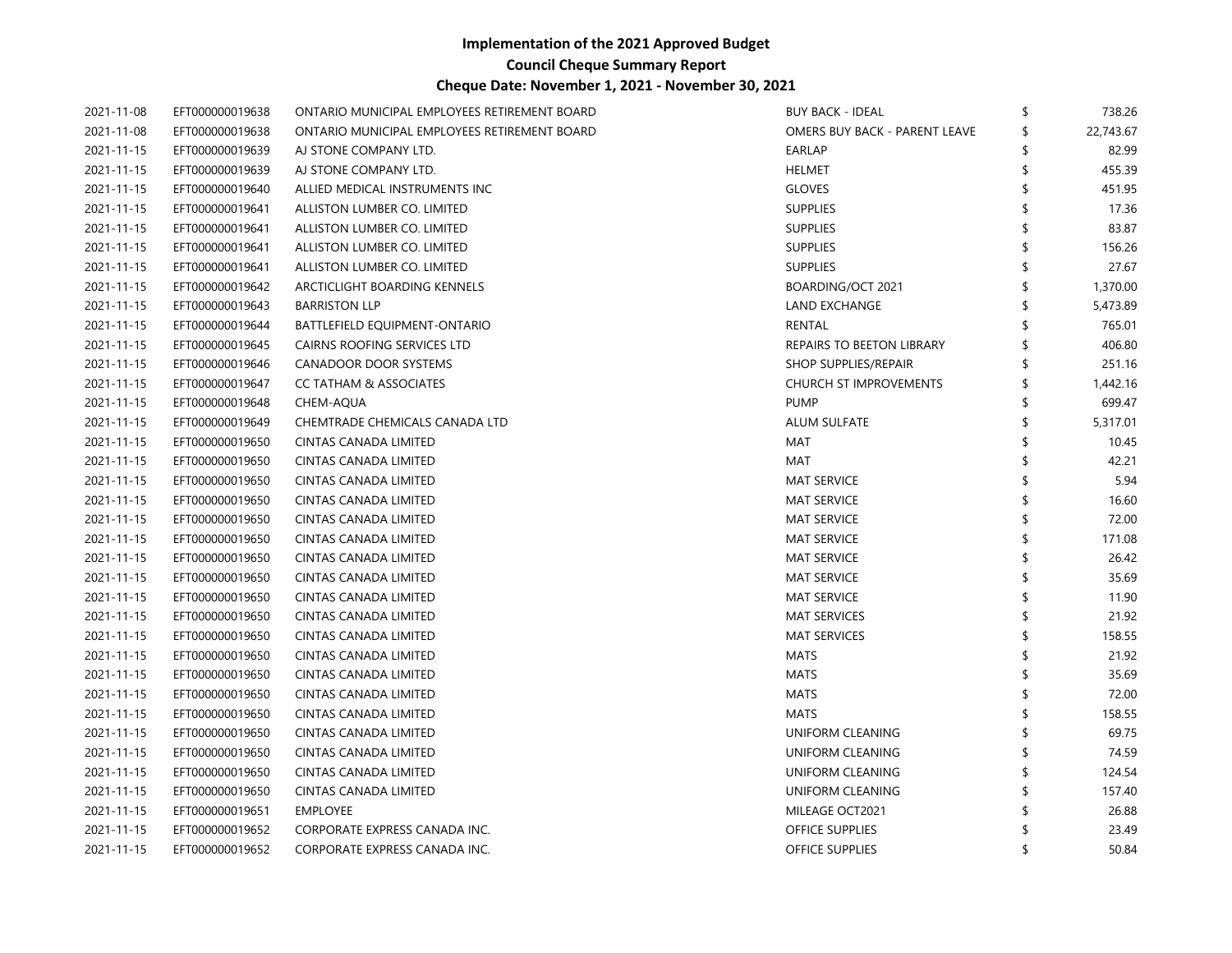## Implementation of the 2021 Approved Budget
## Council Cheque Summary Report
## Cheque Date: November 1, 2021 - November 30, 2021

| | | | | | |
|---|---|---|---|---|---|
| 2021-11-08 | EFT000000019638 | ONTARIO MUNICIPAL EMPLOYEES RETIREMENT BOARD | BUY BACK - IDEAL | $ | 738.26 |
| 2021-11-08 | EFT000000019638 | ONTARIO MUNICIPAL EMPLOYEES RETIREMENT BOARD | OMERS BUY BACK - PARENT LEAVE | $ | 22,743.67 |
| 2021-11-15 | EFT000000019639 | AJ STONE COMPANY LTD. | EARLAP | $ | 82.99 |
| 2021-11-15 | EFT000000019639 | AJ STONE COMPANY LTD. | HELMET | $ | 455.39 |
| 2021-11-15 | EFT000000019640 | ALLIED MEDICAL INSTRUMENTS INC | GLOVES | $ | 451.95 |
| 2021-11-15 | EFT000000019641 | ALLISTON LUMBER CO. LIMITED | SUPPLIES | $ | 17.36 |
| 2021-11-15 | EFT000000019641 | ALLISTON LUMBER CO. LIMITED | SUPPLIES | $ | 83.87 |
| 2021-11-15 | EFT000000019641 | ALLISTON LUMBER CO. LIMITED | SUPPLIES | $ | 156.26 |
| 2021-11-15 | EFT000000019641 | ALLISTON LUMBER CO. LIMITED | SUPPLIES | $ | 27.67 |
| 2021-11-15 | EFT000000019642 | ARCTICLIGHT BOARDING KENNELS | BOARDING/OCT 2021 | $ | 1,370.00 |
| 2021-11-15 | EFT000000019643 | BARRISTON LLP | LAND EXCHANGE | $ | 5,473.89 |
| 2021-11-15 | EFT000000019644 | BATTLEFIELD EQUIPMENT-ONTARIO | RENTAL | $ | 765.01 |
| 2021-11-15 | EFT000000019645 | CAIRNS ROOFING SERVICES LTD | REPAIRS TO BEETON LIBRARY | $ | 406.80 |
| 2021-11-15 | EFT000000019646 | CANADOOR DOOR SYSTEMS | SHOP SUPPLIES/REPAIR | $ | 251.16 |
| 2021-11-15 | EFT000000019647 | CC TATHAM & ASSOCIATES | CHURCH ST IMPROVEMENTS | $ | 1,442.16 |
| 2021-11-15 | EFT000000019648 | CHEM-AQUA | PUMP | $ | 699.47 |
| 2021-11-15 | EFT000000019649 | CHEMTRADE CHEMICALS CANADA LTD | ALUM SULFATE | $ | 5,317.01 |
| 2021-11-15 | EFT000000019650 | CINTAS CANADA LIMITED | MAT | $ | 10.45 |
| 2021-11-15 | EFT000000019650 | CINTAS CANADA LIMITED | MAT | $ | 42.21 |
| 2021-11-15 | EFT000000019650 | CINTAS CANADA LIMITED | MAT SERVICE | $ | 5.94 |
| 2021-11-15 | EFT000000019650 | CINTAS CANADA LIMITED | MAT SERVICE | $ | 16.60 |
| 2021-11-15 | EFT000000019650 | CINTAS CANADA LIMITED | MAT SERVICE | $ | 72.00 |
| 2021-11-15 | EFT000000019650 | CINTAS CANADA LIMITED | MAT SERVICE | $ | 171.08 |
| 2021-11-15 | EFT000000019650 | CINTAS CANADA LIMITED | MAT SERVICE | $ | 26.42 |
| 2021-11-15 | EFT000000019650 | CINTAS CANADA LIMITED | MAT SERVICE | $ | 35.69 |
| 2021-11-15 | EFT000000019650 | CINTAS CANADA LIMITED | MAT SERVICE | $ | 11.90 |
| 2021-11-15 | EFT000000019650 | CINTAS CANADA LIMITED | MAT SERVICES | $ | 21.92 |
| 2021-11-15 | EFT000000019650 | CINTAS CANADA LIMITED | MAT SERVICES | $ | 158.55 |
| 2021-11-15 | EFT000000019650 | CINTAS CANADA LIMITED | MATS | $ | 21.92 |
| 2021-11-15 | EFT000000019650 | CINTAS CANADA LIMITED | MATS | $ | 35.69 |
| 2021-11-15 | EFT000000019650 | CINTAS CANADA LIMITED | MATS | $ | 72.00 |
| 2021-11-15 | EFT000000019650 | CINTAS CANADA LIMITED | MATS | $ | 158.55 |
| 2021-11-15 | EFT000000019650 | CINTAS CANADA LIMITED | UNIFORM CLEANING | $ | 69.75 |
| 2021-11-15 | EFT000000019650 | CINTAS CANADA LIMITED | UNIFORM CLEANING | $ | 74.59 |
| 2021-11-15 | EFT000000019650 | CINTAS CANADA LIMITED | UNIFORM CLEANING | $ | 124.54 |
| 2021-11-15 | EFT000000019650 | CINTAS CANADA LIMITED | UNIFORM CLEANING | $ | 157.40 |
| 2021-11-15 | EFT000000019651 | EMPLOYEE | MILEAGE OCT2021 | $ | 26.88 |
| 2021-11-15 | EFT000000019652 | CORPORATE EXPRESS CANADA INC. | OFFICE SUPPLIES | $ | 23.49 |
| 2021-11-15 | EFT000000019652 | CORPORATE EXPRESS CANADA INC. | OFFICE SUPPLIES | $ | 50.84 |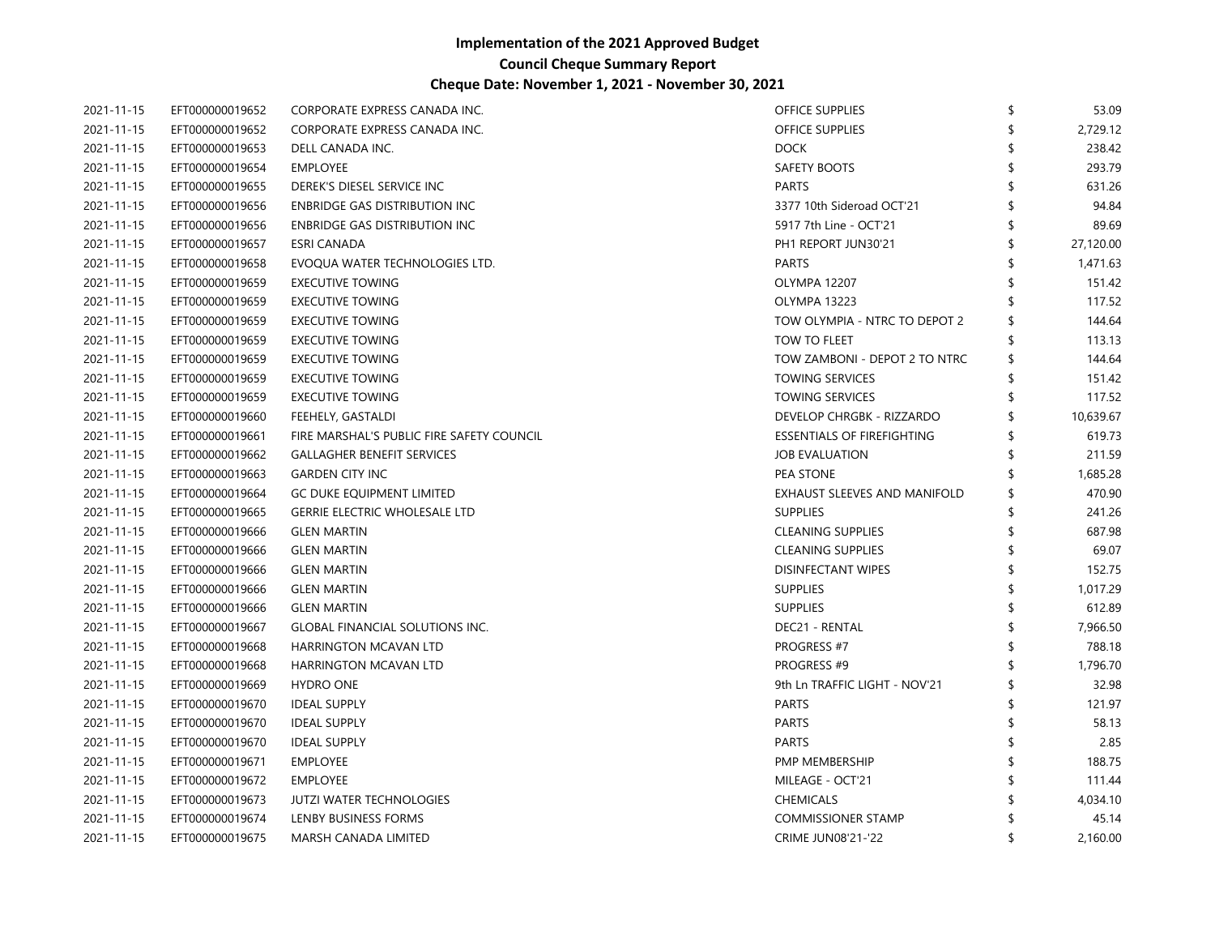# Implementation of the 2021 Approved Budget
## Council Cheque Summary Report
### Cheque Date: November 1, 2021 - November 30, 2021

| | | | | | |
|---|---|---|---|---|---|
| 2021-11-15 | EFT000000019652 | CORPORATE EXPRESS CANADA INC. | OFFICE SUPPLIES | $ | 53.09 |
| 2021-11-15 | EFT000000019652 | CORPORATE EXPRESS CANADA INC. | OFFICE SUPPLIES | $ | 2,729.12 |
| 2021-11-15 | EFT000000019653 | DELL CANADA INC. | DOCK | $ | 238.42 |
| 2021-11-15 | EFT000000019654 | EMPLOYEE | SAFETY BOOTS | $ | 293.79 |
| 2021-11-15 | EFT000000019655 | DEREK'S DIESEL SERVICE INC | PARTS | $ | 631.26 |
| 2021-11-15 | EFT000000019656 | ENBRIDGE GAS DISTRIBUTION INC | 3377 10th Sideroad OCT'21 | $ | 94.84 |
| 2021-11-15 | EFT000000019656 | ENBRIDGE GAS DISTRIBUTION INC | 5917 7th Line - OCT'21 | $ | 89.69 |
| 2021-11-15 | EFT000000019657 | ESRI CANADA | PH1 REPORT JUN30'21 | $ | 27,120.00 |
| 2021-11-15 | EFT000000019658 | EVOQUA WATER TECHNOLOGIES LTD. | PARTS | $ | 1,471.63 |
| 2021-11-15 | EFT000000019659 | EXECUTIVE TOWING | OLYMPA 12207 | $ | 151.42 |
| 2021-11-15 | EFT000000019659 | EXECUTIVE TOWING | OLYMPA 13223 | $ | 117.52 |
| 2021-11-15 | EFT000000019659 | EXECUTIVE TOWING | TOW OLYMPIA - NTRC TO DEPOT 2 | $ | 144.64 |
| 2021-11-15 | EFT000000019659 | EXECUTIVE TOWING | TOW TO FLEET | $ | 113.13 |
| 2021-11-15 | EFT000000019659 | EXECUTIVE TOWING | TOW ZAMBONI - DEPOT 2 TO NTRC | $ | 144.64 |
| 2021-11-15 | EFT000000019659 | EXECUTIVE TOWING | TOWING SERVICES | $ | 151.42 |
| 2021-11-15 | EFT000000019659 | EXECUTIVE TOWING | TOWING SERVICES | $ | 117.52 |
| 2021-11-15 | EFT000000019660 | FEEHELY, GASTALDI | DEVELOP CHRGBK - RIZZARDO | $ | 10,639.67 |
| 2021-11-15 | EFT000000019661 | FIRE MARSHAL'S PUBLIC FIRE SAFETY COUNCIL | ESSENTIALS OF FIREFIGHTING | $ | 619.73 |
| 2021-11-15 | EFT000000019662 | GALLAGHER BENEFIT SERVICES | JOB EVALUATION | $ | 211.59 |
| 2021-11-15 | EFT000000019663 | GARDEN CITY INC | PEA STONE | $ | 1,685.28 |
| 2021-11-15 | EFT000000019664 | GC DUKE EQUIPMENT LIMITED | EXHAUST SLEEVES AND MANIFOLD | $ | 470.90 |
| 2021-11-15 | EFT000000019665 | GERRIE ELECTRIC WHOLESALE LTD | SUPPLIES | $ | 241.26 |
| 2021-11-15 | EFT000000019666 | GLEN MARTIN | CLEANING SUPPLIES | $ | 687.98 |
| 2021-11-15 | EFT000000019666 | GLEN MARTIN | CLEANING SUPPLIES | $ | 69.07 |
| 2021-11-15 | EFT000000019666 | GLEN MARTIN | DISINFECTANT WIPES | $ | 152.75 |
| 2021-11-15 | EFT000000019666 | GLEN MARTIN | SUPPLIES | $ | 1,017.29 |
| 2021-11-15 | EFT000000019666 | GLEN MARTIN | SUPPLIES | $ | 612.89 |
| 2021-11-15 | EFT000000019667 | GLOBAL FINANCIAL SOLUTIONS INC. | DEC21 - RENTAL | $ | 7,966.50 |
| 2021-11-15 | EFT000000019668 | HARRINGTON MCAVAN LTD | PROGRESS #7 | $ | 788.18 |
| 2021-11-15 | EFT000000019668 | HARRINGTON MCAVAN LTD | PROGRESS #9 | $ | 1,796.70 |
| 2021-11-15 | EFT000000019669 | HYDRO ONE | 9th Ln TRAFFIC LIGHT - NOV'21 | $ | 32.98 |
| 2021-11-15 | EFT000000019670 | IDEAL SUPPLY | PARTS | $ | 121.97 |
| 2021-11-15 | EFT000000019670 | IDEAL SUPPLY | PARTS | $ | 58.13 |
| 2021-11-15 | EFT000000019670 | IDEAL SUPPLY | PARTS | $ | 2.85 |
| 2021-11-15 | EFT000000019671 | EMPLOYEE | PMP MEMBERSHIP | $ | 188.75 |
| 2021-11-15 | EFT000000019672 | EMPLOYEE | MILEAGE - OCT'21 | $ | 111.44 |
| 2021-11-15 | EFT000000019673 | JUTZI WATER TECHNOLOGIES | CHEMICALS | $ | 4,034.10 |
| 2021-11-15 | EFT000000019674 | LENBY BUSINESS FORMS | COMMISSIONER STAMP | $ | 45.14 |
| 2021-11-15 | EFT000000019675 | MARSH CANADA LIMITED | CRIME JUN08'21-'22 | $ | 2,160.00 |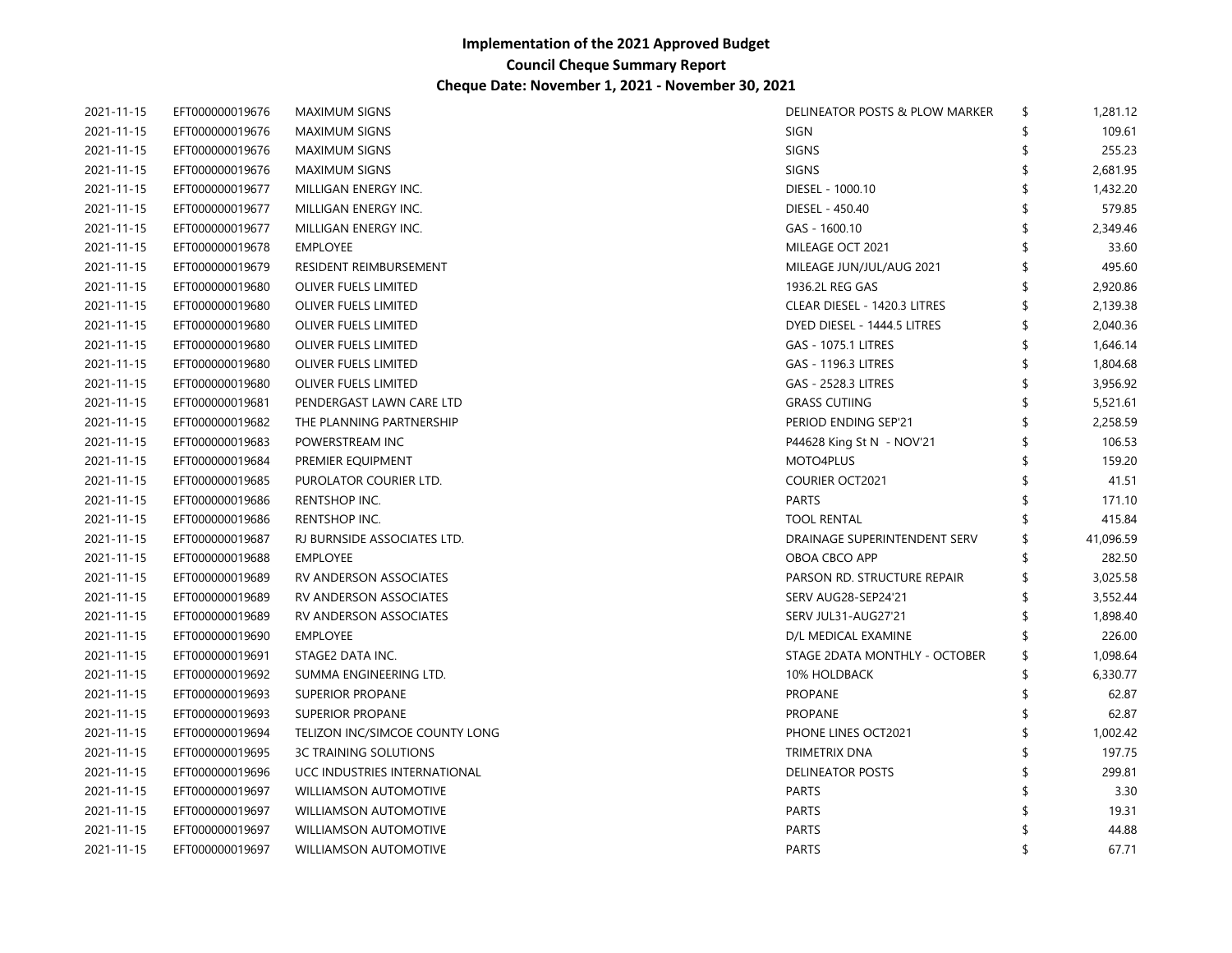# Implementation of the 2021 Approved Budget
## Council Cheque Summary Report
### Cheque Date: November 1, 2021 - November 30, 2021

| | | | | | |
|---|---|---|---|---|---|
| 2021-11-15 | EFT000000019676 | MAXIMUM SIGNS | DELINEATOR POSTS & PLOW MARKER | $ | 1,281.12 |
| 2021-11-15 | EFT000000019676 | MAXIMUM SIGNS | SIGN | $ | 109.61 |
| 2021-11-15 | EFT000000019676 | MAXIMUM SIGNS | SIGNS | $ | 255.23 |
| 2021-11-15 | EFT000000019676 | MAXIMUM SIGNS | SIGNS | $ | 2,681.95 |
| 2021-11-15 | EFT000000019677 | MILLIGAN ENERGY INC. | DIESEL - 1000.10 | $ | 1,432.20 |
| 2021-11-15 | EFT000000019677 | MILLIGAN ENERGY INC. | DIESEL - 450.40 | $ | 579.85 |
| 2021-11-15 | EFT000000019677 | MILLIGAN ENERGY INC. | GAS - 1600.10 | $ | 2,349.46 |
| 2021-11-15 | EFT000000019678 | EMPLOYEE | MILEAGE OCT 2021 | $ | 33.60 |
| 2021-11-15 | EFT000000019679 | RESIDENT REIMBURSEMENT | MILEAGE JUN/JUL/AUG 2021 | $ | 495.60 |
| 2021-11-15 | EFT000000019680 | OLIVER FUELS LIMITED | 1936.2L REG GAS | $ | 2,920.86 |
| 2021-11-15 | EFT000000019680 | OLIVER FUELS LIMITED | CLEAR DIESEL - 1420.3 LITRES | $ | 2,139.38 |
| 2021-11-15 | EFT000000019680 | OLIVER FUELS LIMITED | DYED DIESEL - 1444.5 LITRES | $ | 2,040.36 |
| 2021-11-15 | EFT000000019680 | OLIVER FUELS LIMITED | GAS - 1075.1 LITRES | $ | 1,646.14 |
| 2021-11-15 | EFT000000019680 | OLIVER FUELS LIMITED | GAS - 1196.3 LITRES | $ | 1,804.68 |
| 2021-11-15 | EFT000000019680 | OLIVER FUELS LIMITED | GAS - 2528.3 LITRES | $ | 3,956.92 |
| 2021-11-15 | EFT000000019681 | PENDERGAST LAWN CARE LTD | GRASS CUTIING | $ | 5,521.61 |
| 2021-11-15 | EFT000000019682 | THE PLANNING PARTNERSHIP | PERIOD ENDING SEP'21 | $ | 2,258.59 |
| 2021-11-15 | EFT000000019683 | POWERSTREAM INC | P44628 King St N - NOV'21 | $ | 106.53 |
| 2021-11-15 | EFT000000019684 | PREMIER EQUIPMENT | MOTO4PLUS | $ | 159.20 |
| 2021-11-15 | EFT000000019685 | PUROLATOR COURIER LTD. | COURIER OCT2021 | $ | 41.51 |
| 2021-11-15 | EFT000000019686 | RENTSHOP INC. | PARTS | $ | 171.10 |
| 2021-11-15 | EFT000000019686 | RENTSHOP INC. | TOOL RENTAL | $ | 415.84 |
| 2021-11-15 | EFT000000019687 | RJ BURNSIDE ASSOCIATES LTD. | DRAINAGE SUPERINTENDENT SERV | $ | 41,096.59 |
| 2021-11-15 | EFT000000019688 | EMPLOYEE | OBOA CBCO APP | $ | 282.50 |
| 2021-11-15 | EFT000000019689 | RV ANDERSON ASSOCIATES | PARSON RD. STRUCTURE REPAIR | $ | 3,025.58 |
| 2021-11-15 | EFT000000019689 | RV ANDERSON ASSOCIATES | SERV AUG28-SEP24'21 | $ | 3,552.44 |
| 2021-11-15 | EFT000000019689 | RV ANDERSON ASSOCIATES | SERV JUL31-AUG27'21 | $ | 1,898.40 |
| 2021-11-15 | EFT000000019690 | EMPLOYEE | D/L MEDICAL EXAMINE | $ | 226.00 |
| 2021-11-15 | EFT000000019691 | STAGE2 DATA INC. | STAGE 2DATA MONTHLY - OCTOBER | $ | 1,098.64 |
| 2021-11-15 | EFT000000019692 | SUMMA ENGINEERING LTD. | 10% HOLDBACK | $ | 6,330.77 |
| 2021-11-15 | EFT000000019693 | SUPERIOR PROPANE | PROPANE | $ | 62.87 |
| 2021-11-15 | EFT000000019693 | SUPERIOR PROPANE | PROPANE | $ | 62.87 |
| 2021-11-15 | EFT000000019694 | TELIZON INC/SIMCOE COUNTY LONG | PHONE LINES OCT2021 | $ | 1,002.42 |
| 2021-11-15 | EFT000000019695 | 3C TRAINING SOLUTIONS | TRIMETRIX DNA | $ | 197.75 |
| 2021-11-15 | EFT000000019696 | UCC INDUSTRIES INTERNATIONAL | DELINEATOR POSTS | $ | 299.81 |
| 2021-11-15 | EFT000000019697 | WILLIAMSON AUTOMOTIVE | PARTS | $ | 3.30 |
| 2021-11-15 | EFT000000019697 | WILLIAMSON AUTOMOTIVE | PARTS | $ | 19.31 |
| 2021-11-15 | EFT000000019697 | WILLIAMSON AUTOMOTIVE | PARTS | $ | 44.88 |
| 2021-11-15 | EFT000000019697 | WILLIAMSON AUTOMOTIVE | PARTS | $ | 67.71 |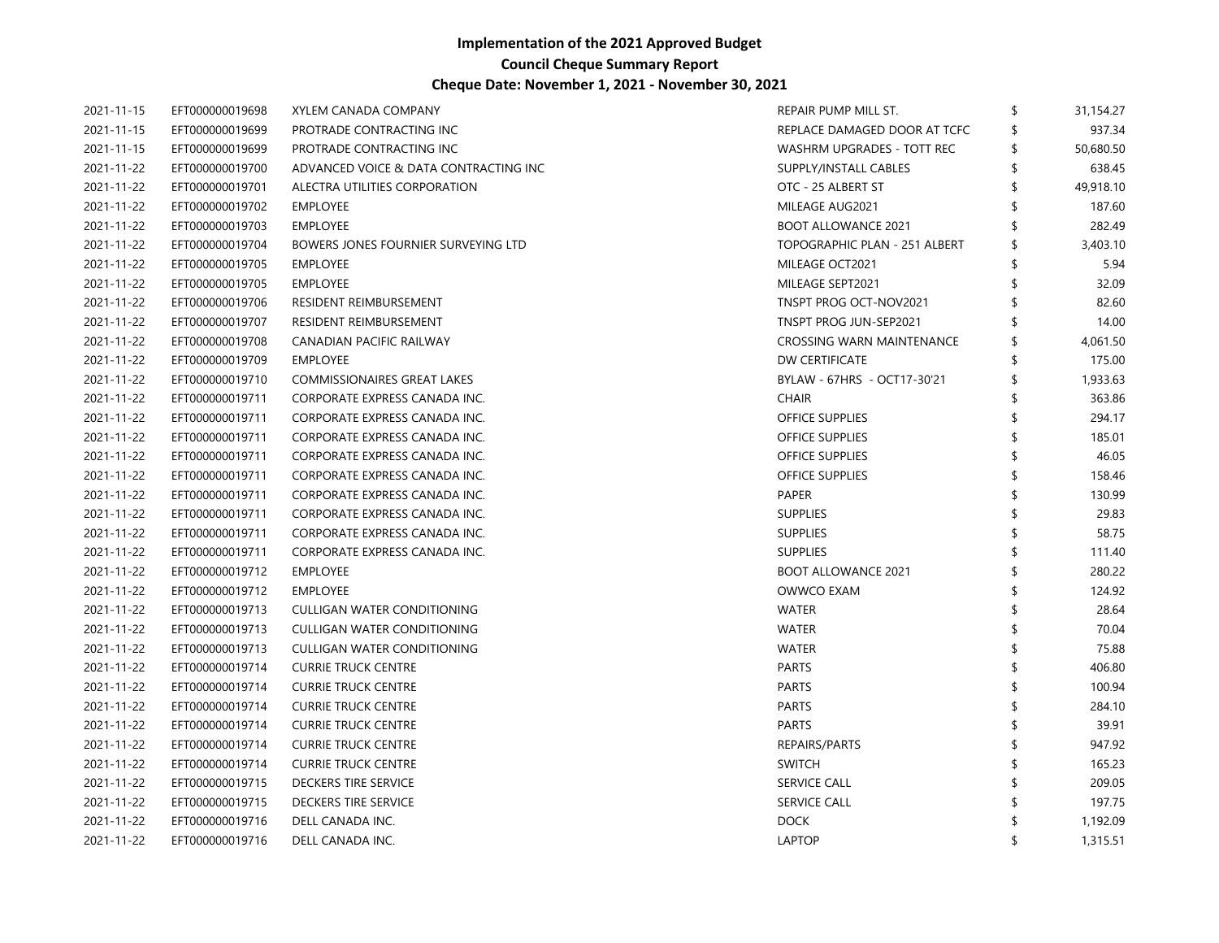# Implementation of the 2021 Approved Budget
## Council Cheque Summary Report
### Cheque Date: November 1, 2021 - November 30, 2021

| | | | | | |
|---|---|---|---|---|---|
| 2021-11-15 | EFT000000019698 | XYLEM CANADA COMPANY | REPAIR PUMP MILL ST. | $ | 31,154.27 |
| 2021-11-15 | EFT000000019699 | PROTRADE CONTRACTING INC | REPLACE DAMAGED DOOR AT TCFC | $ | 937.34 |
| 2021-11-15 | EFT000000019699 | PROTRADE CONTRACTING INC | WASHRM UPGRADES - TOTT REC | $ | 50,680.50 |
| 2021-11-22 | EFT000000019700 | ADVANCED VOICE & DATA CONTRACTING INC | SUPPLY/INSTALL CABLES | $ | 638.45 |
| 2021-11-22 | EFT000000019701 | ALECTRA UTILITIES CORPORATION | OTC - 25 ALBERT ST | $ | 49,918.10 |
| 2021-11-22 | EFT000000019702 | EMPLOYEE | MILEAGE AUG2021 | $ | 187.60 |
| 2021-11-22 | EFT000000019703 | EMPLOYEE | BOOT ALLOWANCE 2021 | $ | 282.49 |
| 2021-11-22 | EFT000000019704 | BOWERS JONES FOURNIER SURVEYING LTD | TOPOGRAPHIC PLAN - 251 ALBERT | $ | 3,403.10 |
| 2021-11-22 | EFT000000019705 | EMPLOYEE | MILEAGE OCT2021 | $ | 5.94 |
| 2021-11-22 | EFT000000019705 | EMPLOYEE | MILEAGE SEPT2021 | $ | 32.09 |
| 2021-11-22 | EFT000000019706 | RESIDENT REIMBURSEMENT | TNSPT PROG OCT-NOV2021 | $ | 82.60 |
| 2021-11-22 | EFT000000019707 | RESIDENT REIMBURSEMENT | TNSPT PROG JUN-SEP2021 | $ | 14.00 |
| 2021-11-22 | EFT000000019708 | CANADIAN PACIFIC RAILWAY | CROSSING WARN MAINTENANCE | $ | 4,061.50 |
| 2021-11-22 | EFT000000019709 | EMPLOYEE | DW CERTIFICATE | $ | 175.00 |
| 2021-11-22 | EFT000000019710 | COMMISSIONAIRES GREAT LAKES | BYLAW - 67HRS - OCT17-30'21 | $ | 1,933.63 |
| 2021-11-22 | EFT000000019711 | CORPORATE EXPRESS CANADA INC. | CHAIR | $ | 363.86 |
| 2021-11-22 | EFT000000019711 | CORPORATE EXPRESS CANADA INC. | OFFICE SUPPLIES | $ | 294.17 |
| 2021-11-22 | EFT000000019711 | CORPORATE EXPRESS CANADA INC. | OFFICE SUPPLIES | $ | 185.01 |
| 2021-11-22 | EFT000000019711 | CORPORATE EXPRESS CANADA INC. | OFFICE SUPPLIES | $ | 46.05 |
| 2021-11-22 | EFT000000019711 | CORPORATE EXPRESS CANADA INC. | OFFICE SUPPLIES | $ | 158.46 |
| 2021-11-22 | EFT000000019711 | CORPORATE EXPRESS CANADA INC. | PAPER | $ | 130.99 |
| 2021-11-22 | EFT000000019711 | CORPORATE EXPRESS CANADA INC. | SUPPLIES | $ | 29.83 |
| 2021-11-22 | EFT000000019711 | CORPORATE EXPRESS CANADA INC. | SUPPLIES | $ | 58.75 |
| 2021-11-22 | EFT000000019711 | CORPORATE EXPRESS CANADA INC. | SUPPLIES | $ | 111.40 |
| 2021-11-22 | EFT000000019712 | EMPLOYEE | BOOT ALLOWANCE 2021 | $ | 280.22 |
| 2021-11-22 | EFT000000019712 | EMPLOYEE | OWWCO EXAM | $ | 124.92 |
| 2021-11-22 | EFT000000019713 | CULLIGAN WATER CONDITIONING | WATER | $ | 28.64 |
| 2021-11-22 | EFT000000019713 | CULLIGAN WATER CONDITIONING | WATER | $ | 70.04 |
| 2021-11-22 | EFT000000019713 | CULLIGAN WATER CONDITIONING | WATER | $ | 75.88 |
| 2021-11-22 | EFT000000019714 | CURRIE TRUCK CENTRE | PARTS | $ | 406.80 |
| 2021-11-22 | EFT000000019714 | CURRIE TRUCK CENTRE | PARTS | $ | 100.94 |
| 2021-11-22 | EFT000000019714 | CURRIE TRUCK CENTRE | PARTS | $ | 284.10 |
| 2021-11-22 | EFT000000019714 | CURRIE TRUCK CENTRE | PARTS | $ | 39.91 |
| 2021-11-22 | EFT000000019714 | CURRIE TRUCK CENTRE | REPAIRS/PARTS | $ | 947.92 |
| 2021-11-22 | EFT000000019714 | CURRIE TRUCK CENTRE | SWITCH | $ | 165.23 |
| 2021-11-22 | EFT000000019715 | DECKERS TIRE SERVICE | SERVICE CALL | $ | 209.05 |
| 2021-11-22 | EFT000000019715 | DECKERS TIRE SERVICE | SERVICE CALL | $ | 197.75 |
| 2021-11-22 | EFT000000019716 | DELL CANADA INC. | DOCK | $ | 1,192.09 |
| 2021-11-22 | EFT000000019716 | DELL CANADA INC. | LAPTOP | $ | 1,315.51 |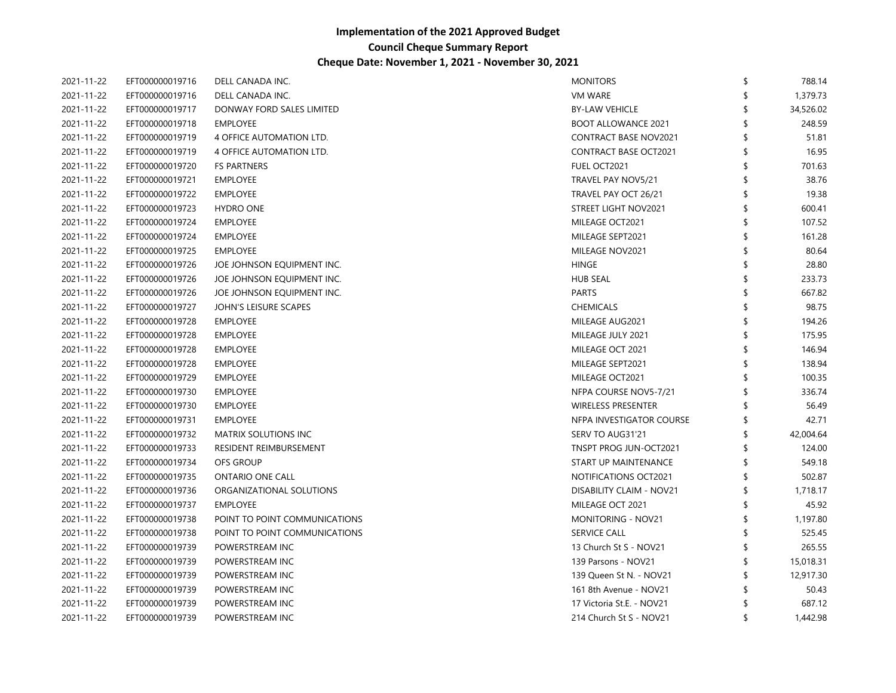# Implementation of the 2021 Approved Budget
## Council Cheque Summary Report
### Cheque Date: November 1, 2021 - November 30, 2021

| | | | | |
|---|---|---|---|---|
| 2021-11-22 | EFT000000019716 | DELL CANADA INC. | MONITORS | $ 788.14 |
| 2021-11-22 | EFT000000019716 | DELL CANADA INC. | VM WARE | $ 1,379.73 |
| 2021-11-22 | EFT000000019717 | DONWAY FORD SALES LIMITED | BY-LAW VEHICLE | $ 34,526.02 |
| 2021-11-22 | EFT000000019718 | EMPLOYEE | BOOT ALLOWANCE 2021 | $ 248.59 |
| 2021-11-22 | EFT000000019719 | 4 OFFICE AUTOMATION LTD. | CONTRACT BASE NOV2021 | $ 51.81 |
| 2021-11-22 | EFT000000019719 | 4 OFFICE AUTOMATION LTD. | CONTRACT BASE OCT2021 | $ 16.95 |
| 2021-11-22 | EFT000000019720 | FS PARTNERS | FUEL OCT2021 | $ 701.63 |
| 2021-11-22 | EFT000000019721 | EMPLOYEE | TRAVEL PAY NOV5/21 | $ 38.76 |
| 2021-11-22 | EFT000000019722 | EMPLOYEE | TRAVEL PAY OCT 26/21 | $ 19.38 |
| 2021-11-22 | EFT000000019723 | HYDRO ONE | STREET LIGHT NOV2021 | $ 600.41 |
| 2021-11-22 | EFT000000019724 | EMPLOYEE | MILEAGE OCT2021 | $ 107.52 |
| 2021-11-22 | EFT000000019724 | EMPLOYEE | MILEAGE SEPT2021 | $ 161.28 |
| 2021-11-22 | EFT000000019725 | EMPLOYEE | MILEAGE NOV2021 | $ 80.64 |
| 2021-11-22 | EFT000000019726 | JOE JOHNSON EQUIPMENT INC. | HINGE | $ 28.80 |
| 2021-11-22 | EFT000000019726 | JOE JOHNSON EQUIPMENT INC. | HUB SEAL | $ 233.73 |
| 2021-11-22 | EFT000000019726 | JOE JOHNSON EQUIPMENT INC. | PARTS | $ 667.82 |
| 2021-11-22 | EFT000000019727 | JOHN'S LEISURE SCAPES | CHEMICALS | $ 98.75 |
| 2021-11-22 | EFT000000019728 | EMPLOYEE | MILEAGE AUG2021 | $ 194.26 |
| 2021-11-22 | EFT000000019728 | EMPLOYEE | MILEAGE JULY 2021 | $ 175.95 |
| 2021-11-22 | EFT000000019728 | EMPLOYEE | MILEAGE OCT 2021 | $ 146.94 |
| 2021-11-22 | EFT000000019728 | EMPLOYEE | MILEAGE SEPT2021 | $ 138.94 |
| 2021-11-22 | EFT000000019729 | EMPLOYEE | MILEAGE OCT2021 | $ 100.35 |
| 2021-11-22 | EFT000000019730 | EMPLOYEE | NFPA COURSE NOV5-7/21 | $ 336.74 |
| 2021-11-22 | EFT000000019730 | EMPLOYEE | WIRELESS PRESENTER | $ 56.49 |
| 2021-11-22 | EFT000000019731 | EMPLOYEE | NFPA INVESTIGATOR COURSE | $ 42.71 |
| 2021-11-22 | EFT000000019732 | MATRIX SOLUTIONS INC | SERV TO AUG31'21 | $ 42,004.64 |
| 2021-11-22 | EFT000000019733 | RESIDENT REIMBURSEMENT | TNSPT PROG JUN-OCT2021 | $ 124.00 |
| 2021-11-22 | EFT000000019734 | OFS GROUP | START UP MAINTENANCE | $ 549.18 |
| 2021-11-22 | EFT000000019735 | ONTARIO ONE CALL | NOTIFICATIONS OCT2021 | $ 502.87 |
| 2021-11-22 | EFT000000019736 | ORGANIZATIONAL SOLUTIONS | DISABILITY CLAIM - NOV21 | $ 1,718.17 |
| 2021-11-22 | EFT000000019737 | EMPLOYEE | MILEAGE OCT 2021 | $ 45.92 |
| 2021-11-22 | EFT000000019738 | POINT TO POINT COMMUNICATIONS | MONITORING - NOV21 | $ 1,197.80 |
| 2021-11-22 | EFT000000019738 | POINT TO POINT COMMUNICATIONS | SERVICE CALL | $ 525.45 |
| 2021-11-22 | EFT000000019739 | POWERSTREAM INC | 13 Church St S - NOV21 | $ 265.55 |
| 2021-11-22 | EFT000000019739 | POWERSTREAM INC | 139 Parsons - NOV21 | $ 15,018.31 |
| 2021-11-22 | EFT000000019739 | POWERSTREAM INC | 139 Queen St N. - NOV21 | $ 12,917.30 |
| 2021-11-22 | EFT000000019739 | POWERSTREAM INC | 161 8th Avenue - NOV21 | $ 50.43 |
| 2021-11-22 | EFT000000019739 | POWERSTREAM INC | 17 Victoria St.E. - NOV21 | $ 687.12 |
| 2021-11-22 | EFT000000019739 | POWERSTREAM INC | 214 Church St S - NOV21 | $ 1,442.98 |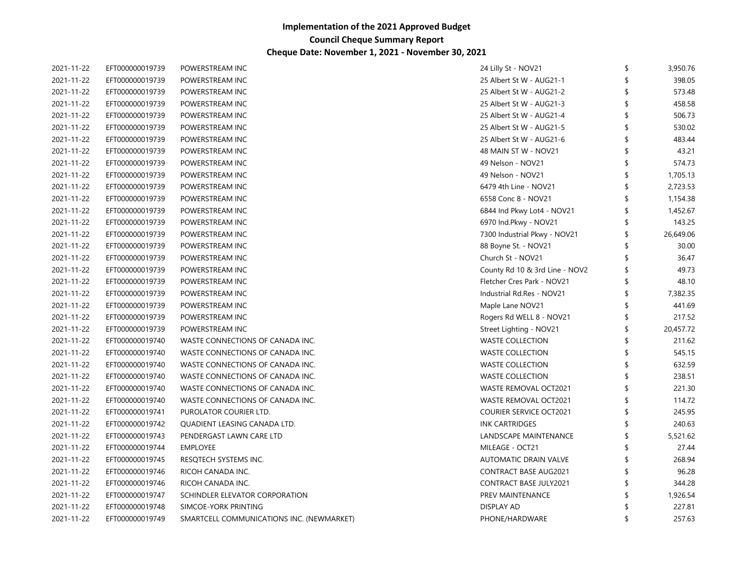## Implementation of the 2021 Approved Budget
## Council Cheque Summary Report
## Cheque Date: November 1, 2021 - November 30, 2021

| | | | | | |
|---|---|---|---|---|---|
| 2021-11-22 | EFT000000019739 | POWERSTREAM INC | 24 Lilly St - NOV21 | $ | 3,950.76 |
| 2021-11-22 | EFT000000019739 | POWERSTREAM INC | 25 Albert St W - AUG21-1 | $ | 398.05 |
| 2021-11-22 | EFT000000019739 | POWERSTREAM INC | 25 Albert St W - AUG21-2 | $ | 573.48 |
| 2021-11-22 | EFT000000019739 | POWERSTREAM INC | 25 Albert St W - AUG21-3 | $ | 458.58 |
| 2021-11-22 | EFT000000019739 | POWERSTREAM INC | 25 Albert St W - AUG21-4 | $ | 506.73 |
| 2021-11-22 | EFT000000019739 | POWERSTREAM INC | 25 Albert St W - AUG21-5 | $ | 530.02 |
| 2021-11-22 | EFT000000019739 | POWERSTREAM INC | 25 Albert St W - AUG21-6 | $ | 483.44 |
| 2021-11-22 | EFT000000019739 | POWERSTREAM INC | 48 MAIN ST W - NOV21 | $ | 43.21 |
| 2021-11-22 | EFT000000019739 | POWERSTREAM INC | 49 Nelson - NOV21 | $ | 574.73 |
| 2021-11-22 | EFT000000019739 | POWERSTREAM INC | 49 Nelson - NOV21 | $ | 1,705.13 |
| 2021-11-22 | EFT000000019739 | POWERSTREAM INC | 6479 4th Line - NOV21 | $ | 2,723.53 |
| 2021-11-22 | EFT000000019739 | POWERSTREAM INC | 6558 Conc 8 - NOV21 | $ | 1,154.38 |
| 2021-11-22 | EFT000000019739 | POWERSTREAM INC | 6844 Ind Pkwy Lot4 - NOV21 | $ | 1,452.67 |
| 2021-11-22 | EFT000000019739 | POWERSTREAM INC | 6970 Ind.Pkwy - NOV21 | $ | 143.25 |
| 2021-11-22 | EFT000000019739 | POWERSTREAM INC | 7300 Industrial Pkwy - NOV21 | $ | 26,649.06 |
| 2021-11-22 | EFT000000019739 | POWERSTREAM INC | 88 Boyne St. - NOV21 | $ | 30.00 |
| 2021-11-22 | EFT000000019739 | POWERSTREAM INC | Church St - NOV21 | $ | 36.47 |
| 2021-11-22 | EFT000000019739 | POWERSTREAM INC | County Rd 10 & 3rd Line - NOV2 | $ | 49.73 |
| 2021-11-22 | EFT000000019739 | POWERSTREAM INC | Fletcher Cres Park - NOV21 | $ | 48.10 |
| 2021-11-22 | EFT000000019739 | POWERSTREAM INC | Industrial Rd.Res - NOV21 | $ | 7,382.35 |
| 2021-11-22 | EFT000000019739 | POWERSTREAM INC | Maple Lane NOV21 | $ | 441.69 |
| 2021-11-22 | EFT000000019739 | POWERSTREAM INC | Rogers Rd WELL 8 - NOV21 | $ | 217.52 |
| 2021-11-22 | EFT000000019739 | POWERSTREAM INC | Street Lighting - NOV21 | $ | 20,457.72 |
| 2021-11-22 | EFT000000019740 | WASTE CONNECTIONS OF CANADA INC. | WASTE COLLECTION | $ | 211.62 |
| 2021-11-22 | EFT000000019740 | WASTE CONNECTIONS OF CANADA INC. | WASTE COLLECTION | $ | 545.15 |
| 2021-11-22 | EFT000000019740 | WASTE CONNECTIONS OF CANADA INC. | WASTE COLLECTION | $ | 632.59 |
| 2021-11-22 | EFT000000019740 | WASTE CONNECTIONS OF CANADA INC. | WASTE COLLECTION | $ | 238.51 |
| 2021-11-22 | EFT000000019740 | WASTE CONNECTIONS OF CANADA INC. | WASTE REMOVAL OCT2021 | $ | 221.30 |
| 2021-11-22 | EFT000000019740 | WASTE CONNECTIONS OF CANADA INC. | WASTE REMOVAL OCT2021 | $ | 114.72 |
| 2021-11-22 | EFT000000019741 | PUROLATOR COURIER LTD. | COURIER SERVICE OCT2021 | $ | 245.95 |
| 2021-11-22 | EFT000000019742 | QUADIENT LEASING CANADA LTD. | INK CARTRIDGES | $ | 240.63 |
| 2021-11-22 | EFT000000019743 | PENDERGAST LAWN CARE LTD | LANDSCAPE MAINTENANCE | $ | 5,521.62 |
| 2021-11-22 | EFT000000019744 | EMPLOYEE | MILEAGE - OCT21 | $ | 27.44 |
| 2021-11-22 | EFT000000019745 | RESQTECH SYSTEMS INC. | AUTOMATIC DRAIN VALVE | $ | 268.94 |
| 2021-11-22 | EFT000000019746 | RICOH CANADA INC. | CONTRACT BASE AUG2021 | $ | 96.28 |
| 2021-11-22 | EFT000000019746 | RICOH CANADA INC. | CONTRACT BASE JULY2021 | $ | 344.28 |
| 2021-11-22 | EFT000000019747 | SCHINDLER ELEVATOR CORPORATION | PREV MAINTENANCE | $ | 1,926.54 |
| 2021-11-22 | EFT000000019748 | SIMCOE-YORK PRINTING | DISPLAY AD | $ | 227.81 |
| 2021-11-22 | EFT000000019749 | SMARTCELL COMMUNICATIONS INC. (NEWMARKET) | PHONE/HARDWARE | $ | 257.63 |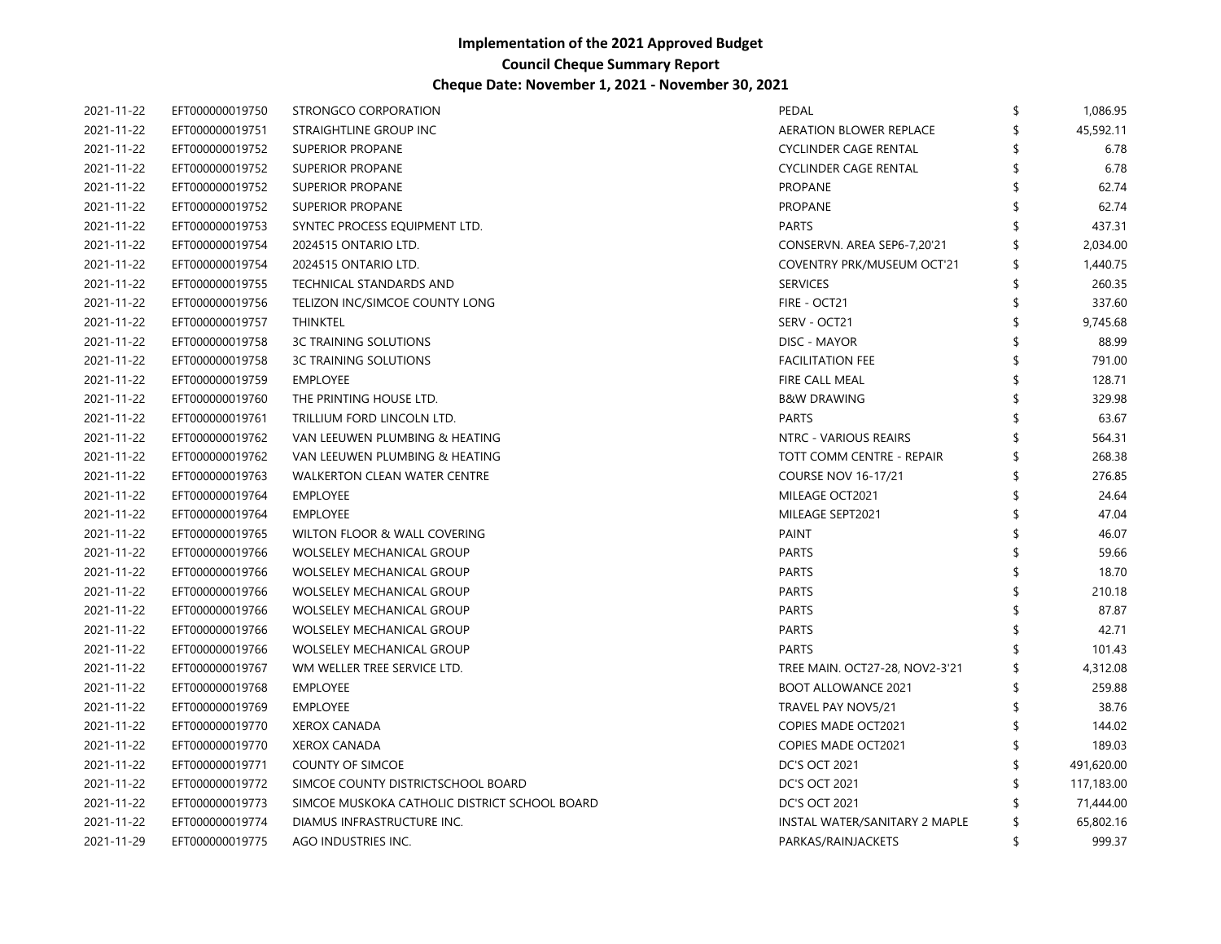**Implementation of the 2021 Approved Budget**
**Council Cheque Summary Report**
**Cheque Date: November 1, 2021 - November 30, 2021**

| | | | | | |
|---|---|---|---|---|---|
| 2021-11-22 | EFT000000019750 | STRONGCO CORPORATION | PEDAL | $ | 1,086.95 |
| 2021-11-22 | EFT000000019751 | STRAIGHTLINE GROUP INC | AERATION BLOWER REPLACE | $ | 45,592.11 |
| 2021-11-22 | EFT000000019752 | SUPERIOR PROPANE | CYCLINDER CAGE RENTAL | $ | 6.78 |
| 2021-11-22 | EFT000000019752 | SUPERIOR PROPANE | CYCLINDER CAGE RENTAL | $ | 6.78 |
| 2021-11-22 | EFT000000019752 | SUPERIOR PROPANE | PROPANE | $ | 62.74 |
| 2021-11-22 | EFT000000019752 | SUPERIOR PROPANE | PROPANE | $ | 62.74 |
| 2021-11-22 | EFT000000019753 | SYNTEC PROCESS EQUIPMENT LTD. | PARTS | $ | 437.31 |
| 2021-11-22 | EFT000000019754 | 2024515 ONTARIO LTD. | CONSERVN. AREA SEP6-7,20'21 | $ | 2,034.00 |
| 2021-11-22 | EFT000000019754 | 2024515 ONTARIO LTD. | COVENTRY PRK/MUSEUM OCT'21 | $ | 1,440.75 |
| 2021-11-22 | EFT000000019755 | TECHNICAL STANDARDS AND | SERVICES | $ | 260.35 |
| 2021-11-22 | EFT000000019756 | TELIZON INC/SIMCOE COUNTY LONG | FIRE - OCT21 | $ | 337.60 |
| 2021-11-22 | EFT000000019757 | THINKTEL | SERV - OCT21 | $ | 9,745.68 |
| 2021-11-22 | EFT000000019758 | 3C TRAINING SOLUTIONS | DISC - MAYOR | $ | 88.99 |
| 2021-11-22 | EFT000000019758 | 3C TRAINING SOLUTIONS | FACILITATION FEE | $ | 791.00 |
| 2021-11-22 | EFT000000019759 | EMPLOYEE | FIRE CALL MEAL | $ | 128.71 |
| 2021-11-22 | EFT000000019760 | THE PRINTING HOUSE LTD. | B&W DRAWING | $ | 329.98 |
| 2021-11-22 | EFT000000019761 | TRILLIUM FORD LINCOLN LTD. | PARTS | $ | 63.67 |
| 2021-11-22 | EFT000000019762 | VAN LEEUWEN PLUMBING & HEATING | NTRC - VARIOUS REAIRS | $ | 564.31 |
| 2021-11-22 | EFT000000019762 | VAN LEEUWEN PLUMBING & HEATING | TOTT COMM CENTRE - REPAIR | $ | 268.38 |
| 2021-11-22 | EFT000000019763 | WALKERTON CLEAN WATER CENTRE | COURSE NOV 16-17/21 | $ | 276.85 |
| 2021-11-22 | EFT000000019764 | EMPLOYEE | MILEAGE OCT2021 | $ | 24.64 |
| 2021-11-22 | EFT000000019764 | EMPLOYEE | MILEAGE SEPT2021 | $ | 47.04 |
| 2021-11-22 | EFT000000019765 | WILTON FLOOR & WALL COVERING | PAINT | $ | 46.07 |
| 2021-11-22 | EFT000000019766 | WOLSELEY MECHANICAL GROUP | PARTS | $ | 59.66 |
| 2021-11-22 | EFT000000019766 | WOLSELEY MECHANICAL GROUP | PARTS | $ | 18.70 |
| 2021-11-22 | EFT000000019766 | WOLSELEY MECHANICAL GROUP | PARTS | $ | 210.18 |
| 2021-11-22 | EFT000000019766 | WOLSELEY MECHANICAL GROUP | PARTS | $ | 87.87 |
| 2021-11-22 | EFT000000019766 | WOLSELEY MECHANICAL GROUP | PARTS | $ | 42.71 |
| 2021-11-22 | EFT000000019766 | WOLSELEY MECHANICAL GROUP | PARTS | $ | 101.43 |
| 2021-11-22 | EFT000000019767 | WM WELLER TREE SERVICE LTD. | TREE MAIN. OCT27-28, NOV2-3'21 | $ | 4,312.08 |
| 2021-11-22 | EFT000000019768 | EMPLOYEE | BOOT ALLOWANCE 2021 | $ | 259.88 |
| 2021-11-22 | EFT000000019769 | EMPLOYEE | TRAVEL PAY NOV5/21 | $ | 38.76 |
| 2021-11-22 | EFT000000019770 | XEROX CANADA | COPIES MADE OCT2021 | $ | 144.02 |
| 2021-11-22 | EFT000000019770 | XEROX CANADA | COPIES MADE OCT2021 | $ | 189.03 |
| 2021-11-22 | EFT000000019771 | COUNTY OF SIMCOE | DC'S OCT 2021 | $ | 491,620.00 |
| 2021-11-22 | EFT000000019772 | SIMCOE COUNTY DISTRICTSCHOOL BOARD | DC'S OCT 2021 | $ | 117,183.00 |
| 2021-11-22 | EFT000000019773 | SIMCOE MUSKOKA CATHOLIC DISTRICT SCHOOL BOARD | DC'S OCT 2021 | $ | 71,444.00 |
| 2021-11-22 | EFT000000019774 | DIAMUS INFRASTRUCTURE INC. | INSTAL WATER/SANITARY 2 MAPLE | $ | 65,802.16 |
| 2021-11-29 | EFT000000019775 | AGO INDUSTRIES INC. | PARKAS/RAINJACKETS | $ | 999.37 |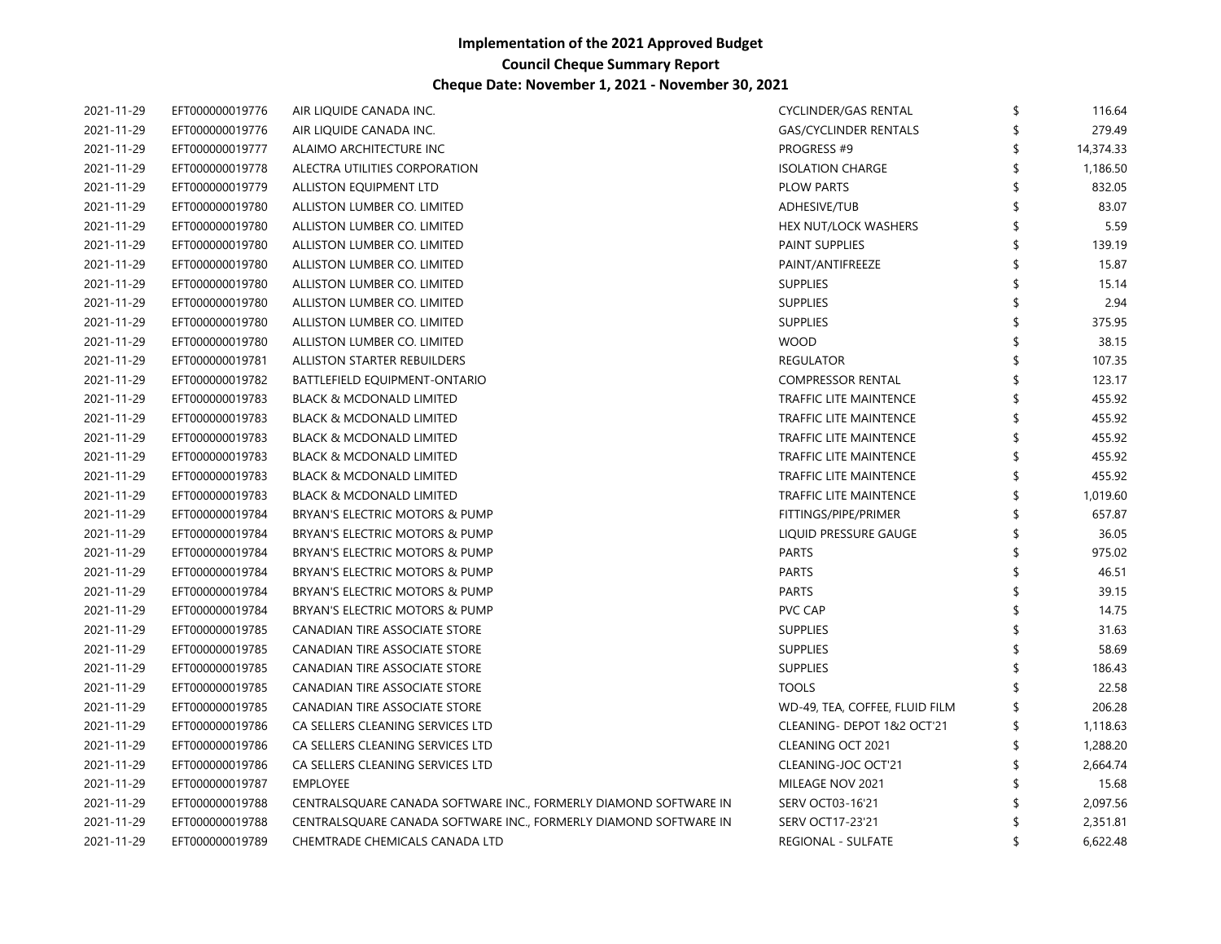# Implementation of the 2021 Approved Budget

## Council Cheque Summary Report

### Cheque Date: November 1, 2021 - November 30, 2021

| | | | | | |
|---|---|---|---|---|---|
| 2021-11-29 | EFT000000019776 | AIR LIQUIDE CANADA INC. | CYCLINDER/GAS RENTAL | $ | 116.64 |
| 2021-11-29 | EFT000000019776 | AIR LIQUIDE CANADA INC. | GAS/CYCLINDER RENTALS | $ | 279.49 |
| 2021-11-29 | EFT000000019777 | ALAIMO ARCHITECTURE INC | PROGRESS #9 | $ | 14,374.33 |
| 2021-11-29 | EFT000000019778 | ALECTRA UTILITIES CORPORATION | ISOLATION CHARGE | $ | 1,186.50 |
| 2021-11-29 | EFT000000019779 | ALLISTON EQUIPMENT LTD | PLOW PARTS | $ | 832.05 |
| 2021-11-29 | EFT000000019780 | ALLISTON LUMBER CO. LIMITED | ADHESIVE/TUB | $ | 83.07 |
| 2021-11-29 | EFT000000019780 | ALLISTON LUMBER CO. LIMITED | HEX NUT/LOCK WASHERS | $ | 5.59 |
| 2021-11-29 | EFT000000019780 | ALLISTON LUMBER CO. LIMITED | PAINT SUPPLIES | $ | 139.19 |
| 2021-11-29 | EFT000000019780 | ALLISTON LUMBER CO. LIMITED | PAINT/ANTIFREEZE | $ | 15.87 |
| 2021-11-29 | EFT000000019780 | ALLISTON LUMBER CO. LIMITED | SUPPLIES | $ | 15.14 |
| 2021-11-29 | EFT000000019780 | ALLISTON LUMBER CO. LIMITED | SUPPLIES | $ | 2.94 |
| 2021-11-29 | EFT000000019780 | ALLISTON LUMBER CO. LIMITED | SUPPLIES | $ | 375.95 |
| 2021-11-29 | EFT000000019780 | ALLISTON LUMBER CO. LIMITED | WOOD | $ | 38.15 |
| 2021-11-29 | EFT000000019781 | ALLISTON STARTER REBUILDERS | REGULATOR | $ | 107.35 |
| 2021-11-29 | EFT000000019782 | BATTLEFIELD EQUIPMENT-ONTARIO | COMPRESSOR RENTAL | $ | 123.17 |
| 2021-11-29 | EFT000000019783 | BLACK & MCDONALD LIMITED | TRAFFIC LITE MAINTENCE | $ | 455.92 |
| 2021-11-29 | EFT000000019783 | BLACK & MCDONALD LIMITED | TRAFFIC LITE MAINTENCE | $ | 455.92 |
| 2021-11-29 | EFT000000019783 | BLACK & MCDONALD LIMITED | TRAFFIC LITE MAINTENCE | $ | 455.92 |
| 2021-11-29 | EFT000000019783 | BLACK & MCDONALD LIMITED | TRAFFIC LITE MAINTENCE | $ | 455.92 |
| 2021-11-29 | EFT000000019783 | BLACK & MCDONALD LIMITED | TRAFFIC LITE MAINTENCE | $ | 455.92 |
| 2021-11-29 | EFT000000019783 | BLACK & MCDONALD LIMITED | TRAFFIC LITE MAINTENCE | $ | 1,019.60 |
| 2021-11-29 | EFT000000019784 | BRYAN'S ELECTRIC MOTORS & PUMP | FITTINGS/PIPE/PRIMER | $ | 657.87 |
| 2021-11-29 | EFT000000019784 | BRYAN'S ELECTRIC MOTORS & PUMP | LIQUID PRESSURE GAUGE | $ | 36.05 |
| 2021-11-29 | EFT000000019784 | BRYAN'S ELECTRIC MOTORS & PUMP | PARTS | $ | 975.02 |
| 2021-11-29 | EFT000000019784 | BRYAN'S ELECTRIC MOTORS & PUMP | PARTS | $ | 46.51 |
| 2021-11-29 | EFT000000019784 | BRYAN'S ELECTRIC MOTORS & PUMP | PARTS | $ | 39.15 |
| 2021-11-29 | EFT000000019784 | BRYAN'S ELECTRIC MOTORS & PUMP | PVC CAP | $ | 14.75 |
| 2021-11-29 | EFT000000019785 | CANADIAN TIRE ASSOCIATE STORE | SUPPLIES | $ | 31.63 |
| 2021-11-29 | EFT000000019785 | CANADIAN TIRE ASSOCIATE STORE | SUPPLIES | $ | 58.69 |
| 2021-11-29 | EFT000000019785 | CANADIAN TIRE ASSOCIATE STORE | SUPPLIES | $ | 186.43 |
| 2021-11-29 | EFT000000019785 | CANADIAN TIRE ASSOCIATE STORE | TOOLS | $ | 22.58 |
| 2021-11-29 | EFT000000019785 | CANADIAN TIRE ASSOCIATE STORE | WD-49, TEA, COFFEE, FLUID FILM | $ | 206.28 |
| 2021-11-29 | EFT000000019786 | CA SELLERS CLEANING SERVICES LTD | CLEANING- DEPOT 1&2 OCT'21 | $ | 1,118.63 |
| 2021-11-29 | EFT000000019786 | CA SELLERS CLEANING SERVICES LTD | CLEANING OCT 2021 | $ | 1,288.20 |
| 2021-11-29 | EFT000000019786 | CA SELLERS CLEANING SERVICES LTD | CLEANING-JOC OCT'21 | $ | 2,664.74 |
| 2021-11-29 | EFT000000019787 | EMPLOYEE | MILEAGE NOV 2021 | $ | 15.68 |
| 2021-11-29 | EFT000000019788 | CENTRALSQUARE CANADA SOFTWARE INC., FORMERLY DIAMOND SOFTWARE IN | SERV OCT03-16'21 | $ | 2,097.56 |
| 2021-11-29 | EFT000000019788 | CENTRALSQUARE CANADA SOFTWARE INC., FORMERLY DIAMOND SOFTWARE IN | SERV OCT17-23'21 | $ | 2,351.81 |
| 2021-11-29 | EFT000000019789 | CHEMTRADE CHEMICALS CANADA LTD | REGIONAL - SULFATE | $ | 6,622.48 |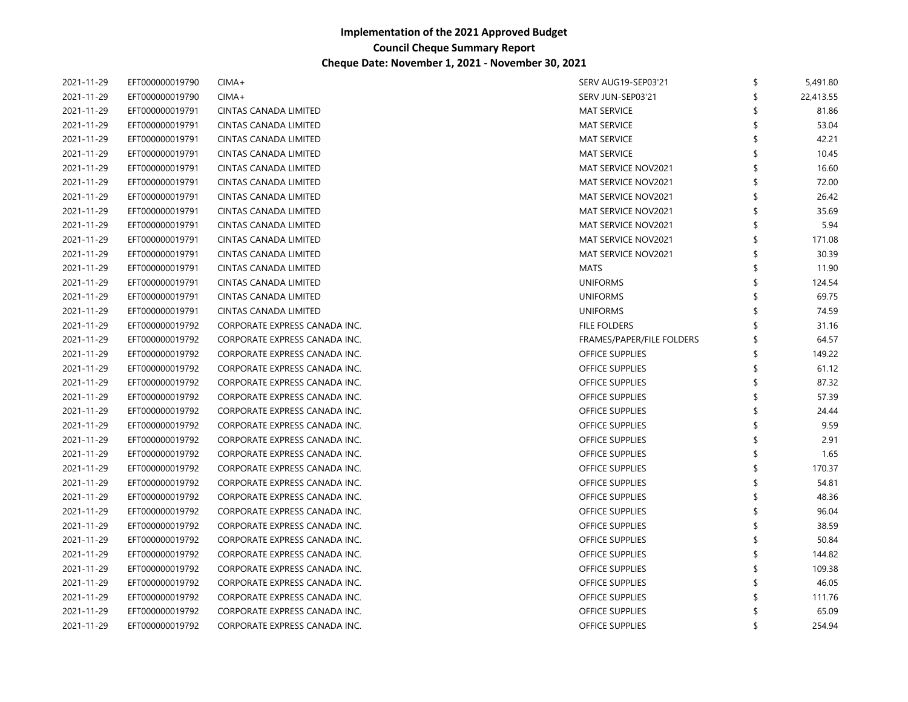# Implementation of the 2021 Approved Budget
## Council Cheque Summary Report
### Cheque Date: November 1, 2021 - November 30, 2021

| | | | | | |
|---|---|---|---|---|---|
| 2021-11-29 | EFT000000019790 | CIMA+ | SERV AUG19-SEP03'21 | $ | 5,491.80 |
| 2021-11-29 | EFT000000019790 | CIMA+ | SERV JUN-SEP03'21 | $ | 22,413.55 |
| 2021-11-29 | EFT000000019791 | CINTAS CANADA LIMITED | MAT SERVICE | $ | 81.86 |
| 2021-11-29 | EFT000000019791 | CINTAS CANADA LIMITED | MAT SERVICE | $ | 53.04 |
| 2021-11-29 | EFT000000019791 | CINTAS CANADA LIMITED | MAT SERVICE | $ | 42.21 |
| 2021-11-29 | EFT000000019791 | CINTAS CANADA LIMITED | MAT SERVICE | $ | 10.45 |
| 2021-11-29 | EFT000000019791 | CINTAS CANADA LIMITED | MAT SERVICE NOV2021 | $ | 16.60 |
| 2021-11-29 | EFT000000019791 | CINTAS CANADA LIMITED | MAT SERVICE NOV2021 | $ | 72.00 |
| 2021-11-29 | EFT000000019791 | CINTAS CANADA LIMITED | MAT SERVICE NOV2021 | $ | 26.42 |
| 2021-11-29 | EFT000000019791 | CINTAS CANADA LIMITED | MAT SERVICE NOV2021 | $ | 35.69 |
| 2021-11-29 | EFT000000019791 | CINTAS CANADA LIMITED | MAT SERVICE NOV2021 | $ | 5.94 |
| 2021-11-29 | EFT000000019791 | CINTAS CANADA LIMITED | MAT SERVICE NOV2021 | $ | 171.08 |
| 2021-11-29 | EFT000000019791 | CINTAS CANADA LIMITED | MAT SERVICE NOV2021 | $ | 30.39 |
| 2021-11-29 | EFT000000019791 | CINTAS CANADA LIMITED | MATS | $ | 11.90 |
| 2021-11-29 | EFT000000019791 | CINTAS CANADA LIMITED | UNIFORMS | $ | 124.54 |
| 2021-11-29 | EFT000000019791 | CINTAS CANADA LIMITED | UNIFORMS | $ | 69.75 |
| 2021-11-29 | EFT000000019791 | CINTAS CANADA LIMITED | UNIFORMS | $ | 74.59 |
| 2021-11-29 | EFT000000019792 | CORPORATE EXPRESS CANADA INC. | FILE FOLDERS | $ | 31.16 |
| 2021-11-29 | EFT000000019792 | CORPORATE EXPRESS CANADA INC. | FRAMES/PAPER/FILE FOLDERS | $ | 64.57 |
| 2021-11-29 | EFT000000019792 | CORPORATE EXPRESS CANADA INC. | OFFICE SUPPLIES | $ | 149.22 |
| 2021-11-29 | EFT000000019792 | CORPORATE EXPRESS CANADA INC. | OFFICE SUPPLIES | $ | 61.12 |
| 2021-11-29 | EFT000000019792 | CORPORATE EXPRESS CANADA INC. | OFFICE SUPPLIES | $ | 87.32 |
| 2021-11-29 | EFT000000019792 | CORPORATE EXPRESS CANADA INC. | OFFICE SUPPLIES | $ | 57.39 |
| 2021-11-29 | EFT000000019792 | CORPORATE EXPRESS CANADA INC. | OFFICE SUPPLIES | $ | 24.44 |
| 2021-11-29 | EFT000000019792 | CORPORATE EXPRESS CANADA INC. | OFFICE SUPPLIES | $ | 9.59 |
| 2021-11-29 | EFT000000019792 | CORPORATE EXPRESS CANADA INC. | OFFICE SUPPLIES | $ | 2.91 |
| 2021-11-29 | EFT000000019792 | CORPORATE EXPRESS CANADA INC. | OFFICE SUPPLIES | $ | 1.65 |
| 2021-11-29 | EFT000000019792 | CORPORATE EXPRESS CANADA INC. | OFFICE SUPPLIES | $ | 170.37 |
| 2021-11-29 | EFT000000019792 | CORPORATE EXPRESS CANADA INC. | OFFICE SUPPLIES | $ | 54.81 |
| 2021-11-29 | EFT000000019792 | CORPORATE EXPRESS CANADA INC. | OFFICE SUPPLIES | $ | 48.36 |
| 2021-11-29 | EFT000000019792 | CORPORATE EXPRESS CANADA INC. | OFFICE SUPPLIES | $ | 96.04 |
| 2021-11-29 | EFT000000019792 | CORPORATE EXPRESS CANADA INC. | OFFICE SUPPLIES | $ | 38.59 |
| 2021-11-29 | EFT000000019792 | CORPORATE EXPRESS CANADA INC. | OFFICE SUPPLIES | $ | 50.84 |
| 2021-11-29 | EFT000000019792 | CORPORATE EXPRESS CANADA INC. | OFFICE SUPPLIES | $ | 144.82 |
| 2021-11-29 | EFT000000019792 | CORPORATE EXPRESS CANADA INC. | OFFICE SUPPLIES | $ | 109.38 |
| 2021-11-29 | EFT000000019792 | CORPORATE EXPRESS CANADA INC. | OFFICE SUPPLIES | $ | 46.05 |
| 2021-11-29 | EFT000000019792 | CORPORATE EXPRESS CANADA INC. | OFFICE SUPPLIES | $ | 111.76 |
| 2021-11-29 | EFT000000019792 | CORPORATE EXPRESS CANADA INC. | OFFICE SUPPLIES | $ | 65.09 |
| 2021-11-29 | EFT000000019792 | CORPORATE EXPRESS CANADA INC. | OFFICE SUPPLIES | $ | 254.94 |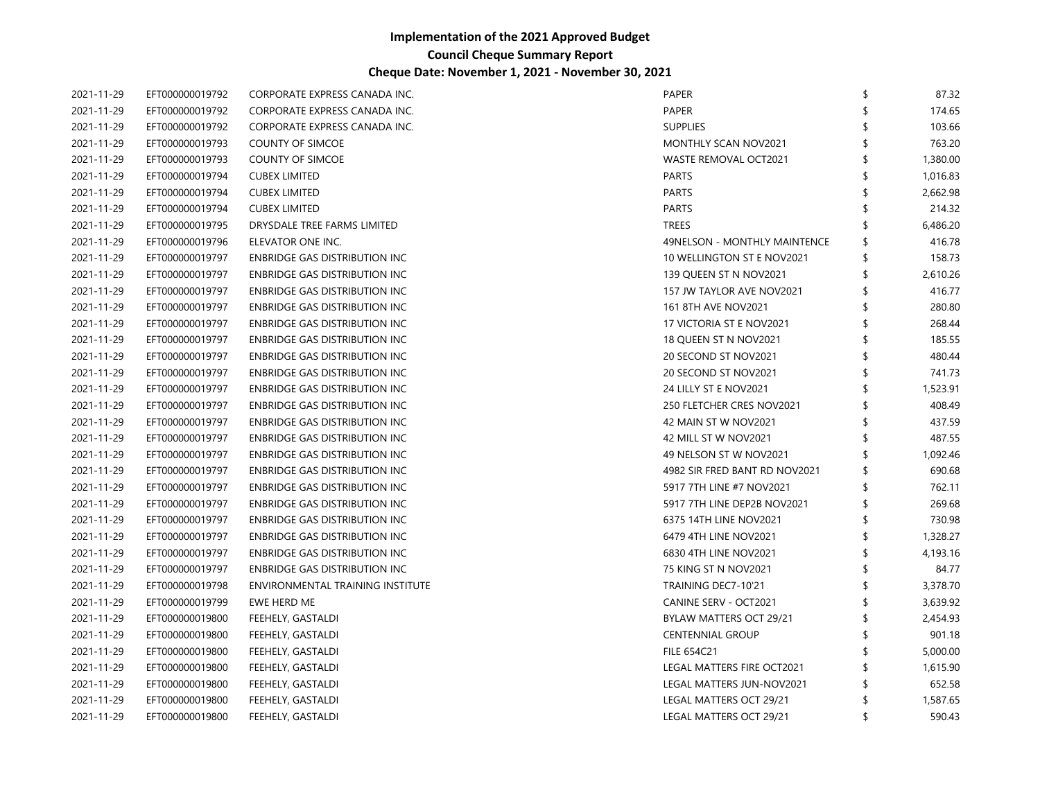# Implementation of the 2021 Approved Budget
## Council Cheque Summary Report
### Cheque Date: November 1, 2021 - November 30, 2021

| | | | | | |
|---|---|---|---|---|---|
| 2021-11-29 | EFT000000019792 | CORPORATE EXPRESS CANADA INC. | PAPER | $ | 87.32 |
| 2021-11-29 | EFT000000019792 | CORPORATE EXPRESS CANADA INC. | PAPER | $ | 174.65 |
| 2021-11-29 | EFT000000019792 | CORPORATE EXPRESS CANADA INC. | SUPPLIES | $ | 103.66 |
| 2021-11-29 | EFT000000019793 | COUNTY OF SIMCOE | MONTHLY SCAN NOV2021 | $ | 763.20 |
| 2021-11-29 | EFT000000019793 | COUNTY OF SIMCOE | WASTE REMOVAL OCT2021 | $ | 1,380.00 |
| 2021-11-29 | EFT000000019794 | CUBEX LIMITED | PARTS | $ | 1,016.83 |
| 2021-11-29 | EFT000000019794 | CUBEX LIMITED | PARTS | $ | 2,662.98 |
| 2021-11-29 | EFT000000019794 | CUBEX LIMITED | PARTS | $ | 214.32 |
| 2021-11-29 | EFT000000019795 | DRYSDALE TREE FARMS LIMITED | TREES | $ | 6,486.20 |
| 2021-11-29 | EFT000000019796 | ELEVATOR ONE INC. | 49NELSON - MONTHLY MAINTENCE | $ | 416.78 |
| 2021-11-29 | EFT000000019797 | ENBRIDGE GAS DISTRIBUTION INC | 10 WELLINGTON ST E NOV2021 | $ | 158.73 |
| 2021-11-29 | EFT000000019797 | ENBRIDGE GAS DISTRIBUTION INC | 139 QUEEN ST N NOV2021 | $ | 2,610.26 |
| 2021-11-29 | EFT000000019797 | ENBRIDGE GAS DISTRIBUTION INC | 157 JW TAYLOR AVE NOV2021 | $ | 416.77 |
| 2021-11-29 | EFT000000019797 | ENBRIDGE GAS DISTRIBUTION INC | 161 8TH AVE NOV2021 | $ | 280.80 |
| 2021-11-29 | EFT000000019797 | ENBRIDGE GAS DISTRIBUTION INC | 17 VICTORIA ST E NOV2021 | $ | 268.44 |
| 2021-11-29 | EFT000000019797 | ENBRIDGE GAS DISTRIBUTION INC | 18 QUEEN ST N NOV2021 | $ | 185.55 |
| 2021-11-29 | EFT000000019797 | ENBRIDGE GAS DISTRIBUTION INC | 20 SECOND ST NOV2021 | $ | 480.44 |
| 2021-11-29 | EFT000000019797 | ENBRIDGE GAS DISTRIBUTION INC | 20 SECOND ST NOV2021 | $ | 741.73 |
| 2021-11-29 | EFT000000019797 | ENBRIDGE GAS DISTRIBUTION INC | 24 LILLY ST E NOV2021 | $ | 1,523.91 |
| 2021-11-29 | EFT000000019797 | ENBRIDGE GAS DISTRIBUTION INC | 250 FLETCHER CRES NOV2021 | $ | 408.49 |
| 2021-11-29 | EFT000000019797 | ENBRIDGE GAS DISTRIBUTION INC | 42 MAIN ST W NOV2021 | $ | 437.59 |
| 2021-11-29 | EFT000000019797 | ENBRIDGE GAS DISTRIBUTION INC | 42 MILL ST W NOV2021 | $ | 487.55 |
| 2021-11-29 | EFT000000019797 | ENBRIDGE GAS DISTRIBUTION INC | 49 NELSON ST W NOV2021 | $ | 1,092.46 |
| 2021-11-29 | EFT000000019797 | ENBRIDGE GAS DISTRIBUTION INC | 4982 SIR FRED BANT RD NOV2021 | $ | 690.68 |
| 2021-11-29 | EFT000000019797 | ENBRIDGE GAS DISTRIBUTION INC | 5917 7TH LINE #7 NOV2021 | $ | 762.11 |
| 2021-11-29 | EFT000000019797 | ENBRIDGE GAS DISTRIBUTION INC | 5917 7TH LINE DEP2B NOV2021 | $ | 269.68 |
| 2021-11-29 | EFT000000019797 | ENBRIDGE GAS DISTRIBUTION INC | 6375 14TH LINE NOV2021 | $ | 730.98 |
| 2021-11-29 | EFT000000019797 | ENBRIDGE GAS DISTRIBUTION INC | 6479 4TH LINE NOV2021 | $ | 1,328.27 |
| 2021-11-29 | EFT000000019797 | ENBRIDGE GAS DISTRIBUTION INC | 6830 4TH LINE NOV2021 | $ | 4,193.16 |
| 2021-11-29 | EFT000000019797 | ENBRIDGE GAS DISTRIBUTION INC | 75 KING ST N NOV2021 | $ | 84.77 |
| 2021-11-29 | EFT000000019798 | ENVIRONMENTAL TRAINING INSTITUTE | TRAINING DEC7-10'21 | $ | 3,378.70 |
| 2021-11-29 | EFT000000019799 | EWE HERD ME | CANINE SERV - OCT2021 | $ | 3,639.92 |
| 2021-11-29 | EFT000000019800 | FEEHELY, GASTALDI | BYLAW MATTERS OCT 29/21 | $ | 2,454.93 |
| 2021-11-29 | EFT000000019800 | FEEHELY, GASTALDI | CENTENNIAL GROUP | $ | 901.18 |
| 2021-11-29 | EFT000000019800 | FEEHELY, GASTALDI | FILE 654C21 | $ | 5,000.00 |
| 2021-11-29 | EFT000000019800 | FEEHELY, GASTALDI | LEGAL MATTERS FIRE OCT2021 | $ | 1,615.90 |
| 2021-11-29 | EFT000000019800 | FEEHELY, GASTALDI | LEGAL MATTERS JUN-NOV2021 | $ | 652.58 |
| 2021-11-29 | EFT000000019800 | FEEHELY, GASTALDI | LEGAL MATTERS OCT 29/21 | $ | 1,587.65 |
| 2021-11-29 | EFT000000019800 | FEEHELY, GASTALDI | LEGAL MATTERS OCT 29/21 | $ | 590.43 |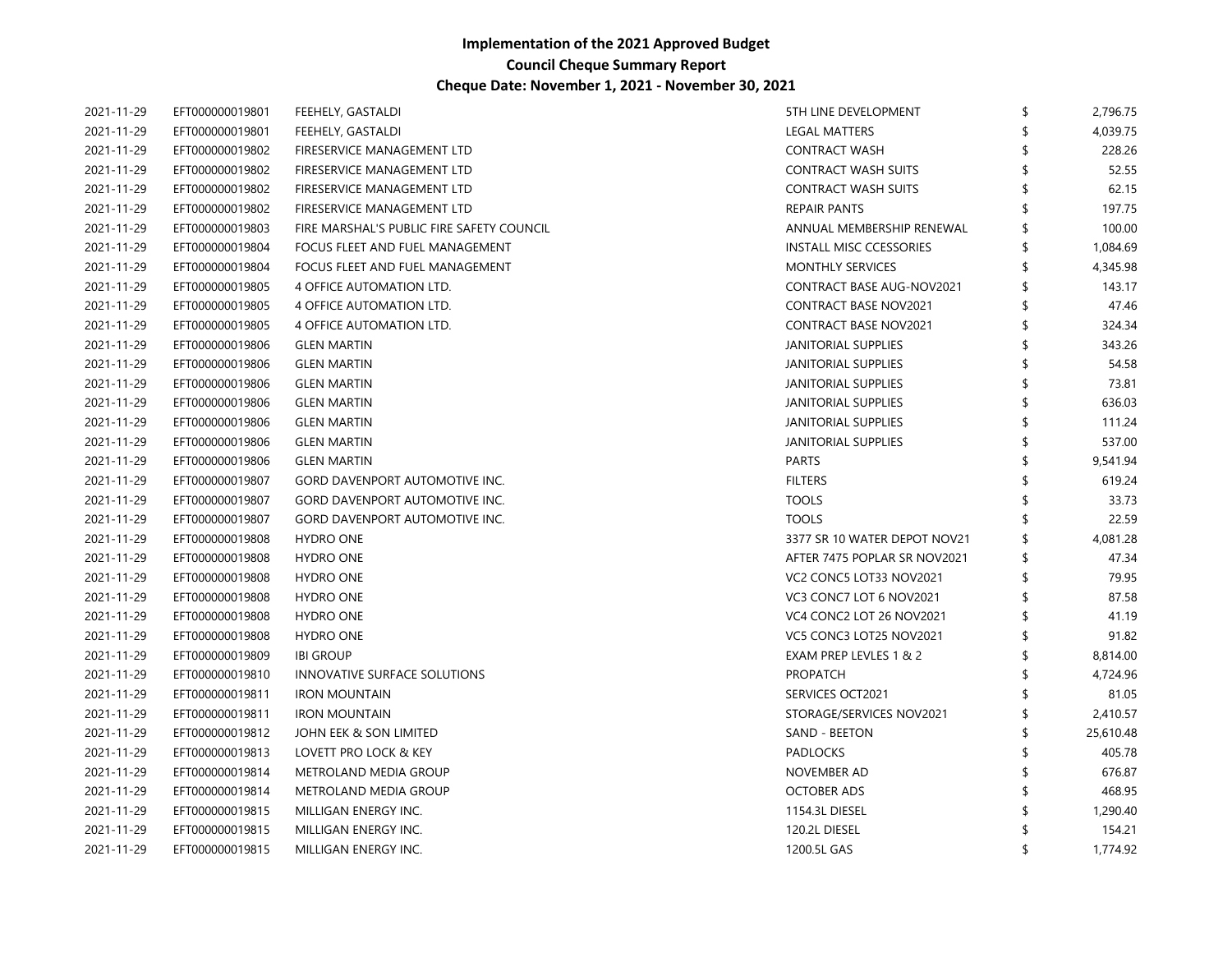# Implementation of the 2021 Approved Budget

## Council Cheque Summary Report

### Cheque Date: November 1, 2021 - November 30, 2021

| | | | | | |
|---|---|---|---|---|---|
| 2021-11-29 | EFT000000019801 | FEEHELY, GASTALDI | 5TH LINE DEVELOPMENT | $ | 2,796.75 |
| 2021-11-29 | EFT000000019801 | FEEHELY, GASTALDI | LEGAL MATTERS | $ | 4,039.75 |
| 2021-11-29 | EFT000000019802 | FIRESERVICE MANAGEMENT LTD | CONTRACT WASH | $ | 228.26 |
| 2021-11-29 | EFT000000019802 | FIRESERVICE MANAGEMENT LTD | CONTRACT WASH SUITS | $ | 52.55 |
| 2021-11-29 | EFT000000019802 | FIRESERVICE MANAGEMENT LTD | CONTRACT WASH SUITS | $ | 62.15 |
| 2021-11-29 | EFT000000019802 | FIRESERVICE MANAGEMENT LTD | REPAIR PANTS | $ | 197.75 |
| 2021-11-29 | EFT000000019803 | FIRE MARSHAL'S PUBLIC FIRE SAFETY COUNCIL | ANNUAL MEMBERSHIP RENEWAL | $ | 100.00 |
| 2021-11-29 | EFT000000019804 | FOCUS FLEET AND FUEL MANAGEMENT | INSTALL MISC CCESSORIES | $ | 1,084.69 |
| 2021-11-29 | EFT000000019804 | FOCUS FLEET AND FUEL MANAGEMENT | MONTHLY SERVICES | $ | 4,345.98 |
| 2021-11-29 | EFT000000019805 | 4 OFFICE AUTOMATION LTD. | CONTRACT BASE AUG-NOV2021 | $ | 143.17 |
| 2021-11-29 | EFT000000019805 | 4 OFFICE AUTOMATION LTD. | CONTRACT BASE NOV2021 | $ | 47.46 |
| 2021-11-29 | EFT000000019805 | 4 OFFICE AUTOMATION LTD. | CONTRACT BASE NOV2021 | $ | 324.34 |
| 2021-11-29 | EFT000000019806 | GLEN MARTIN | JANITORIAL SUPPLIES | $ | 343.26 |
| 2021-11-29 | EFT000000019806 | GLEN MARTIN | JANITORIAL SUPPLIES | $ | 54.58 |
| 2021-11-29 | EFT000000019806 | GLEN MARTIN | JANITORIAL SUPPLIES | $ | 73.81 |
| 2021-11-29 | EFT000000019806 | GLEN MARTIN | JANITORIAL SUPPLIES | $ | 636.03 |
| 2021-11-29 | EFT000000019806 | GLEN MARTIN | JANITORIAL SUPPLIES | $ | 111.24 |
| 2021-11-29 | EFT000000019806 | GLEN MARTIN | JANITORIAL SUPPLIES | $ | 537.00 |
| 2021-11-29 | EFT000000019806 | GLEN MARTIN | PARTS | $ | 9,541.94 |
| 2021-11-29 | EFT000000019807 | GORD DAVENPORT AUTOMOTIVE INC. | FILTERS | $ | 619.24 |
| 2021-11-29 | EFT000000019807 | GORD DAVENPORT AUTOMOTIVE INC. | TOOLS | $ | 33.73 |
| 2021-11-29 | EFT000000019807 | GORD DAVENPORT AUTOMOTIVE INC. | TOOLS | $ | 22.59 |
| 2021-11-29 | EFT000000019808 | HYDRO ONE | 3377 SR 10 WATER DEPOT NOV21 | $ | 4,081.28 |
| 2021-11-29 | EFT000000019808 | HYDRO ONE | AFTER 7475 POPLAR SR NOV2021 | $ | 47.34 |
| 2021-11-29 | EFT000000019808 | HYDRO ONE | VC2 CONC5 LOT33 NOV2021 | $ | 79.95 |
| 2021-11-29 | EFT000000019808 | HYDRO ONE | VC3 CONC7 LOT 6 NOV2021 | $ | 87.58 |
| 2021-11-29 | EFT000000019808 | HYDRO ONE | VC4 CONC2 LOT 26 NOV2021 | $ | 41.19 |
| 2021-11-29 | EFT000000019808 | HYDRO ONE | VC5 CONC3 LOT25 NOV2021 | $ | 91.82 |
| 2021-11-29 | EFT000000019809 | IBI GROUP | EXAM PREP LEVLES 1 & 2 | $ | 8,814.00 |
| 2021-11-29 | EFT000000019810 | INNOVATIVE SURFACE SOLUTIONS | PROPATCH | $ | 4,724.96 |
| 2021-11-29 | EFT000000019811 | IRON MOUNTAIN | SERVICES OCT2021 | $ | 81.05 |
| 2021-11-29 | EFT000000019811 | IRON MOUNTAIN | STORAGE/SERVICES NOV2021 | $ | 2,410.57 |
| 2021-11-29 | EFT000000019812 | JOHN EEK & SON LIMITED | SAND - BEETON | $ | 25,610.48 |
| 2021-11-29 | EFT000000019813 | LOVETT PRO LOCK & KEY | PADLOCKS | $ | 405.78 |
| 2021-11-29 | EFT000000019814 | METROLAND MEDIA GROUP | NOVEMBER AD | $ | 676.87 |
| 2021-11-29 | EFT000000019814 | METROLAND MEDIA GROUP | OCTOBER ADS | $ | 468.95 |
| 2021-11-29 | EFT000000019815 | MILLIGAN ENERGY INC. | 1154.3L DIESEL | $ | 1,290.40 |
| 2021-11-29 | EFT000000019815 | MILLIGAN ENERGY INC. | 120.2L DIESEL | $ | 154.21 |
| 2021-11-29 | EFT000000019815 | MILLIGAN ENERGY INC. | 1200.5L GAS | $ | 1,774.92 |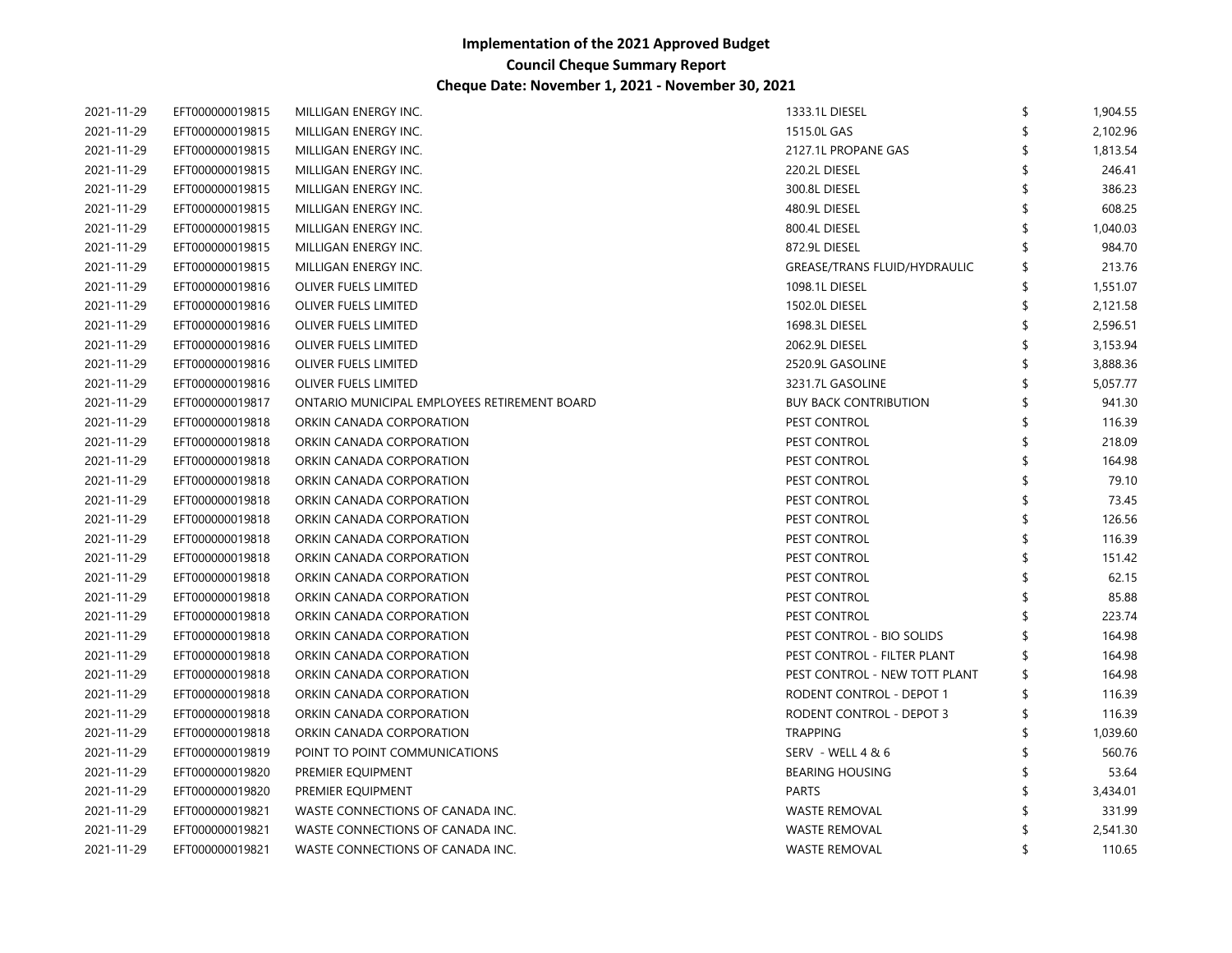**Implementation of the 2021 Approved Budget**
**Council Cheque Summary Report**
**Cheque Date: November 1, 2021 - November 30, 2021**

| | | | | | |
|---|---|---|---|---|---|
| 2021-11-29 | EFT000000019815 | MILLIGAN ENERGY INC. | 1333.1L DIESEL | $ | 1,904.55 |
| 2021-11-29 | EFT000000019815 | MILLIGAN ENERGY INC. | 1515.0L GAS | $ | 2,102.96 |
| 2021-11-29 | EFT000000019815 | MILLIGAN ENERGY INC. | 2127.1L PROPANE GAS | $ | 1,813.54 |
| 2021-11-29 | EFT000000019815 | MILLIGAN ENERGY INC. | 220.2L DIESEL | $ | 246.41 |
| 2021-11-29 | EFT000000019815 | MILLIGAN ENERGY INC. | 300.8L DIESEL | $ | 386.23 |
| 2021-11-29 | EFT000000019815 | MILLIGAN ENERGY INC. | 480.9L DIESEL | $ | 608.25 |
| 2021-11-29 | EFT000000019815 | MILLIGAN ENERGY INC. | 800.4L DIESEL | $ | 1,040.03 |
| 2021-11-29 | EFT000000019815 | MILLIGAN ENERGY INC. | 872.9L DIESEL | $ | 984.70 |
| 2021-11-29 | EFT000000019815 | MILLIGAN ENERGY INC. | GREASE/TRANS FLUID/HYDRAULIC | $ | 213.76 |
| 2021-11-29 | EFT000000019816 | OLIVER FUELS LIMITED | 1098.1L DIESEL | $ | 1,551.07 |
| 2021-11-29 | EFT000000019816 | OLIVER FUELS LIMITED | 1502.0L DIESEL | $ | 2,121.58 |
| 2021-11-29 | EFT000000019816 | OLIVER FUELS LIMITED | 1698.3L DIESEL | $ | 2,596.51 |
| 2021-11-29 | EFT000000019816 | OLIVER FUELS LIMITED | 2062.9L DIESEL | $ | 3,153.94 |
| 2021-11-29 | EFT000000019816 | OLIVER FUELS LIMITED | 2520.9L GASOLINE | $ | 3,888.36 |
| 2021-11-29 | EFT000000019816 | OLIVER FUELS LIMITED | 3231.7L GASOLINE | $ | 5,057.77 |
| 2021-11-29 | EFT000000019817 | ONTARIO MUNICIPAL EMPLOYEES RETIREMENT BOARD | BUY BACK CONTRIBUTION | $ | 941.30 |
| 2021-11-29 | EFT000000019818 | ORKIN CANADA CORPORATION | PEST CONTROL | $ | 116.39 |
| 2021-11-29 | EFT000000019818 | ORKIN CANADA CORPORATION | PEST CONTROL | $ | 218.09 |
| 2021-11-29 | EFT000000019818 | ORKIN CANADA CORPORATION | PEST CONTROL | $ | 164.98 |
| 2021-11-29 | EFT000000019818 | ORKIN CANADA CORPORATION | PEST CONTROL | $ | 79.10 |
| 2021-11-29 | EFT000000019818 | ORKIN CANADA CORPORATION | PEST CONTROL | $ | 73.45 |
| 2021-11-29 | EFT000000019818 | ORKIN CANADA CORPORATION | PEST CONTROL | $ | 126.56 |
| 2021-11-29 | EFT000000019818 | ORKIN CANADA CORPORATION | PEST CONTROL | $ | 116.39 |
| 2021-11-29 | EFT000000019818 | ORKIN CANADA CORPORATION | PEST CONTROL | $ | 151.42 |
| 2021-11-29 | EFT000000019818 | ORKIN CANADA CORPORATION | PEST CONTROL | $ | 62.15 |
| 2021-11-29 | EFT000000019818 | ORKIN CANADA CORPORATION | PEST CONTROL | $ | 85.88 |
| 2021-11-29 | EFT000000019818 | ORKIN CANADA CORPORATION | PEST CONTROL | $ | 223.74 |
| 2021-11-29 | EFT000000019818 | ORKIN CANADA CORPORATION | PEST CONTROL - BIO SOLIDS | $ | 164.98 |
| 2021-11-29 | EFT000000019818 | ORKIN CANADA CORPORATION | PEST CONTROL - FILTER PLANT | $ | 164.98 |
| 2021-11-29 | EFT000000019818 | ORKIN CANADA CORPORATION | PEST CONTROL - NEW TOTT PLANT | $ | 164.98 |
| 2021-11-29 | EFT000000019818 | ORKIN CANADA CORPORATION | RODENT CONTROL - DEPOT 1 | $ | 116.39 |
| 2021-11-29 | EFT000000019818 | ORKIN CANADA CORPORATION | RODENT CONTROL - DEPOT 3 | $ | 116.39 |
| 2021-11-29 | EFT000000019818 | ORKIN CANADA CORPORATION | TRAPPING | $ | 1,039.60 |
| 2021-11-29 | EFT000000019819 | POINT TO POINT COMMUNICATIONS | SERV - WELL 4 & 6 | $ | 560.76 |
| 2021-11-29 | EFT000000019820 | PREMIER EQUIPMENT | BEARING HOUSING | $ | 53.64 |
| 2021-11-29 | EFT000000019820 | PREMIER EQUIPMENT | PARTS | $ | 3,434.01 |
| 2021-11-29 | EFT000000019821 | WASTE CONNECTIONS OF CANADA INC. | WASTE REMOVAL | $ | 331.99 |
| 2021-11-29 | EFT000000019821 | WASTE CONNECTIONS OF CANADA INC. | WASTE REMOVAL | $ | 2,541.30 |
| 2021-11-29 | EFT000000019821 | WASTE CONNECTIONS OF CANADA INC. | WASTE REMOVAL | $ | 110.65 |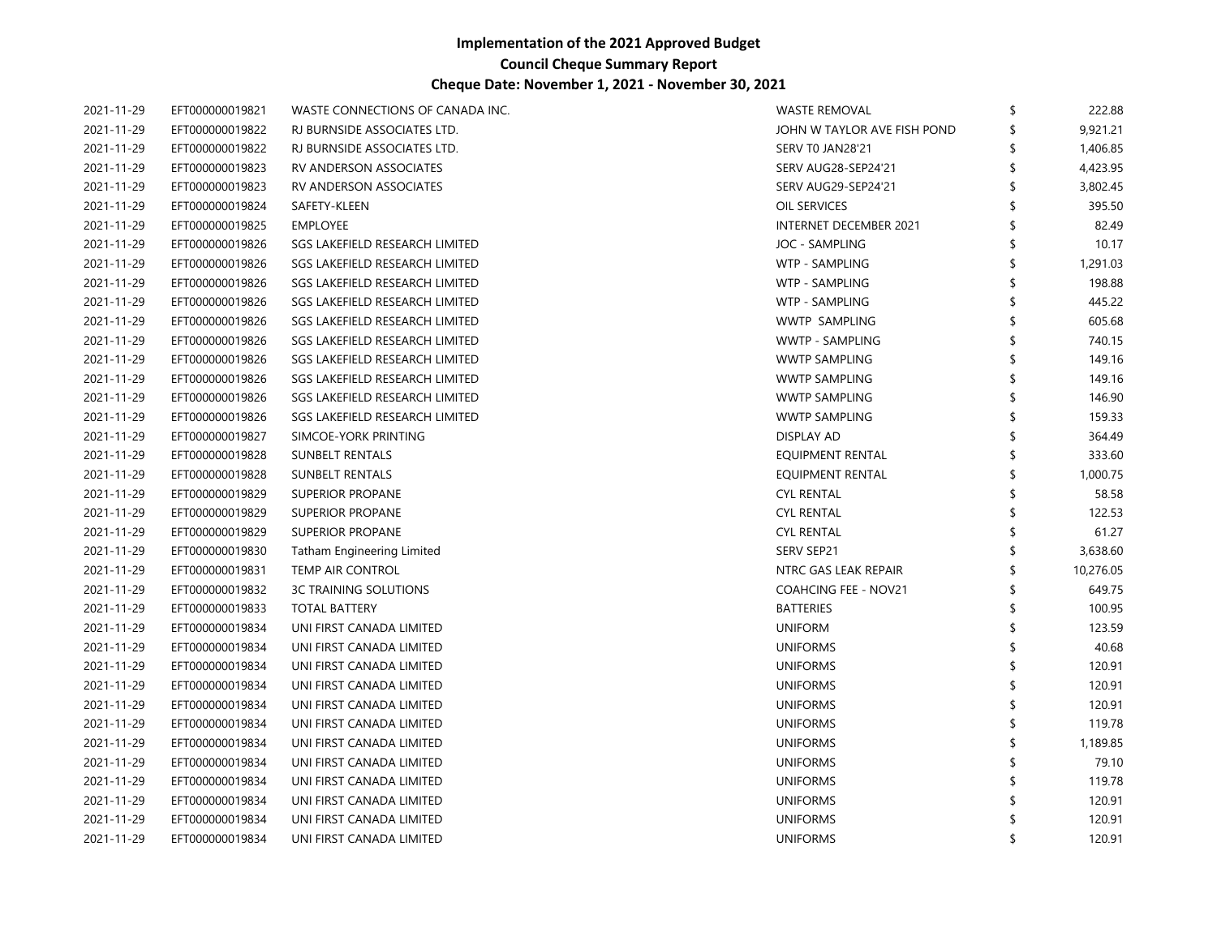# Implementation of the 2021 Approved Budget
## Council Cheque Summary Report
### Cheque Date: November 1, 2021 - November 30, 2021

| | | | | | |
|---|---|---|---|---|---|
| 2021-11-29 | EFT000000019821 | WASTE CONNECTIONS OF CANADA INC. | WASTE REMOVAL | $ | 222.88 |
| 2021-11-29 | EFT000000019822 | RJ BURNSIDE ASSOCIATES LTD. | JOHN W TAYLOR AVE FISH POND | $ | 9,921.21 |
| 2021-11-29 | EFT000000019822 | RJ BURNSIDE ASSOCIATES LTD. | SERV T0 JAN28'21 | $ | 1,406.85 |
| 2021-11-29 | EFT000000019823 | RV ANDERSON ASSOCIATES | SERV AUG28-SEP24'21 | $ | 4,423.95 |
| 2021-11-29 | EFT000000019823 | RV ANDERSON ASSOCIATES | SERV AUG29-SEP24'21 | $ | 3,802.45 |
| 2021-11-29 | EFT000000019824 | SAFETY-KLEEN | OIL SERVICES | $ | 395.50 |
| 2021-11-29 | EFT000000019825 | EMPLOYEE | INTERNET DECEMBER 2021 | $ | 82.49 |
| 2021-11-29 | EFT000000019826 | SGS LAKEFIELD RESEARCH LIMITED | JOC - SAMPLING | $ | 10.17 |
| 2021-11-29 | EFT000000019826 | SGS LAKEFIELD RESEARCH LIMITED | WTP - SAMPLING | $ | 1,291.03 |
| 2021-11-29 | EFT000000019826 | SGS LAKEFIELD RESEARCH LIMITED | WTP - SAMPLING | $ | 198.88 |
| 2021-11-29 | EFT000000019826 | SGS LAKEFIELD RESEARCH LIMITED | WTP - SAMPLING | $ | 445.22 |
| 2021-11-29 | EFT000000019826 | SGS LAKEFIELD RESEARCH LIMITED | WWTP SAMPLING | $ | 605.68 |
| 2021-11-29 | EFT000000019826 | SGS LAKEFIELD RESEARCH LIMITED | WWTP - SAMPLING | $ | 740.15 |
| 2021-11-29 | EFT000000019826 | SGS LAKEFIELD RESEARCH LIMITED | WWTP SAMPLING | $ | 149.16 |
| 2021-11-29 | EFT000000019826 | SGS LAKEFIELD RESEARCH LIMITED | WWTP SAMPLING | $ | 149.16 |
| 2021-11-29 | EFT000000019826 | SGS LAKEFIELD RESEARCH LIMITED | WWTP SAMPLING | $ | 146.90 |
| 2021-11-29 | EFT000000019826 | SGS LAKEFIELD RESEARCH LIMITED | WWTP SAMPLING | $ | 159.33 |
| 2021-11-29 | EFT000000019827 | SIMCOE-YORK PRINTING | DISPLAY AD | $ | 364.49 |
| 2021-11-29 | EFT000000019828 | SUNBELT RENTALS | EQUIPMENT RENTAL | $ | 333.60 |
| 2021-11-29 | EFT000000019828 | SUNBELT RENTALS | EQUIPMENT RENTAL | $ | 1,000.75 |
| 2021-11-29 | EFT000000019829 | SUPERIOR PROPANE | CYL RENTAL | $ | 58.58 |
| 2021-11-29 | EFT000000019829 | SUPERIOR PROPANE | CYL RENTAL | $ | 122.53 |
| 2021-11-29 | EFT000000019829 | SUPERIOR PROPANE | CYL RENTAL | $ | 61.27 |
| 2021-11-29 | EFT000000019830 | Tatham Engineering Limited | SERV SEP21 | $ | 3,638.60 |
| 2021-11-29 | EFT000000019831 | TEMP AIR CONTROL | NTRC GAS LEAK REPAIR | $ | 10,276.05 |
| 2021-11-29 | EFT000000019832 | 3C TRAINING SOLUTIONS | COAHCING FEE - NOV21 | $ | 649.75 |
| 2021-11-29 | EFT000000019833 | TOTAL BATTERY | BATTERIES | $ | 100.95 |
| 2021-11-29 | EFT000000019834 | UNI FIRST CANADA LIMITED | UNIFORM | $ | 123.59 |
| 2021-11-29 | EFT000000019834 | UNI FIRST CANADA LIMITED | UNIFORMS | $ | 40.68 |
| 2021-11-29 | EFT000000019834 | UNI FIRST CANADA LIMITED | UNIFORMS | $ | 120.91 |
| 2021-11-29 | EFT000000019834 | UNI FIRST CANADA LIMITED | UNIFORMS | $ | 120.91 |
| 2021-11-29 | EFT000000019834 | UNI FIRST CANADA LIMITED | UNIFORMS | $ | 120.91 |
| 2021-11-29 | EFT000000019834 | UNI FIRST CANADA LIMITED | UNIFORMS | $ | 119.78 |
| 2021-11-29 | EFT000000019834 | UNI FIRST CANADA LIMITED | UNIFORMS | $ | 1,189.85 |
| 2021-11-29 | EFT000000019834 | UNI FIRST CANADA LIMITED | UNIFORMS | $ | 79.10 |
| 2021-11-29 | EFT000000019834 | UNI FIRST CANADA LIMITED | UNIFORMS | $ | 119.78 |
| 2021-11-29 | EFT000000019834 | UNI FIRST CANADA LIMITED | UNIFORMS | $ | 120.91 |
| 2021-11-29 | EFT000000019834 | UNI FIRST CANADA LIMITED | UNIFORMS | $ | 120.91 |
| 2021-11-29 | EFT000000019834 | UNI FIRST CANADA LIMITED | UNIFORMS | $ | 120.91 |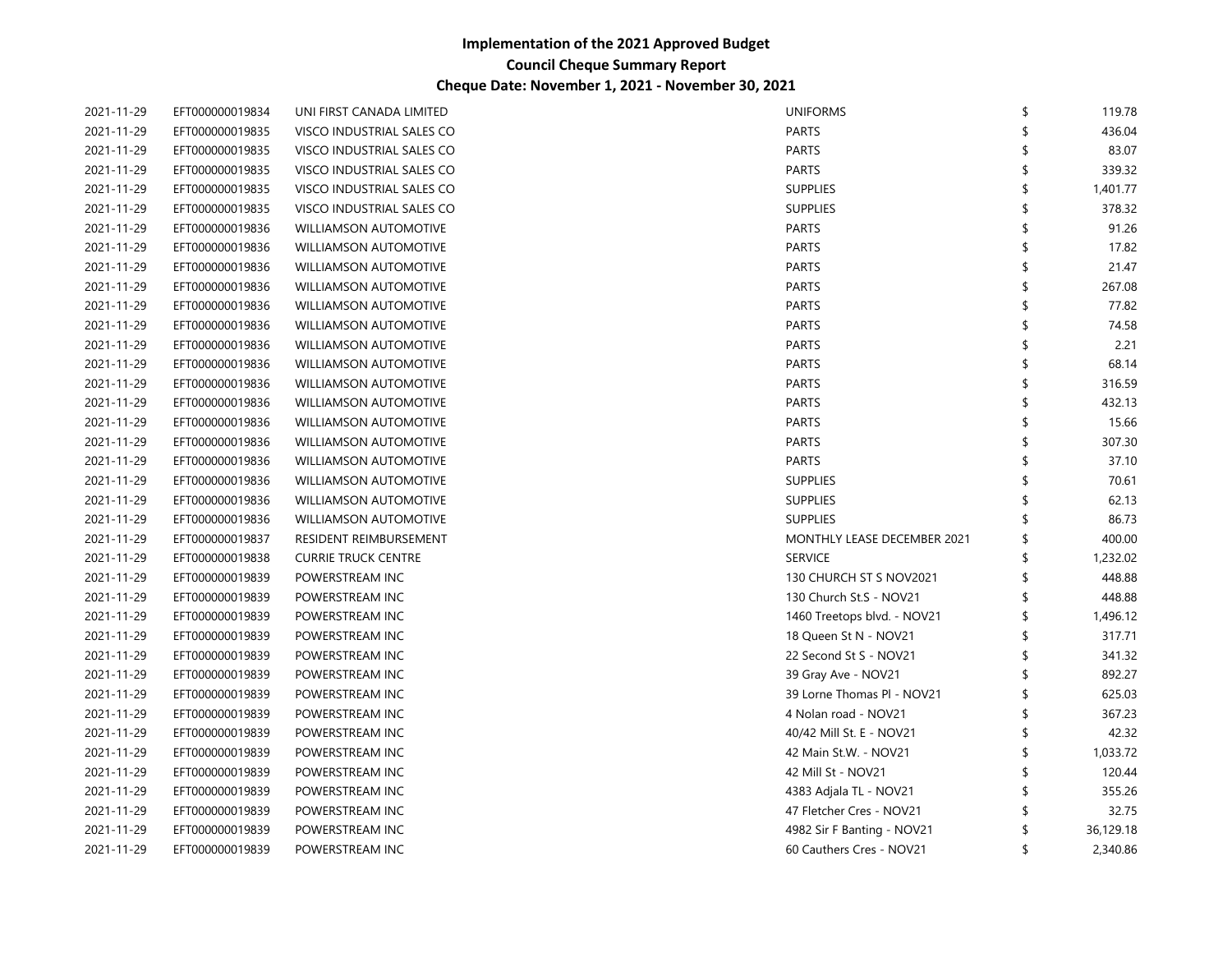# Implementation of the 2021 Approved Budget
## Council Cheque Summary Report
### Cheque Date: November 1, 2021 - November 30, 2021

| | | | | | |
|---|---|---|---|---|---|
| 2021-11-29 | EFT000000019834 | UNI FIRST CANADA LIMITED | UNIFORMS | $ | 119.78 |
| 2021-11-29 | EFT000000019835 | VISCO INDUSTRIAL SALES CO | PARTS | $ | 436.04 |
| 2021-11-29 | EFT000000019835 | VISCO INDUSTRIAL SALES CO | PARTS | $ | 83.07 |
| 2021-11-29 | EFT000000019835 | VISCO INDUSTRIAL SALES CO | PARTS | $ | 339.32 |
| 2021-11-29 | EFT000000019835 | VISCO INDUSTRIAL SALES CO | SUPPLIES | $ | 1,401.77 |
| 2021-11-29 | EFT000000019835 | VISCO INDUSTRIAL SALES CO | SUPPLIES | $ | 378.32 |
| 2021-11-29 | EFT000000019836 | WILLIAMSON AUTOMOTIVE | PARTS | $ | 91.26 |
| 2021-11-29 | EFT000000019836 | WILLIAMSON AUTOMOTIVE | PARTS | $ | 17.82 |
| 2021-11-29 | EFT000000019836 | WILLIAMSON AUTOMOTIVE | PARTS | $ | 21.47 |
| 2021-11-29 | EFT000000019836 | WILLIAMSON AUTOMOTIVE | PARTS | $ | 267.08 |
| 2021-11-29 | EFT000000019836 | WILLIAMSON AUTOMOTIVE | PARTS | $ | 77.82 |
| 2021-11-29 | EFT000000019836 | WILLIAMSON AUTOMOTIVE | PARTS | $ | 74.58 |
| 2021-11-29 | EFT000000019836 | WILLIAMSON AUTOMOTIVE | PARTS | $ | 2.21 |
| 2021-11-29 | EFT000000019836 | WILLIAMSON AUTOMOTIVE | PARTS | $ | 68.14 |
| 2021-11-29 | EFT000000019836 | WILLIAMSON AUTOMOTIVE | PARTS | $ | 316.59 |
| 2021-11-29 | EFT000000019836 | WILLIAMSON AUTOMOTIVE | PARTS | $ | 432.13 |
| 2021-11-29 | EFT000000019836 | WILLIAMSON AUTOMOTIVE | PARTS | $ | 15.66 |
| 2021-11-29 | EFT000000019836 | WILLIAMSON AUTOMOTIVE | PARTS | $ | 307.30 |
| 2021-11-29 | EFT000000019836 | WILLIAMSON AUTOMOTIVE | PARTS | $ | 37.10 |
| 2021-11-29 | EFT000000019836 | WILLIAMSON AUTOMOTIVE | SUPPLIES | $ | 70.61 |
| 2021-11-29 | EFT000000019836 | WILLIAMSON AUTOMOTIVE | SUPPLIES | $ | 62.13 |
| 2021-11-29 | EFT000000019836 | WILLIAMSON AUTOMOTIVE | SUPPLIES | $ | 86.73 |
| 2021-11-29 | EFT000000019837 | RESIDENT REIMBURSEMENT | MONTHLY LEASE DECEMBER 2021 | $ | 400.00 |
| 2021-11-29 | EFT000000019838 | CURRIE TRUCK CENTRE | SERVICE | $ | 1,232.02 |
| 2021-11-29 | EFT000000019839 | POWERSTREAM INC | 130 CHURCH ST S NOV2021 | $ | 448.88 |
| 2021-11-29 | EFT000000019839 | POWERSTREAM INC | 130 Church St.S - NOV21 | $ | 448.88 |
| 2021-11-29 | EFT000000019839 | POWERSTREAM INC | 1460 Treetops blvd. - NOV21 | $ | 1,496.12 |
| 2021-11-29 | EFT000000019839 | POWERSTREAM INC | 18 Queen St N - NOV21 | $ | 317.71 |
| 2021-11-29 | EFT000000019839 | POWERSTREAM INC | 22 Second St S - NOV21 | $ | 341.32 |
| 2021-11-29 | EFT000000019839 | POWERSTREAM INC | 39 Gray Ave - NOV21 | $ | 892.27 |
| 2021-11-29 | EFT000000019839 | POWERSTREAM INC | 39 Lorne Thomas Pl - NOV21 | $ | 625.03 |
| 2021-11-29 | EFT000000019839 | POWERSTREAM INC | 4 Nolan road - NOV21 | $ | 367.23 |
| 2021-11-29 | EFT000000019839 | POWERSTREAM INC | 40/42 Mill St. E - NOV21 | $ | 42.32 |
| 2021-11-29 | EFT000000019839 | POWERSTREAM INC | 42 Main St.W. - NOV21 | $ | 1,033.72 |
| 2021-11-29 | EFT000000019839 | POWERSTREAM INC | 42 Mill St - NOV21 | $ | 120.44 |
| 2021-11-29 | EFT000000019839 | POWERSTREAM INC | 4383 Adjala TL - NOV21 | $ | 355.26 |
| 2021-11-29 | EFT000000019839 | POWERSTREAM INC | 47 Fletcher Cres - NOV21 | $ | 32.75 |
| 2021-11-29 | EFT000000019839 | POWERSTREAM INC | 4982 Sir F Banting - NOV21 | $ | 36,129.18 |
| 2021-11-29 | EFT000000019839 | POWERSTREAM INC | 60 Cauthers Cres - NOV21 | $ | 2,340.86 |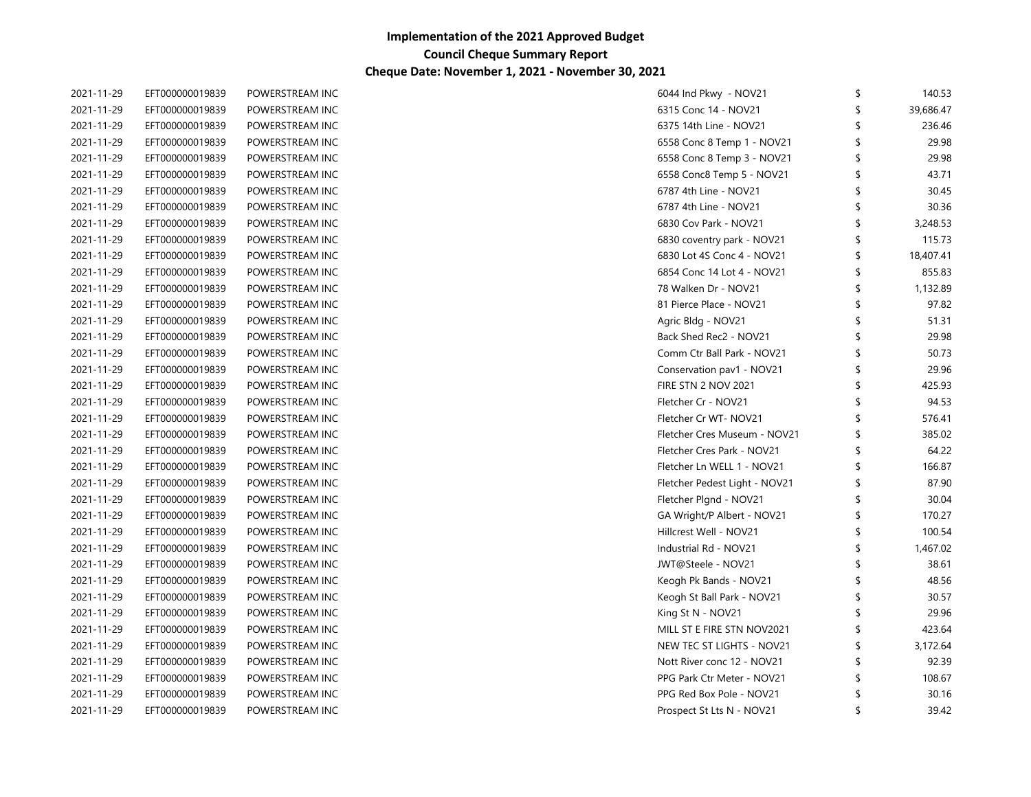# Implementation of the 2021 Approved Budget
## Council Cheque Summary Report
### Cheque Date: November 1, 2021 - November 30, 2021

| | | | | | |
|---|---|---|---|---|---|
| 2021-11-29 | EFT000000019839 | POWERSTREAM INC | 6044 Ind Pkwy - NOV21 | $ | 140.53 |
| 2021-11-29 | EFT000000019839 | POWERSTREAM INC | 6315 Conc 14 - NOV21 | $ | 39,686.47 |
| 2021-11-29 | EFT000000019839 | POWERSTREAM INC | 6375 14th Line - NOV21 | $ | 236.46 |
| 2021-11-29 | EFT000000019839 | POWERSTREAM INC | 6558 Conc 8 Temp 1 - NOV21 | $ | 29.98 |
| 2021-11-29 | EFT000000019839 | POWERSTREAM INC | 6558 Conc 8 Temp 3 - NOV21 | $ | 29.98 |
| 2021-11-29 | EFT000000019839 | POWERSTREAM INC | 6558 Conc8 Temp 5 - NOV21 | $ | 43.71 |
| 2021-11-29 | EFT000000019839 | POWERSTREAM INC | 6787 4th Line - NOV21 | $ | 30.45 |
| 2021-11-29 | EFT000000019839 | POWERSTREAM INC | 6787 4th Line - NOV21 | $ | 30.36 |
| 2021-11-29 | EFT000000019839 | POWERSTREAM INC | 6830 Cov Park - NOV21 | $ | 3,248.53 |
| 2021-11-29 | EFT000000019839 | POWERSTREAM INC | 6830 coventry park - NOV21 | $ | 115.73 |
| 2021-11-29 | EFT000000019839 | POWERSTREAM INC | 6830 Lot 4S Conc 4 - NOV21 | $ | 18,407.41 |
| 2021-11-29 | EFT000000019839 | POWERSTREAM INC | 6854 Conc 14 Lot 4 - NOV21 | $ | 855.83 |
| 2021-11-29 | EFT000000019839 | POWERSTREAM INC | 78 Walken Dr - NOV21 | $ | 1,132.89 |
| 2021-11-29 | EFT000000019839 | POWERSTREAM INC | 81 Pierce Place - NOV21 | $ | 97.82 |
| 2021-11-29 | EFT000000019839 | POWERSTREAM INC | Agric Bldg - NOV21 | $ | 51.31 |
| 2021-11-29 | EFT000000019839 | POWERSTREAM INC | Back Shed Rec2 - NOV21 | $ | 29.98 |
| 2021-11-29 | EFT000000019839 | POWERSTREAM INC | Comm Ctr Ball Park - NOV21 | $ | 50.73 |
| 2021-11-29 | EFT000000019839 | POWERSTREAM INC | Conservation pav1 - NOV21 | $ | 29.96 |
| 2021-11-29 | EFT000000019839 | POWERSTREAM INC | FIRE STN 2 NOV 2021 | $ | 425.93 |
| 2021-11-29 | EFT000000019839 | POWERSTREAM INC | Fletcher Cr - NOV21 | $ | 94.53 |
| 2021-11-29 | EFT000000019839 | POWERSTREAM INC | Fletcher Cr WT- NOV21 | $ | 576.41 |
| 2021-11-29 | EFT000000019839 | POWERSTREAM INC | Fletcher Cres Museum - NOV21 | $ | 385.02 |
| 2021-11-29 | EFT000000019839 | POWERSTREAM INC | Fletcher Cres Park - NOV21 | $ | 64.22 |
| 2021-11-29 | EFT000000019839 | POWERSTREAM INC | Fletcher Ln WELL 1 - NOV21 | $ | 166.87 |
| 2021-11-29 | EFT000000019839 | POWERSTREAM INC | Fletcher Pedest Light - NOV21 | $ | 87.90 |
| 2021-11-29 | EFT000000019839 | POWERSTREAM INC | Fletcher Plgnd - NOV21 | $ | 30.04 |
| 2021-11-29 | EFT000000019839 | POWERSTREAM INC | GA Wright/P Albert - NOV21 | $ | 170.27 |
| 2021-11-29 | EFT000000019839 | POWERSTREAM INC | Hillcrest Well - NOV21 | $ | 100.54 |
| 2021-11-29 | EFT000000019839 | POWERSTREAM INC | Industrial Rd - NOV21 | $ | 1,467.02 |
| 2021-11-29 | EFT000000019839 | POWERSTREAM INC | JWT@Steele - NOV21 | $ | 38.61 |
| 2021-11-29 | EFT000000019839 | POWERSTREAM INC | Keogh Pk Bands - NOV21 | $ | 48.56 |
| 2021-11-29 | EFT000000019839 | POWERSTREAM INC | Keogh St Ball Park - NOV21 | $ | 30.57 |
| 2021-11-29 | EFT000000019839 | POWERSTREAM INC | King St N - NOV21 | $ | 29.96 |
| 2021-11-29 | EFT000000019839 | POWERSTREAM INC | MILL ST E FIRE STN NOV2021 | $ | 423.64 |
| 2021-11-29 | EFT000000019839 | POWERSTREAM INC | NEW TEC ST LIGHTS - NOV21 | $ | 3,172.64 |
| 2021-11-29 | EFT000000019839 | POWERSTREAM INC | Nott River conc 12 - NOV21 | $ | 92.39 |
| 2021-11-29 | EFT000000019839 | POWERSTREAM INC | PPG Park Ctr Meter - NOV21 | $ | 108.67 |
| 2021-11-29 | EFT000000019839 | POWERSTREAM INC | PPG Red Box Pole - NOV21 | $ | 30.16 |
| 2021-11-29 | EFT000000019839 | POWERSTREAM INC | Prospect St Lts N - NOV21 | $ | 39.42 |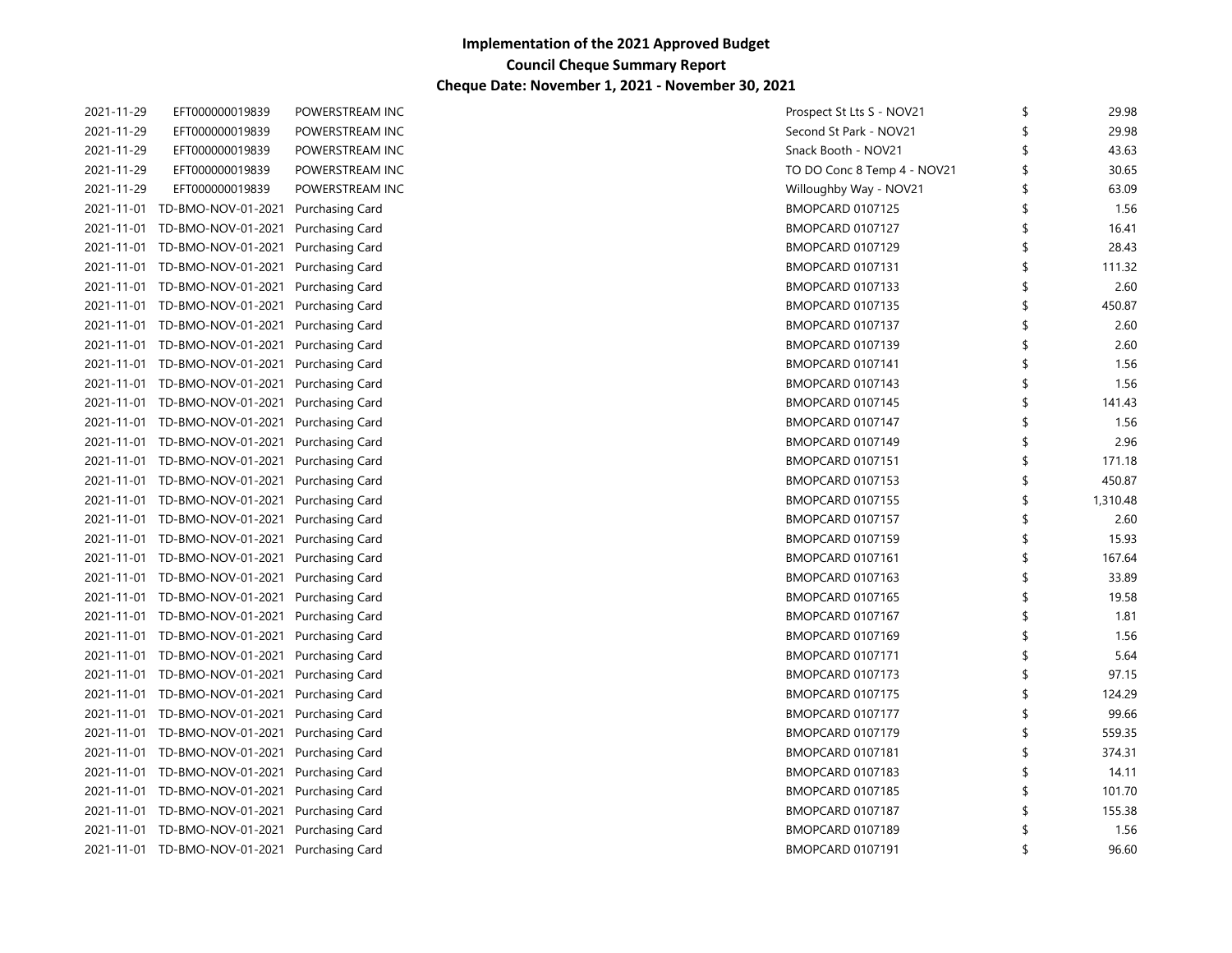# Implementation of the 2021 Approved Budget
## Council Cheque Summary Report
### Cheque Date: November 1, 2021 - November 30, 2021

| | | | | | |
|---|---|---|---|---|---|
| 2021-11-29 | EFT000000019839 | POWERSTREAM INC | Prospect St Lts S - NOV21 | $ | 29.98 |
| 2021-11-29 | EFT000000019839 | POWERSTREAM INC | Second St Park - NOV21 | $ | 29.98 |
| 2021-11-29 | EFT000000019839 | POWERSTREAM INC | Snack Booth - NOV21 | $ | 43.63 |
| 2021-11-29 | EFT000000019839 | POWERSTREAM INC | TO DO Conc 8 Temp 4 - NOV21 | $ | 30.65 |
| 2021-11-29 | EFT000000019839 | POWERSTREAM INC | Willoughby Way - NOV21 | $ | 63.09 |
| 2021-11-01 | TD-BMO-NOV-01-2021 | Purchasing Card | BMOPCARD 0107125 | $ | 1.56 |
| 2021-11-01 | TD-BMO-NOV-01-2021 | Purchasing Card | BMOPCARD 0107127 | $ | 16.41 |
| 2021-11-01 | TD-BMO-NOV-01-2021 | Purchasing Card | BMOPCARD 0107129 | $ | 28.43 |
| 2021-11-01 | TD-BMO-NOV-01-2021 | Purchasing Card | BMOPCARD 0107131 | $ | 111.32 |
| 2021-11-01 | TD-BMO-NOV-01-2021 | Purchasing Card | BMOPCARD 0107133 | $ | 2.60 |
| 2021-11-01 | TD-BMO-NOV-01-2021 | Purchasing Card | BMOPCARD 0107135 | $ | 450.87 |
| 2021-11-01 | TD-BMO-NOV-01-2021 | Purchasing Card | BMOPCARD 0107137 | $ | 2.60 |
| 2021-11-01 | TD-BMO-NOV-01-2021 | Purchasing Card | BMOPCARD 0107139 | $ | 2.60 |
| 2021-11-01 | TD-BMO-NOV-01-2021 | Purchasing Card | BMOPCARD 0107141 | $ | 1.56 |
| 2021-11-01 | TD-BMO-NOV-01-2021 | Purchasing Card | BMOPCARD 0107143 | $ | 1.56 |
| 2021-11-01 | TD-BMO-NOV-01-2021 | Purchasing Card | BMOPCARD 0107145 | $ | 141.43 |
| 2021-11-01 | TD-BMO-NOV-01-2021 | Purchasing Card | BMOPCARD 0107147 | $ | 1.56 |
| 2021-11-01 | TD-BMO-NOV-01-2021 | Purchasing Card | BMOPCARD 0107149 | $ | 2.96 |
| 2021-11-01 | TD-BMO-NOV-01-2021 | Purchasing Card | BMOPCARD 0107151 | $ | 171.18 |
| 2021-11-01 | TD-BMO-NOV-01-2021 | Purchasing Card | BMOPCARD 0107153 | $ | 450.87 |
| 2021-11-01 | TD-BMO-NOV-01-2021 | Purchasing Card | BMOPCARD 0107155 | $ | 1,310.48 |
| 2021-11-01 | TD-BMO-NOV-01-2021 | Purchasing Card | BMOPCARD 0107157 | $ | 2.60 |
| 2021-11-01 | TD-BMO-NOV-01-2021 | Purchasing Card | BMOPCARD 0107159 | $ | 15.93 |
| 2021-11-01 | TD-BMO-NOV-01-2021 | Purchasing Card | BMOPCARD 0107161 | $ | 167.64 |
| 2021-11-01 | TD-BMO-NOV-01-2021 | Purchasing Card | BMOPCARD 0107163 | $ | 33.89 |
| 2021-11-01 | TD-BMO-NOV-01-2021 | Purchasing Card | BMOPCARD 0107165 | $ | 19.58 |
| 2021-11-01 | TD-BMO-NOV-01-2021 | Purchasing Card | BMOPCARD 0107167 | $ | 1.81 |
| 2021-11-01 | TD-BMO-NOV-01-2021 | Purchasing Card | BMOPCARD 0107169 | $ | 1.56 |
| 2021-11-01 | TD-BMO-NOV-01-2021 | Purchasing Card | BMOPCARD 0107171 | $ | 5.64 |
| 2021-11-01 | TD-BMO-NOV-01-2021 | Purchasing Card | BMOPCARD 0107173 | $ | 97.15 |
| 2021-11-01 | TD-BMO-NOV-01-2021 | Purchasing Card | BMOPCARD 0107175 | $ | 124.29 |
| 2021-11-01 | TD-BMO-NOV-01-2021 | Purchasing Card | BMOPCARD 0107177 | $ | 99.66 |
| 2021-11-01 | TD-BMO-NOV-01-2021 | Purchasing Card | BMOPCARD 0107179 | $ | 559.35 |
| 2021-11-01 | TD-BMO-NOV-01-2021 | Purchasing Card | BMOPCARD 0107181 | $ | 374.31 |
| 2021-11-01 | TD-BMO-NOV-01-2021 | Purchasing Card | BMOPCARD 0107183 | $ | 14.11 |
| 2021-11-01 | TD-BMO-NOV-01-2021 | Purchasing Card | BMOPCARD 0107185 | $ | 101.70 |
| 2021-11-01 | TD-BMO-NOV-01-2021 | Purchasing Card | BMOPCARD 0107187 | $ | 155.38 |
| 2021-11-01 | TD-BMO-NOV-01-2021 | Purchasing Card | BMOPCARD 0107189 | $ | 1.56 |
| 2021-11-01 | TD-BMO-NOV-01-2021 | Purchasing Card | BMOPCARD 0107191 | $ | 96.60 |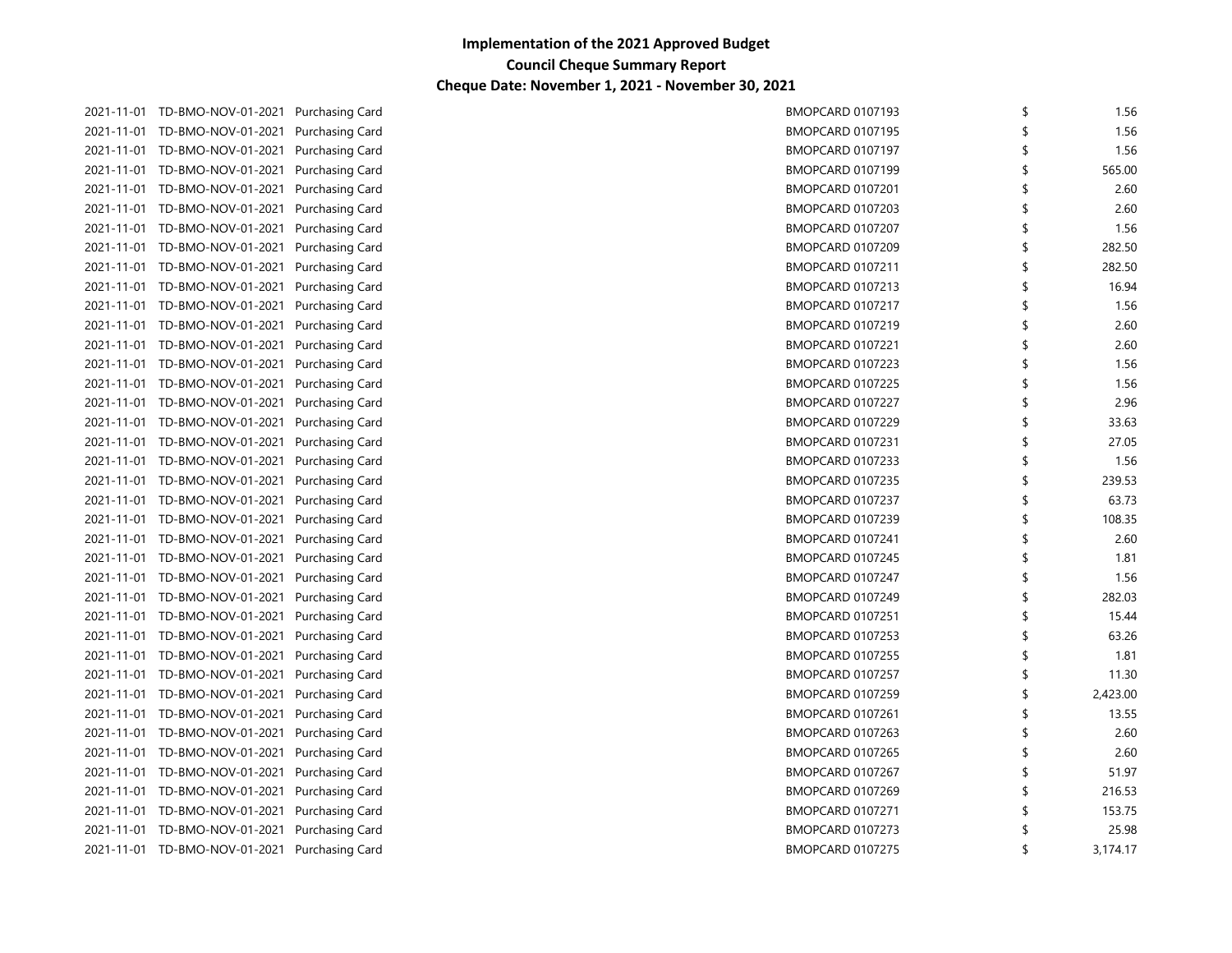# Implementation of the 2021 Approved Budget
## Council Cheque Summary Report
### Cheque Date: November 1, 2021 - November 30, 2021

| | | | | | |
|---|---|---|---|---|---|
| 2021-11-01 | TD-BMO-NOV-01-2021 | Purchasing Card | BMOPCARD 0107193 | $ | 1.56 |
| 2021-11-01 | TD-BMO-NOV-01-2021 | Purchasing Card | BMOPCARD 0107195 | $ | 1.56 |
| 2021-11-01 | TD-BMO-NOV-01-2021 | Purchasing Card | BMOPCARD 0107197 | $ | 1.56 |
| 2021-11-01 | TD-BMO-NOV-01-2021 | Purchasing Card | BMOPCARD 0107199 | $ | 565.00 |
| 2021-11-01 | TD-BMO-NOV-01-2021 | Purchasing Card | BMOPCARD 0107201 | $ | 2.60 |
| 2021-11-01 | TD-BMO-NOV-01-2021 | Purchasing Card | BMOPCARD 0107203 | $ | 2.60 |
| 2021-11-01 | TD-BMO-NOV-01-2021 | Purchasing Card | BMOPCARD 0107207 | $ | 1.56 |
| 2021-11-01 | TD-BMO-NOV-01-2021 | Purchasing Card | BMOPCARD 0107209 | $ | 282.50 |
| 2021-11-01 | TD-BMO-NOV-01-2021 | Purchasing Card | BMOPCARD 0107211 | $ | 282.50 |
| 2021-11-01 | TD-BMO-NOV-01-2021 | Purchasing Card | BMOPCARD 0107213 | $ | 16.94 |
| 2021-11-01 | TD-BMO-NOV-01-2021 | Purchasing Card | BMOPCARD 0107217 | $ | 1.56 |
| 2021-11-01 | TD-BMO-NOV-01-2021 | Purchasing Card | BMOPCARD 0107219 | $ | 2.60 |
| 2021-11-01 | TD-BMO-NOV-01-2021 | Purchasing Card | BMOPCARD 0107221 | $ | 2.60 |
| 2021-11-01 | TD-BMO-NOV-01-2021 | Purchasing Card | BMOPCARD 0107223 | $ | 1.56 |
| 2021-11-01 | TD-BMO-NOV-01-2021 | Purchasing Card | BMOPCARD 0107225 | $ | 1.56 |
| 2021-11-01 | TD-BMO-NOV-01-2021 | Purchasing Card | BMOPCARD 0107227 | $ | 2.96 |
| 2021-11-01 | TD-BMO-NOV-01-2021 | Purchasing Card | BMOPCARD 0107229 | $ | 33.63 |
| 2021-11-01 | TD-BMO-NOV-01-2021 | Purchasing Card | BMOPCARD 0107231 | $ | 27.05 |
| 2021-11-01 | TD-BMO-NOV-01-2021 | Purchasing Card | BMOPCARD 0107233 | $ | 1.56 |
| 2021-11-01 | TD-BMO-NOV-01-2021 | Purchasing Card | BMOPCARD 0107235 | $ | 239.53 |
| 2021-11-01 | TD-BMO-NOV-01-2021 | Purchasing Card | BMOPCARD 0107237 | $ | 63.73 |
| 2021-11-01 | TD-BMO-NOV-01-2021 | Purchasing Card | BMOPCARD 0107239 | $ | 108.35 |
| 2021-11-01 | TD-BMO-NOV-01-2021 | Purchasing Card | BMOPCARD 0107241 | $ | 2.60 |
| 2021-11-01 | TD-BMO-NOV-01-2021 | Purchasing Card | BMOPCARD 0107245 | $ | 1.81 |
| 2021-11-01 | TD-BMO-NOV-01-2021 | Purchasing Card | BMOPCARD 0107247 | $ | 1.56 |
| 2021-11-01 | TD-BMO-NOV-01-2021 | Purchasing Card | BMOPCARD 0107249 | $ | 282.03 |
| 2021-11-01 | TD-BMO-NOV-01-2021 | Purchasing Card | BMOPCARD 0107251 | $ | 15.44 |
| 2021-11-01 | TD-BMO-NOV-01-2021 | Purchasing Card | BMOPCARD 0107253 | $ | 63.26 |
| 2021-11-01 | TD-BMO-NOV-01-2021 | Purchasing Card | BMOPCARD 0107255 | $ | 1.81 |
| 2021-11-01 | TD-BMO-NOV-01-2021 | Purchasing Card | BMOPCARD 0107257 | $ | 11.30 |
| 2021-11-01 | TD-BMO-NOV-01-2021 | Purchasing Card | BMOPCARD 0107259 | $ | 2,423.00 |
| 2021-11-01 | TD-BMO-NOV-01-2021 | Purchasing Card | BMOPCARD 0107261 | $ | 13.55 |
| 2021-11-01 | TD-BMO-NOV-01-2021 | Purchasing Card | BMOPCARD 0107263 | $ | 2.60 |
| 2021-11-01 | TD-BMO-NOV-01-2021 | Purchasing Card | BMOPCARD 0107265 | $ | 2.60 |
| 2021-11-01 | TD-BMO-NOV-01-2021 | Purchasing Card | BMOPCARD 0107267 | $ | 51.97 |
| 2021-11-01 | TD-BMO-NOV-01-2021 | Purchasing Card | BMOPCARD 0107269 | $ | 216.53 |
| 2021-11-01 | TD-BMO-NOV-01-2021 | Purchasing Card | BMOPCARD 0107271 | $ | 153.75 |
| 2021-11-01 | TD-BMO-NOV-01-2021 | Purchasing Card | BMOPCARD 0107273 | $ | 25.98 |
| 2021-11-01 | TD-BMO-NOV-01-2021 | Purchasing Card | BMOPCARD 0107275 | $ | 3,174.17 |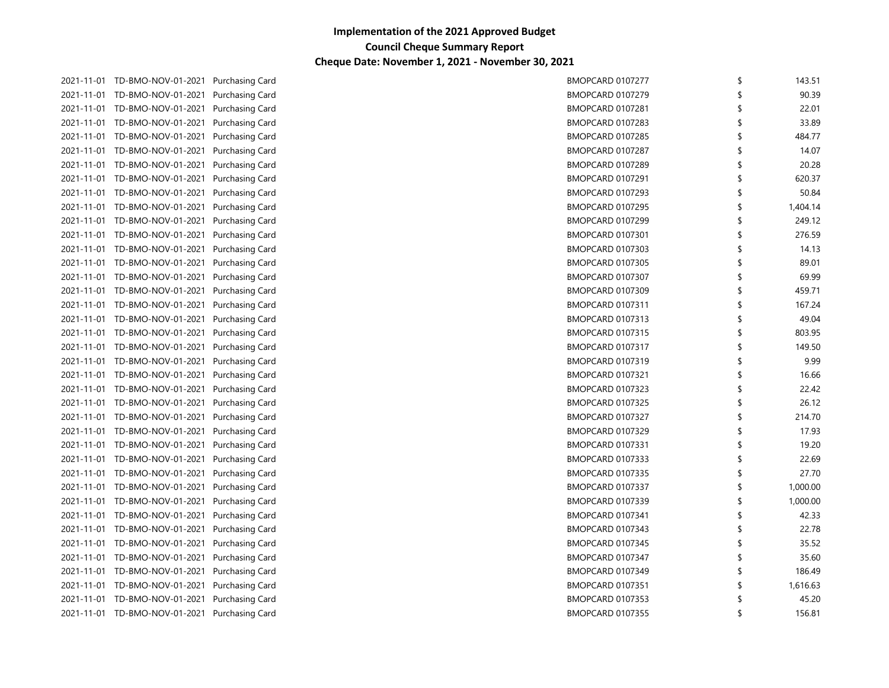## Implementation of the 2021 Approved Budget
## Council Cheque Summary Report
## Cheque Date: November 1, 2021 - November 30, 2021

| | | | | | |
|---|---|---|---|---|---|
| 2021-11-01 | TD-BMO-NOV-01-2021 | Purchasing Card | BMOPCARD 0107277 | $ | 143.51 |
| 2021-11-01 | TD-BMO-NOV-01-2021 | Purchasing Card | BMOPCARD 0107279 | $ | 90.39 |
| 2021-11-01 | TD-BMO-NOV-01-2021 | Purchasing Card | BMOPCARD 0107281 | $ | 22.01 |
| 2021-11-01 | TD-BMO-NOV-01-2021 | Purchasing Card | BMOPCARD 0107283 | $ | 33.89 |
| 2021-11-01 | TD-BMO-NOV-01-2021 | Purchasing Card | BMOPCARD 0107285 | $ | 484.77 |
| 2021-11-01 | TD-BMO-NOV-01-2021 | Purchasing Card | BMOPCARD 0107287 | $ | 14.07 |
| 2021-11-01 | TD-BMO-NOV-01-2021 | Purchasing Card | BMOPCARD 0107289 | $ | 20.28 |
| 2021-11-01 | TD-BMO-NOV-01-2021 | Purchasing Card | BMOPCARD 0107291 | $ | 620.37 |
| 2021-11-01 | TD-BMO-NOV-01-2021 | Purchasing Card | BMOPCARD 0107293 | $ | 50.84 |
| 2021-11-01 | TD-BMO-NOV-01-2021 | Purchasing Card | BMOPCARD 0107295 | $ | 1,404.14 |
| 2021-11-01 | TD-BMO-NOV-01-2021 | Purchasing Card | BMOPCARD 0107299 | $ | 249.12 |
| 2021-11-01 | TD-BMO-NOV-01-2021 | Purchasing Card | BMOPCARD 0107301 | $ | 276.59 |
| 2021-11-01 | TD-BMO-NOV-01-2021 | Purchasing Card | BMOPCARD 0107303 | $ | 14.13 |
| 2021-11-01 | TD-BMO-NOV-01-2021 | Purchasing Card | BMOPCARD 0107305 | $ | 89.01 |
| 2021-11-01 | TD-BMO-NOV-01-2021 | Purchasing Card | BMOPCARD 0107307 | $ | 69.99 |
| 2021-11-01 | TD-BMO-NOV-01-2021 | Purchasing Card | BMOPCARD 0107309 | $ | 459.71 |
| 2021-11-01 | TD-BMO-NOV-01-2021 | Purchasing Card | BMOPCARD 0107311 | $ | 167.24 |
| 2021-11-01 | TD-BMO-NOV-01-2021 | Purchasing Card | BMOPCARD 0107313 | $ | 49.04 |
| 2021-11-01 | TD-BMO-NOV-01-2021 | Purchasing Card | BMOPCARD 0107315 | $ | 803.95 |
| 2021-11-01 | TD-BMO-NOV-01-2021 | Purchasing Card | BMOPCARD 0107317 | $ | 149.50 |
| 2021-11-01 | TD-BMO-NOV-01-2021 | Purchasing Card | BMOPCARD 0107319 | $ | 9.99 |
| 2021-11-01 | TD-BMO-NOV-01-2021 | Purchasing Card | BMOPCARD 0107321 | $ | 16.66 |
| 2021-11-01 | TD-BMO-NOV-01-2021 | Purchasing Card | BMOPCARD 0107323 | $ | 22.42 |
| 2021-11-01 | TD-BMO-NOV-01-2021 | Purchasing Card | BMOPCARD 0107325 | $ | 26.12 |
| 2021-11-01 | TD-BMO-NOV-01-2021 | Purchasing Card | BMOPCARD 0107327 | $ | 214.70 |
| 2021-11-01 | TD-BMO-NOV-01-2021 | Purchasing Card | BMOPCARD 0107329 | $ | 17.93 |
| 2021-11-01 | TD-BMO-NOV-01-2021 | Purchasing Card | BMOPCARD 0107331 | $ | 19.20 |
| 2021-11-01 | TD-BMO-NOV-01-2021 | Purchasing Card | BMOPCARD 0107333 | $ | 22.69 |
| 2021-11-01 | TD-BMO-NOV-01-2021 | Purchasing Card | BMOPCARD 0107335 | $ | 27.70 |
| 2021-11-01 | TD-BMO-NOV-01-2021 | Purchasing Card | BMOPCARD 0107337 | $ | 1,000.00 |
| 2021-11-01 | TD-BMO-NOV-01-2021 | Purchasing Card | BMOPCARD 0107339 | $ | 1,000.00 |
| 2021-11-01 | TD-BMO-NOV-01-2021 | Purchasing Card | BMOPCARD 0107341 | $ | 42.33 |
| 2021-11-01 | TD-BMO-NOV-01-2021 | Purchasing Card | BMOPCARD 0107343 | $ | 22.78 |
| 2021-11-01 | TD-BMO-NOV-01-2021 | Purchasing Card | BMOPCARD 0107345 | $ | 35.52 |
| 2021-11-01 | TD-BMO-NOV-01-2021 | Purchasing Card | BMOPCARD 0107347 | $ | 35.60 |
| 2021-11-01 | TD-BMO-NOV-01-2021 | Purchasing Card | BMOPCARD 0107349 | $ | 186.49 |
| 2021-11-01 | TD-BMO-NOV-01-2021 | Purchasing Card | BMOPCARD 0107351 | $ | 1,616.63 |
| 2021-11-01 | TD-BMO-NOV-01-2021 | Purchasing Card | BMOPCARD 0107353 | $ | 45.20 |
| 2021-11-01 | TD-BMO-NOV-01-2021 | Purchasing Card | BMOPCARD 0107355 | $ | 156.81 |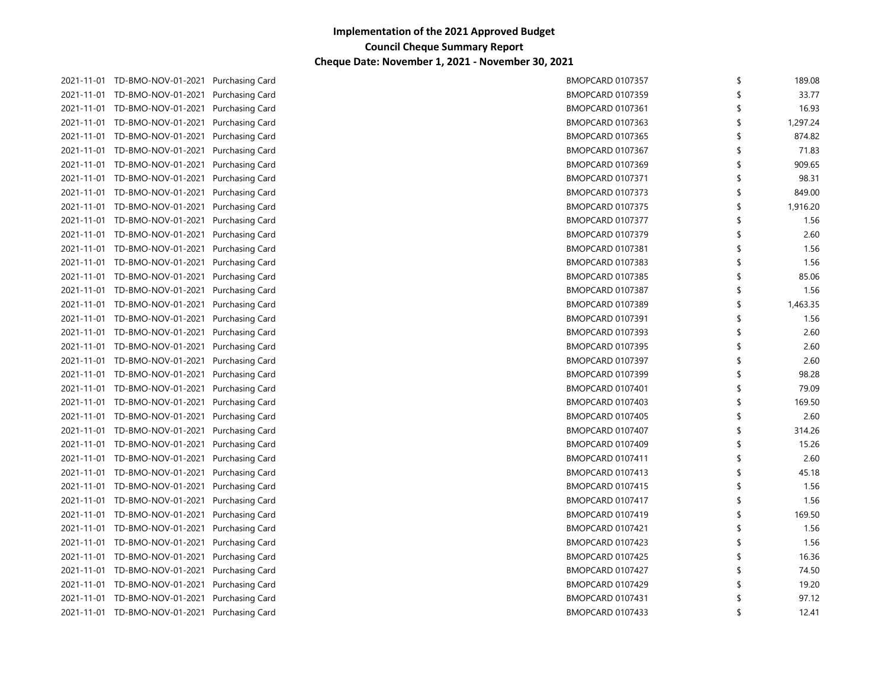# Implementation of the 2021 Approved Budget
## Council Cheque Summary Report
### Cheque Date: November 1, 2021 - November 30, 2021

| | | | | | |
|---|---|---|---|---|---|
| 2021-11-01 | TD-BMO-NOV-01-2021 | Purchasing Card | BMOPCARD 0107357 | $ | 189.08 |
| 2021-11-01 | TD-BMO-NOV-01-2021 | Purchasing Card | BMOPCARD 0107359 | $ | 33.77 |
| 2021-11-01 | TD-BMO-NOV-01-2021 | Purchasing Card | BMOPCARD 0107361 | $ | 16.93 |
| 2021-11-01 | TD-BMO-NOV-01-2021 | Purchasing Card | BMOPCARD 0107363 | $ | 1,297.24 |
| 2021-11-01 | TD-BMO-NOV-01-2021 | Purchasing Card | BMOPCARD 0107365 | $ | 874.82 |
| 2021-11-01 | TD-BMO-NOV-01-2021 | Purchasing Card | BMOPCARD 0107367 | $ | 71.83 |
| 2021-11-01 | TD-BMO-NOV-01-2021 | Purchasing Card | BMOPCARD 0107369 | $ | 909.65 |
| 2021-11-01 | TD-BMO-NOV-01-2021 | Purchasing Card | BMOPCARD 0107371 | $ | 98.31 |
| 2021-11-01 | TD-BMO-NOV-01-2021 | Purchasing Card | BMOPCARD 0107373 | $ | 849.00 |
| 2021-11-01 | TD-BMO-NOV-01-2021 | Purchasing Card | BMOPCARD 0107375 | $ | 1,916.20 |
| 2021-11-01 | TD-BMO-NOV-01-2021 | Purchasing Card | BMOPCARD 0107377 | $ | 1.56 |
| 2021-11-01 | TD-BMO-NOV-01-2021 | Purchasing Card | BMOPCARD 0107379 | $ | 2.60 |
| 2021-11-01 | TD-BMO-NOV-01-2021 | Purchasing Card | BMOPCARD 0107381 | $ | 1.56 |
| 2021-11-01 | TD-BMO-NOV-01-2021 | Purchasing Card | BMOPCARD 0107383 | $ | 1.56 |
| 2021-11-01 | TD-BMO-NOV-01-2021 | Purchasing Card | BMOPCARD 0107385 | $ | 85.06 |
| 2021-11-01 | TD-BMO-NOV-01-2021 | Purchasing Card | BMOPCARD 0107387 | $ | 1.56 |
| 2021-11-01 | TD-BMO-NOV-01-2021 | Purchasing Card | BMOPCARD 0107389 | $ | 1,463.35 |
| 2021-11-01 | TD-BMO-NOV-01-2021 | Purchasing Card | BMOPCARD 0107391 | $ | 1.56 |
| 2021-11-01 | TD-BMO-NOV-01-2021 | Purchasing Card | BMOPCARD 0107393 | $ | 2.60 |
| 2021-11-01 | TD-BMO-NOV-01-2021 | Purchasing Card | BMOPCARD 0107395 | $ | 2.60 |
| 2021-11-01 | TD-BMO-NOV-01-2021 | Purchasing Card | BMOPCARD 0107397 | $ | 2.60 |
| 2021-11-01 | TD-BMO-NOV-01-2021 | Purchasing Card | BMOPCARD 0107399 | $ | 98.28 |
| 2021-11-01 | TD-BMO-NOV-01-2021 | Purchasing Card | BMOPCARD 0107401 | $ | 79.09 |
| 2021-11-01 | TD-BMO-NOV-01-2021 | Purchasing Card | BMOPCARD 0107403 | $ | 169.50 |
| 2021-11-01 | TD-BMO-NOV-01-2021 | Purchasing Card | BMOPCARD 0107405 | $ | 2.60 |
| 2021-11-01 | TD-BMO-NOV-01-2021 | Purchasing Card | BMOPCARD 0107407 | $ | 314.26 |
| 2021-11-01 | TD-BMO-NOV-01-2021 | Purchasing Card | BMOPCARD 0107409 | $ | 15.26 |
| 2021-11-01 | TD-BMO-NOV-01-2021 | Purchasing Card | BMOPCARD 0107411 | $ | 2.60 |
| 2021-11-01 | TD-BMO-NOV-01-2021 | Purchasing Card | BMOPCARD 0107413 | $ | 45.18 |
| 2021-11-01 | TD-BMO-NOV-01-2021 | Purchasing Card | BMOPCARD 0107415 | $ | 1.56 |
| 2021-11-01 | TD-BMO-NOV-01-2021 | Purchasing Card | BMOPCARD 0107417 | $ | 1.56 |
| 2021-11-01 | TD-BMO-NOV-01-2021 | Purchasing Card | BMOPCARD 0107419 | $ | 169.50 |
| 2021-11-01 | TD-BMO-NOV-01-2021 | Purchasing Card | BMOPCARD 0107421 | $ | 1.56 |
| 2021-11-01 | TD-BMO-NOV-01-2021 | Purchasing Card | BMOPCARD 0107423 | $ | 1.56 |
| 2021-11-01 | TD-BMO-NOV-01-2021 | Purchasing Card | BMOPCARD 0107425 | $ | 16.36 |
| 2021-11-01 | TD-BMO-NOV-01-2021 | Purchasing Card | BMOPCARD 0107427 | $ | 74.50 |
| 2021-11-01 | TD-BMO-NOV-01-2021 | Purchasing Card | BMOPCARD 0107429 | $ | 19.20 |
| 2021-11-01 | TD-BMO-NOV-01-2021 | Purchasing Card | BMOPCARD 0107431 | $ | 97.12 |
| 2021-11-01 | TD-BMO-NOV-01-2021 | Purchasing Card | BMOPCARD 0107433 | $ | 12.41 |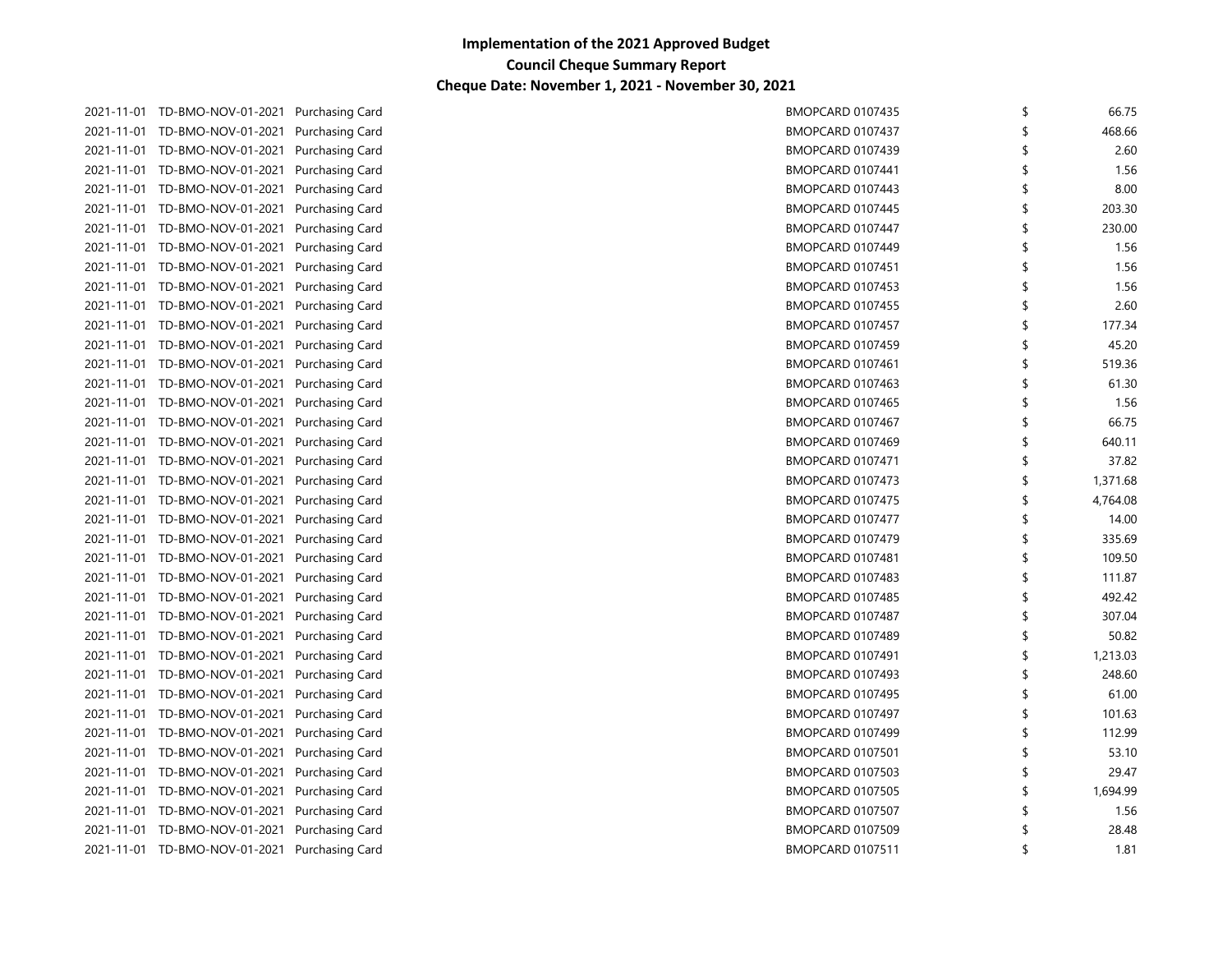# Implementation of the 2021 Approved Budget
## Council Cheque Summary Report
### Cheque Date: November 1, 2021 - November 30, 2021

| | | | | | |
|---|---|---|---|---|---|
| 2021-11-01 | TD-BMO-NOV-01-2021 | Purchasing Card | BMOPCARD 0107435 | $ | 66.75 |
| 2021-11-01 | TD-BMO-NOV-01-2021 | Purchasing Card | BMOPCARD 0107437 | $ | 468.66 |
| 2021-11-01 | TD-BMO-NOV-01-2021 | Purchasing Card | BMOPCARD 0107439 | $ | 2.60 |
| 2021-11-01 | TD-BMO-NOV-01-2021 | Purchasing Card | BMOPCARD 0107441 | $ | 1.56 |
| 2021-11-01 | TD-BMO-NOV-01-2021 | Purchasing Card | BMOPCARD 0107443 | $ | 8.00 |
| 2021-11-01 | TD-BMO-NOV-01-2021 | Purchasing Card | BMOPCARD 0107445 | $ | 203.30 |
| 2021-11-01 | TD-BMO-NOV-01-2021 | Purchasing Card | BMOPCARD 0107447 | $ | 230.00 |
| 2021-11-01 | TD-BMO-NOV-01-2021 | Purchasing Card | BMOPCARD 0107449 | $ | 1.56 |
| 2021-11-01 | TD-BMO-NOV-01-2021 | Purchasing Card | BMOPCARD 0107451 | $ | 1.56 |
| 2021-11-01 | TD-BMO-NOV-01-2021 | Purchasing Card | BMOPCARD 0107453 | $ | 1.56 |
| 2021-11-01 | TD-BMO-NOV-01-2021 | Purchasing Card | BMOPCARD 0107455 | $ | 2.60 |
| 2021-11-01 | TD-BMO-NOV-01-2021 | Purchasing Card | BMOPCARD 0107457 | $ | 177.34 |
| 2021-11-01 | TD-BMO-NOV-01-2021 | Purchasing Card | BMOPCARD 0107459 | $ | 45.20 |
| 2021-11-01 | TD-BMO-NOV-01-2021 | Purchasing Card | BMOPCARD 0107461 | $ | 519.36 |
| 2021-11-01 | TD-BMO-NOV-01-2021 | Purchasing Card | BMOPCARD 0107463 | $ | 61.30 |
| 2021-11-01 | TD-BMO-NOV-01-2021 | Purchasing Card | BMOPCARD 0107465 | $ | 1.56 |
| 2021-11-01 | TD-BMO-NOV-01-2021 | Purchasing Card | BMOPCARD 0107467 | $ | 66.75 |
| 2021-11-01 | TD-BMO-NOV-01-2021 | Purchasing Card | BMOPCARD 0107469 | $ | 640.11 |
| 2021-11-01 | TD-BMO-NOV-01-2021 | Purchasing Card | BMOPCARD 0107471 | $ | 37.82 |
| 2021-11-01 | TD-BMO-NOV-01-2021 | Purchasing Card | BMOPCARD 0107473 | $ | 1,371.68 |
| 2021-11-01 | TD-BMO-NOV-01-2021 | Purchasing Card | BMOPCARD 0107475 | $ | 4,764.08 |
| 2021-11-01 | TD-BMO-NOV-01-2021 | Purchasing Card | BMOPCARD 0107477 | $ | 14.00 |
| 2021-11-01 | TD-BMO-NOV-01-2021 | Purchasing Card | BMOPCARD 0107479 | $ | 335.69 |
| 2021-11-01 | TD-BMO-NOV-01-2021 | Purchasing Card | BMOPCARD 0107481 | $ | 109.50 |
| 2021-11-01 | TD-BMO-NOV-01-2021 | Purchasing Card | BMOPCARD 0107483 | $ | 111.87 |
| 2021-11-01 | TD-BMO-NOV-01-2021 | Purchasing Card | BMOPCARD 0107485 | $ | 492.42 |
| 2021-11-01 | TD-BMO-NOV-01-2021 | Purchasing Card | BMOPCARD 0107487 | $ | 307.04 |
| 2021-11-01 | TD-BMO-NOV-01-2021 | Purchasing Card | BMOPCARD 0107489 | $ | 50.82 |
| 2021-11-01 | TD-BMO-NOV-01-2021 | Purchasing Card | BMOPCARD 0107491 | $ | 1,213.03 |
| 2021-11-01 | TD-BMO-NOV-01-2021 | Purchasing Card | BMOPCARD 0107493 | $ | 248.60 |
| 2021-11-01 | TD-BMO-NOV-01-2021 | Purchasing Card | BMOPCARD 0107495 | $ | 61.00 |
| 2021-11-01 | TD-BMO-NOV-01-2021 | Purchasing Card | BMOPCARD 0107497 | $ | 101.63 |
| 2021-11-01 | TD-BMO-NOV-01-2021 | Purchasing Card | BMOPCARD 0107499 | $ | 112.99 |
| 2021-11-01 | TD-BMO-NOV-01-2021 | Purchasing Card | BMOPCARD 0107501 | $ | 53.10 |
| 2021-11-01 | TD-BMO-NOV-01-2021 | Purchasing Card | BMOPCARD 0107503 | $ | 29.47 |
| 2021-11-01 | TD-BMO-NOV-01-2021 | Purchasing Card | BMOPCARD 0107505 | $ | 1,694.99 |
| 2021-11-01 | TD-BMO-NOV-01-2021 | Purchasing Card | BMOPCARD 0107507 | $ | 1.56 |
| 2021-11-01 | TD-BMO-NOV-01-2021 | Purchasing Card | BMOPCARD 0107509 | $ | 28.48 |
| 2021-11-01 | TD-BMO-NOV-01-2021 | Purchasing Card | BMOPCARD 0107511 | $ | 1.81 |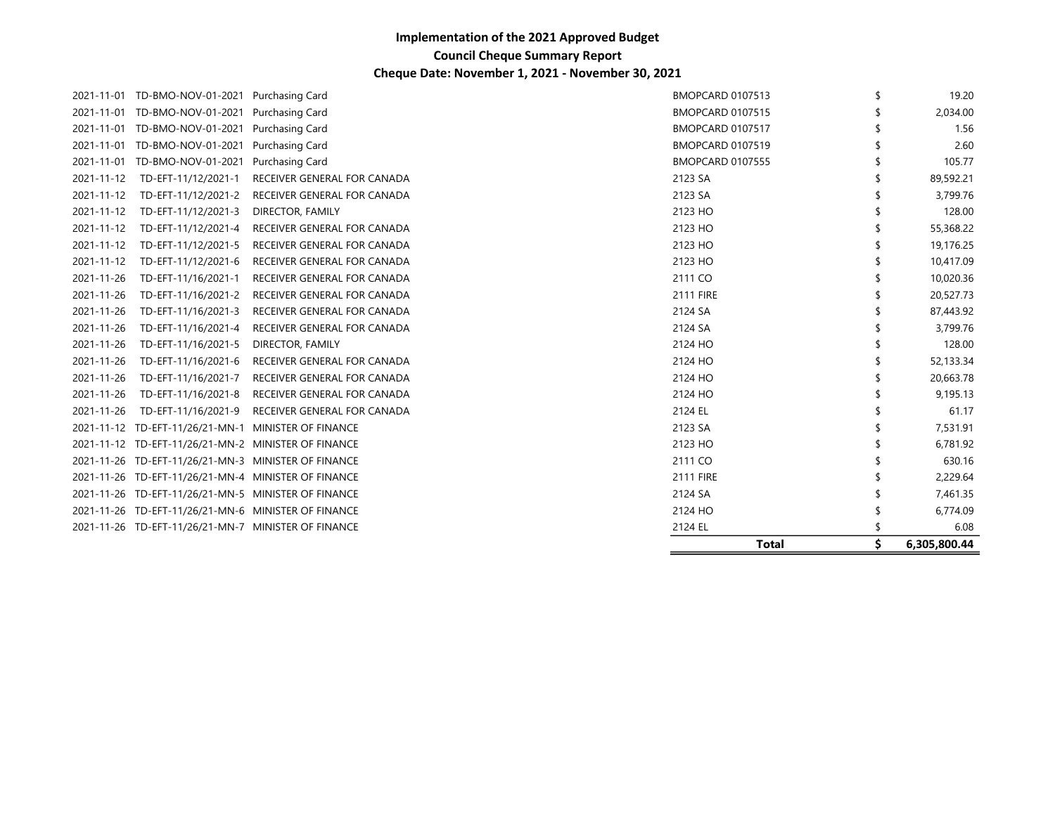**Implementation of the 2021 Approved Budget**

**Council Cheque Summary Report**

**Cheque Date: November 1, 2021 - November 30, 2021**

| | | | | | |
|---|---|---|---|---|---|
| 2021-11-01 | TD-BMO-NOV-01-2021 | Purchasing Card | BMOPCARD 0107513 | $ | 19.20 |
| 2021-11-01 | TD-BMO-NOV-01-2021 | Purchasing Card | BMOPCARD 0107515 | $ | 2,034.00 |
| 2021-11-01 | TD-BMO-NOV-01-2021 | Purchasing Card | BMOPCARD 0107517 | $ | 1.56 |
| 2021-11-01 | TD-BMO-NOV-01-2021 | Purchasing Card | BMOPCARD 0107519 | $ | 2.60 |
| 2021-11-01 | TD-BMO-NOV-01-2021 | Purchasing Card | BMOPCARD 0107555 | $ | 105.77 |
| 2021-11-12 | TD-EFT-11/12/2021-1 | RECEIVER GENERAL FOR CANADA | 2123 SA | $ | 89,592.21 |
| 2021-11-12 | TD-EFT-11/12/2021-2 | RECEIVER GENERAL FOR CANADA | 2123 SA | $ | 3,799.76 |
| 2021-11-12 | TD-EFT-11/12/2021-3 | DIRECTOR, FAMILY | 2123 HO | $ | 128.00 |
| 2021-11-12 | TD-EFT-11/12/2021-4 | RECEIVER GENERAL FOR CANADA | 2123 HO | $ | 55,368.22 |
| 2021-11-12 | TD-EFT-11/12/2021-5 | RECEIVER GENERAL FOR CANADA | 2123 HO | $ | 19,176.25 |
| 2021-11-12 | TD-EFT-11/12/2021-6 | RECEIVER GENERAL FOR CANADA | 2123 HO | $ | 10,417.09 |
| 2021-11-26 | TD-EFT-11/16/2021-1 | RECEIVER GENERAL FOR CANADA | 2111 CO | $ | 10,020.36 |
| 2021-11-26 | TD-EFT-11/16/2021-2 | RECEIVER GENERAL FOR CANADA | 2111 FIRE | $ | 20,527.73 |
| 2021-11-26 | TD-EFT-11/16/2021-3 | RECEIVER GENERAL FOR CANADA | 2124 SA | $ | 87,443.92 |
| 2021-11-26 | TD-EFT-11/16/2021-4 | RECEIVER GENERAL FOR CANADA | 2124 SA | $ | 3,799.76 |
| 2021-11-26 | TD-EFT-11/16/2021-5 | DIRECTOR, FAMILY | 2124 HO | $ | 128.00 |
| 2021-11-26 | TD-EFT-11/16/2021-6 | RECEIVER GENERAL FOR CANADA | 2124 HO | $ | 52,133.34 |
| 2021-11-26 | TD-EFT-11/16/2021-7 | RECEIVER GENERAL FOR CANADA | 2124 HO | $ | 20,663.78 |
| 2021-11-26 | TD-EFT-11/16/2021-8 | RECEIVER GENERAL FOR CANADA | 2124 HO | $ | 9,195.13 |
| 2021-11-26 | TD-EFT-11/16/2021-9 | RECEIVER GENERAL FOR CANADA | 2124 EL | $ | 61.17 |
| 2021-11-12 | TD-EFT-11/26/21-MN-1 | MINISTER OF FINANCE | 2123 SA | $ | 7,531.91 |
| 2021-11-12 | TD-EFT-11/26/21-MN-2 | MINISTER OF FINANCE | 2123 HO | $ | 6,781.92 |
| 2021-11-26 | TD-EFT-11/26/21-MN-3 | MINISTER OF FINANCE | 2111 CO | $ | 630.16 |
| 2021-11-26 | TD-EFT-11/26/21-MN-4 | MINISTER OF FINANCE | 2111 FIRE | $ | 2,229.64 |
| 2021-11-26 | TD-EFT-11/26/21-MN-5 | MINISTER OF FINANCE | 2124 SA | $ | 7,461.35 |
| 2021-11-26 | TD-EFT-11/26/21-MN-6 | MINISTER OF FINANCE | 2124 HO | $ | 6,774.09 |
| 2021-11-26 | TD-EFT-11/26/21-MN-7 | MINISTER OF FINANCE | 2124 EL | $ | 6.08 |
| | | | **Total** | **$** | **6,305,800.44** |